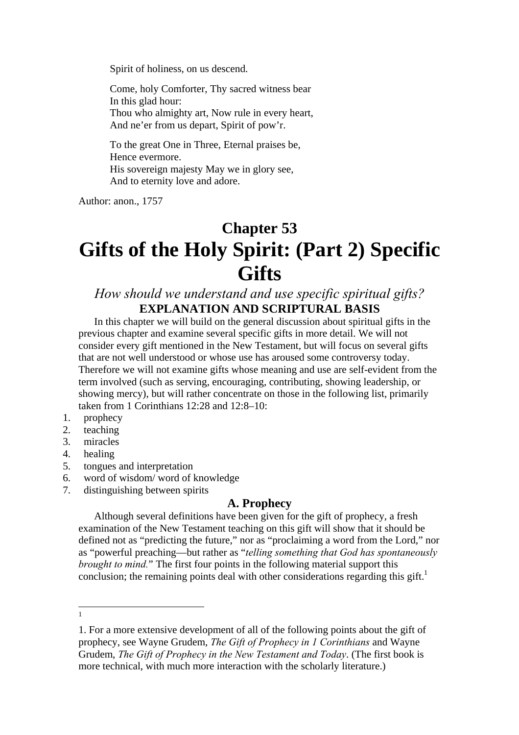Spirit of holiness, on us descend.

Come, holy Comforter, Thy sacred witness bear
In this glad hour:
Thou who almighty art, Now rule in every heart,
And ne'er from us depart, Spirit of pow'r.

To the great One in Three, Eternal praises be,
Hence evermore.
His sovereign majesty May we in glory see,
And to eternity love and adore.

Author: anon., 1757

# Chapter 53

# Gifts of the Holy Spirit: (Part 2) Specific Gifts

*How should we understand and use specific spiritual gifts?*

**EXPLANATION AND SCRIPTURAL BASIS**

In this chapter we will build on the general discussion about spiritual gifts in the previous chapter and examine several specific gifts in more detail. We will not consider every gift mentioned in the New Testament, but will focus on several gifts that are not well understood or whose use has aroused some controversy today. Therefore we will not examine gifts whose meaning and use are self-evident from the term involved (such as serving, encouraging, contributing, showing leadership, or showing mercy), but will rather concentrate on those in the following list, primarily taken from 1 Corinthians 12:28 and 12:8–10:

1. prophecy
2. teaching
3. miracles
4. healing
5. tongues and interpretation
6. word of wisdom/ word of knowledge
7. distinguishing between spirits

## A. Prophecy

Although several definitions have been given for the gift of prophecy, a fresh examination of the New Testament teaching on this gift will show that it should be defined not as "predicting the future," nor as "proclaiming a word from the Lord," nor as "powerful preaching—but rather as "*telling something that God has spontaneously brought to mind.*" The first four points in the following material support this conclusion; the remaining points deal with other considerations regarding this gift.[1]

---

[1]

1. For a more extensive development of all of the following points about the gift of prophecy, see Wayne Grudem, *The Gift of Prophecy in 1 Corinthians* and Wayne Grudem, *The Gift of Prophecy in the New Testament and Today*. (The first book is more technical, with much more interaction with the scholarly literature.)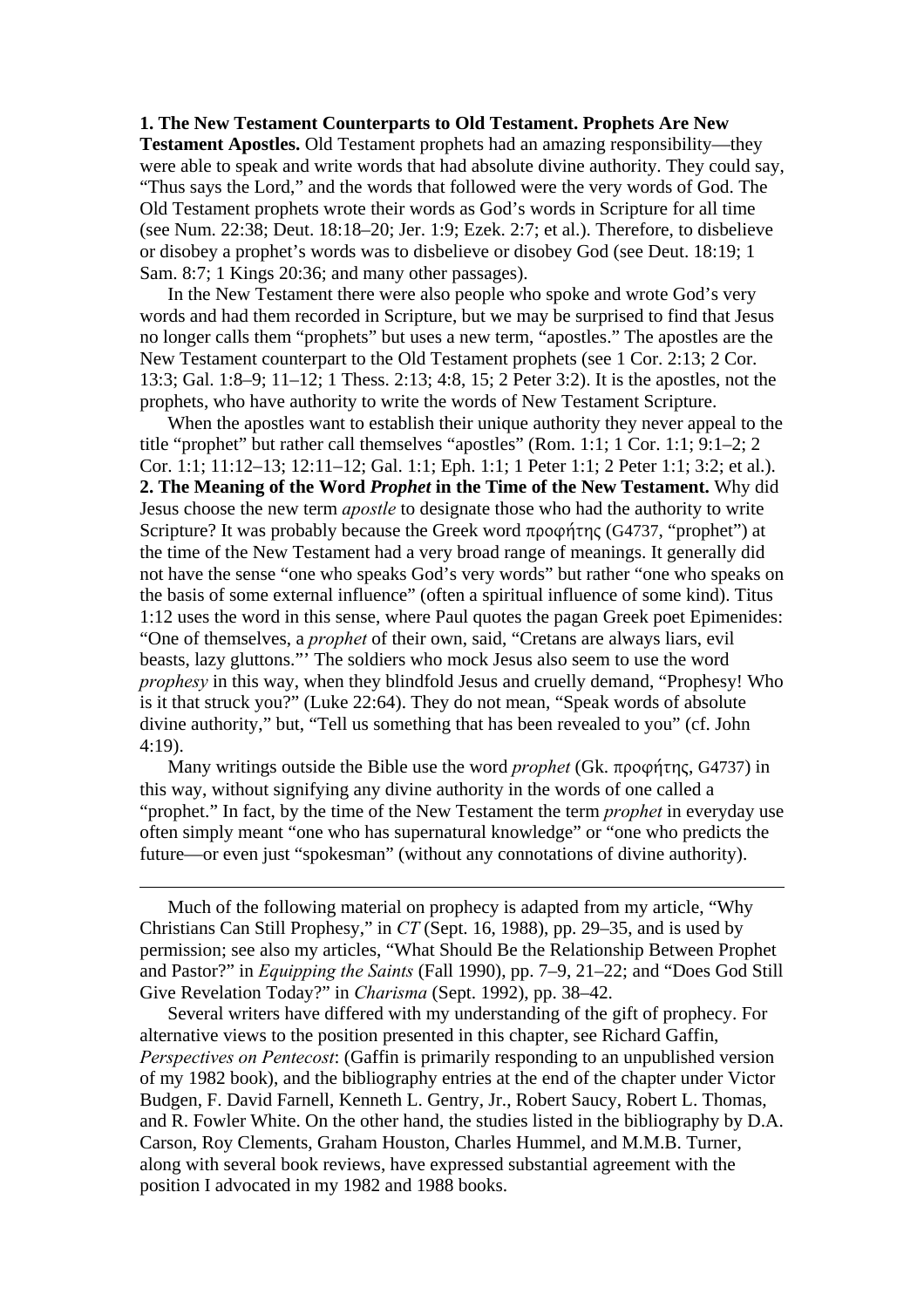**1. The New Testament Counterparts to Old Testament. Prophets Are New Testament Apostles.** Old Testament prophets had an amazing responsibility—they were able to speak and write words that had absolute divine authority. They could say, “Thus says the Lord,” and the words that followed were the very words of God. The Old Testament prophets wrote their words as God’s words in Scripture for all time (see Num. 22:38; Deut. 18:18–20; Jer. 1:9; Ezek. 2:7; et al.). Therefore, to disbelieve or disobey a prophet’s words was to disbelieve or disobey God (see Deut. 18:19; 1 Sam. 8:7; 1 Kings 20:36; and many other passages).

In the New Testament there were also people who spoke and wrote God’s very words and had them recorded in Scripture, but we may be surprised to find that Jesus no longer calls them “prophets” but uses a new term, “apostles.” The apostles are the New Testament counterpart to the Old Testament prophets (see 1 Cor. 2:13; 2 Cor. 13:3; Gal. 1:8–9; 11–12; 1 Thess. 2:13; 4:8, 15; 2 Peter 3:2). It is the apostles, not the prophets, who have authority to write the words of New Testament Scripture.

When the apostles want to establish their unique authority they never appeal to the title “prophet” but rather call themselves “apostles” (Rom. 1:1; 1 Cor. 1:1; 9:1–2; 2 Cor. 1:1; 11:12–13; 12:11–12; Gal. 1:1; Eph. 1:1; 1 Peter 1:1; 2 Peter 1:1; 3:2; et al.).

**2. The Meaning of the Word *Prophet* in the Time of the New Testament.** Why did Jesus choose the new term *apostle* to designate those who had the authority to write Scripture? It was probably because the Greek word προφήτης (G4737, “prophet”) at the time of the New Testament had a very broad range of meanings. It generally did not have the sense “one who speaks God’s very words” but rather “one who speaks on the basis of some external influence” (often a spiritual influence of some kind). Titus 1:12 uses the word in this sense, where Paul quotes the pagan Greek poet Epimenides: “One of themselves, a *prophet* of their own, said, “Cretans are always liars, evil beasts, lazy gluttons.”’ The soldiers who mock Jesus also seem to use the word *prophesy* in this way, when they blindfold Jesus and cruelly demand, “Prophesy! Who is it that struck you?” (Luke 22:64). They do not mean, “Speak words of absolute divine authority,” but, “Tell us something that has been revealed to you” (cf. John 4:19).

Many writings outside the Bible use the word *prophet* (Gk. προφήτης, G4737) in this way, without signifying any divine authority in the words of one called a “prophet.” In fact, by the time of the New Testament the term *prophet* in everyday use often simply meant “one who has supernatural knowledge” or “one who predicts the future—or even just “spokesman” (without any connotations of divine authority).

---

Much of the following material on prophecy is adapted from my article, “Why Christians Can Still Prophesy,” in *CT* (Sept. 16, 1988), pp. 29–35, and is used by permission; see also my articles, “What Should Be the Relationship Between Prophet and Pastor?” in *Equipping the Saints* (Fall 1990), pp. 7–9, 21–22; and “Does God Still Give Revelation Today?” in *Charisma* (Sept. 1992), pp. 38–42.

Several writers have differed with my understanding of the gift of prophecy. For alternative views to the position presented in this chapter, see Richard Gaffin, *Perspectives on Pentecost*: (Gaffin is primarily responding to an unpublished version of my 1982 book), and the bibliography entries at the end of the chapter under Victor Budgen, F. David Farnell, Kenneth L. Gentry, Jr., Robert Saucy, Robert L. Thomas, and R. Fowler White. On the other hand, the studies listed in the bibliography by D.A. Carson, Roy Clements, Graham Houston, Charles Hummel, and M.M.B. Turner, along with several book reviews, have expressed substantial agreement with the position I advocated in my 1982 and 1988 books.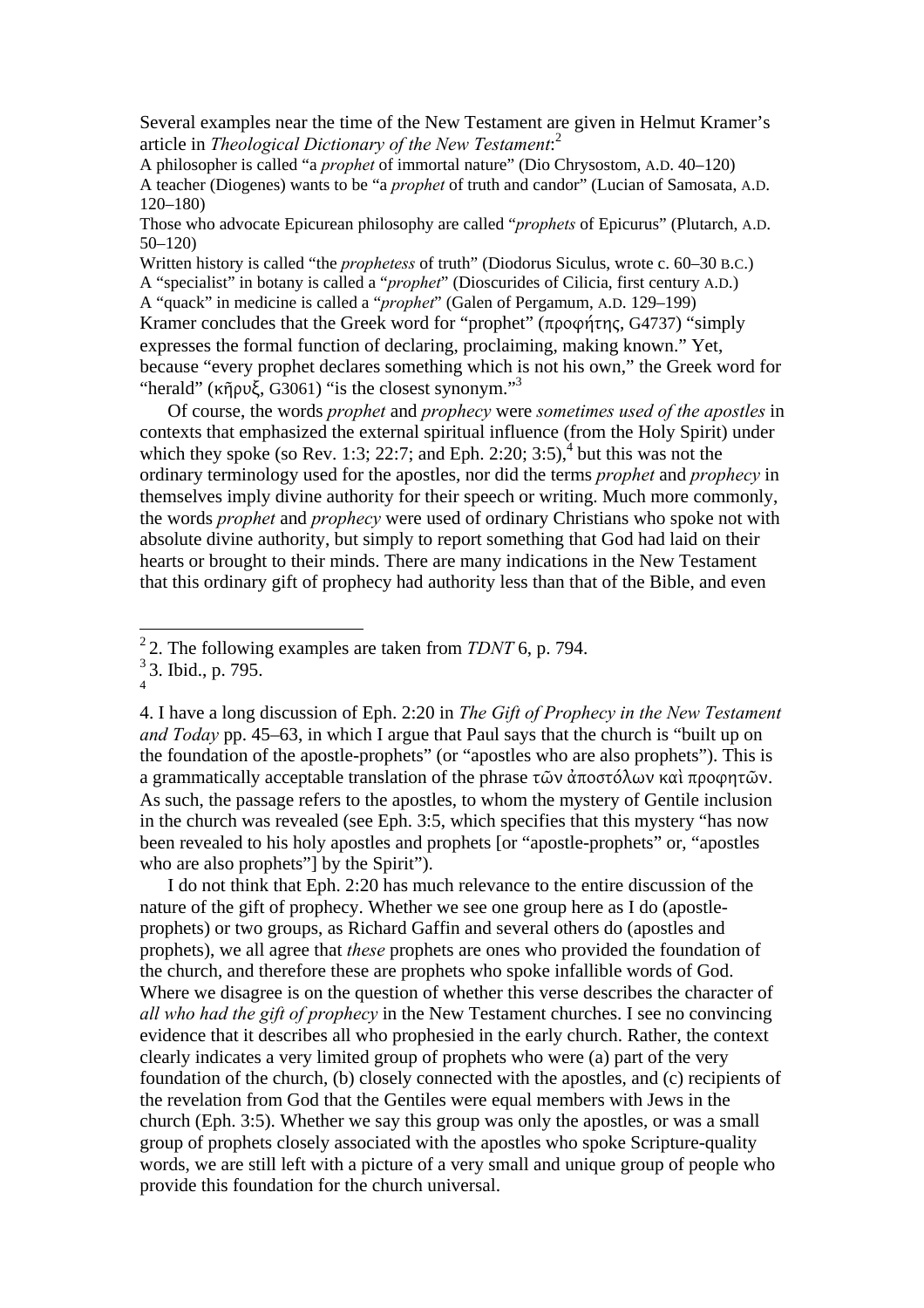Several examples near the time of the New Testament are given in Helmut Kramer's article in *Theological Dictionary of the New Testament*:[2]

A philosopher is called "a *prophet* of immortal nature" (Dio Chrysostom, A.D. 40–120)

A teacher (Diogenes) wants to be "a *prophet* of truth and candor" (Lucian of Samosata, A.D. 120–180)

Those who advocate Epicurean philosophy are called "*prophets* of Epicurus" (Plutarch, A.D. 50–120)

Written history is called "the *prophetess* of truth" (Diodorus Siculus, wrote c. 60–30 B.C.)

A "specialist" in botany is called a "*prophet*" (Dioscurides of Cilicia, first century A.D.)

A "quack" in medicine is called a "*prophet*" (Galen of Pergamum, A.D. 129–199)

Kramer concludes that the Greek word for "prophet" (προφήτης, G4737) "simply expresses the formal function of declaring, proclaiming, making known." Yet, because "every prophet declares something which is not his own," the Greek word for "herald" (κῆρυξ, G3061) "is the closest synonym."[3]

Of course, the words *prophet* and *prophecy* were *sometimes used of the apostles* in contexts that emphasized the external spiritual influence (from the Holy Spirit) under which they spoke (so Rev. 1:3; 22:7; and Eph. 2:20; 3:5),[4] but this was not the ordinary terminology used for the apostles, nor did the terms *prophet* and *prophecy* in themselves imply divine authority for their speech or writing. Much more commonly, the words *prophet* and *prophecy* were used of ordinary Christians who spoke not with absolute divine authority, but simply to report something that God had laid on their hearts or brought to their minds. There are many indications in the New Testament that this ordinary gift of prophecy had authority less than that of the Bible, and even

---

[2] 2. The following examples are taken from *TDNT* 6, p. 794.

[3] 3. Ibid., p. 795.

[4]

4. I have a long discussion of Eph. 2:20 in *The Gift of Prophecy in the New Testament and Today* pp. 45–63, in which I argue that Paul says that the church is "built up on the foundation of the apostle-prophets" (or "apostles who are also prophets"). This is a grammatically acceptable translation of the phrase τῶν ἀποστόλων καὶ προφητῶν. As such, the passage refers to the apostles, to whom the mystery of Gentile inclusion in the church was revealed (see Eph. 3:5, which specifies that this mystery "has now been revealed to his holy apostles and prophets [or "apostle-prophets" or, "apostles who are also prophets"] by the Spirit").

I do not think that Eph. 2:20 has much relevance to the entire discussion of the nature of the gift of prophecy. Whether we see one group here as I do (apostle-prophets) or two groups, as Richard Gaffin and several others do (apostles and prophets), we all agree that *these* prophets are ones who provided the foundation of the church, and therefore these are prophets who spoke infallible words of God. Where we disagree is on the question of whether this verse describes the character of *all who had the gift of prophecy* in the New Testament churches. I see no convincing evidence that it describes all who prophesied in the early church. Rather, the context clearly indicates a very limited group of prophets who were (a) part of the very foundation of the church, (b) closely connected with the apostles, and (c) recipients of the revelation from God that the Gentiles were equal members with Jews in the church (Eph. 3:5). Whether we say this group was only the apostles, or was a small group of prophets closely associated with the apostles who spoke Scripture-quality words, we are still left with a picture of a very small and unique group of people who provide this foundation for the church universal.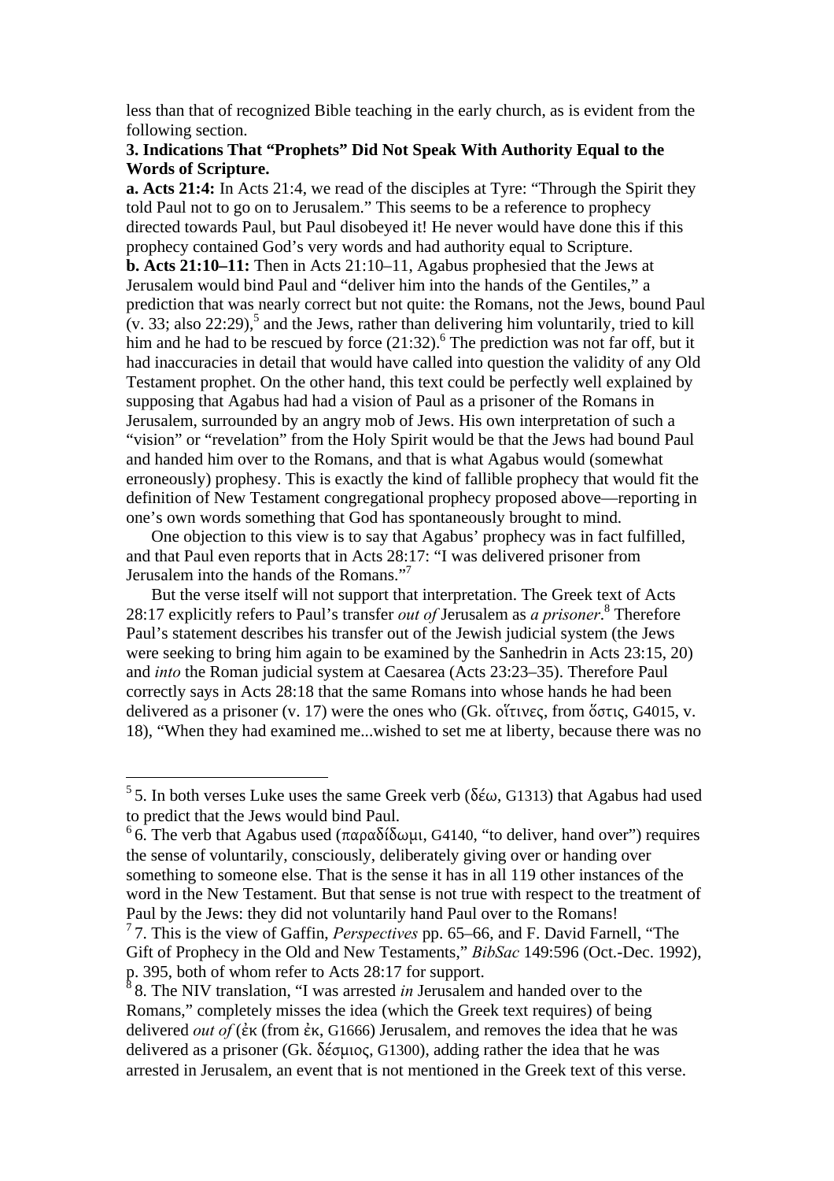less than that of recognized Bible teaching in the early church, as is evident from the following section.

**3. Indications That "Prophets" Did Not Speak With Authority Equal to the Words of Scripture.**

**a. Acts 21:4:** In Acts 21:4, we read of the disciples at Tyre: "Through the Spirit they told Paul not to go on to Jerusalem." This seems to be a reference to prophecy directed towards Paul, but Paul disobeyed it! He never would have done this if this prophecy contained God's very words and had authority equal to Scripture.

**b. Acts 21:10–11:** Then in Acts 21:10–11, Agabus prophesied that the Jews at Jerusalem would bind Paul and "deliver him into the hands of the Gentiles," a prediction that was nearly correct but not quite: the Romans, not the Jews, bound Paul (v. 33; also 22:29),[5] and the Jews, rather than delivering him voluntarily, tried to kill him and he had to be rescued by force (21:32).[6] The prediction was not far off, but it had inaccuracies in detail that would have called into question the validity of any Old Testament prophet. On the other hand, this text could be perfectly well explained by supposing that Agabus had had a vision of Paul as a prisoner of the Romans in Jerusalem, surrounded by an angry mob of Jews. His own interpretation of such a "vision" or "revelation" from the Holy Spirit would be that the Jews had bound Paul and handed him over to the Romans, and that is what Agabus would (somewhat erroneously) prophesy. This is exactly the kind of fallible prophecy that would fit the definition of New Testament congregational prophecy proposed above—reporting in one's own words something that God has spontaneously brought to mind.

One objection to this view is to say that Agabus' prophecy was in fact fulfilled, and that Paul even reports that in Acts 28:17: "I was delivered prisoner from Jerusalem into the hands of the Romans."[7]

But the verse itself will not support that interpretation. The Greek text of Acts 28:17 explicitly refers to Paul's transfer *out of* Jerusalem as *a prisoner*.[8] Therefore Paul's statement describes his transfer out of the Jewish judicial system (the Jews were seeking to bring him again to be examined by the Sanhedrin in Acts 23:15, 20) and *into* the Roman judicial system at Caesarea (Acts 23:23–35). Therefore Paul correctly says in Acts 28:18 that the same Romans into whose hands he had been delivered as a prisoner (v. 17) were the ones who (Gk. οἵτινες, from ὅστις, G4015, v. 18), "When they had examined me...wished to set me at liberty, because there was no

---

[5] 5. In both verses Luke uses the same Greek verb (δέω, G1313) that Agabus had used to predict that the Jews would bind Paul.

[6] 6. The verb that Agabus used (παραδίδωμι, G4140, "to deliver, hand over") requires the sense of voluntarily, consciously, deliberately giving over or handing over something to someone else. That is the sense it has in all 119 other instances of the word in the New Testament. But that sense is not true with respect to the treatment of Paul by the Jews: they did not voluntarily hand Paul over to the Romans!

[7] 7. This is the view of Gaffin, *Perspectives* pp. 65–66, and F. David Farnell, "The Gift of Prophecy in the Old and New Testaments," *BibSac* 149:596 (Oct.-Dec. 1992), p. 395, both of whom refer to Acts 28:17 for support.

[8] 8. The NIV translation, "I was arrested *in* Jerusalem and handed over to the Romans," completely misses the idea (which the Greek text requires) of being delivered *out of* (ἐκ (from ἐκ, G1666) Jerusalem, and removes the idea that he was delivered as a prisoner (Gk. δέσμιος, G1300), adding rather the idea that he was arrested in Jerusalem, an event that is not mentioned in the Greek text of this verse.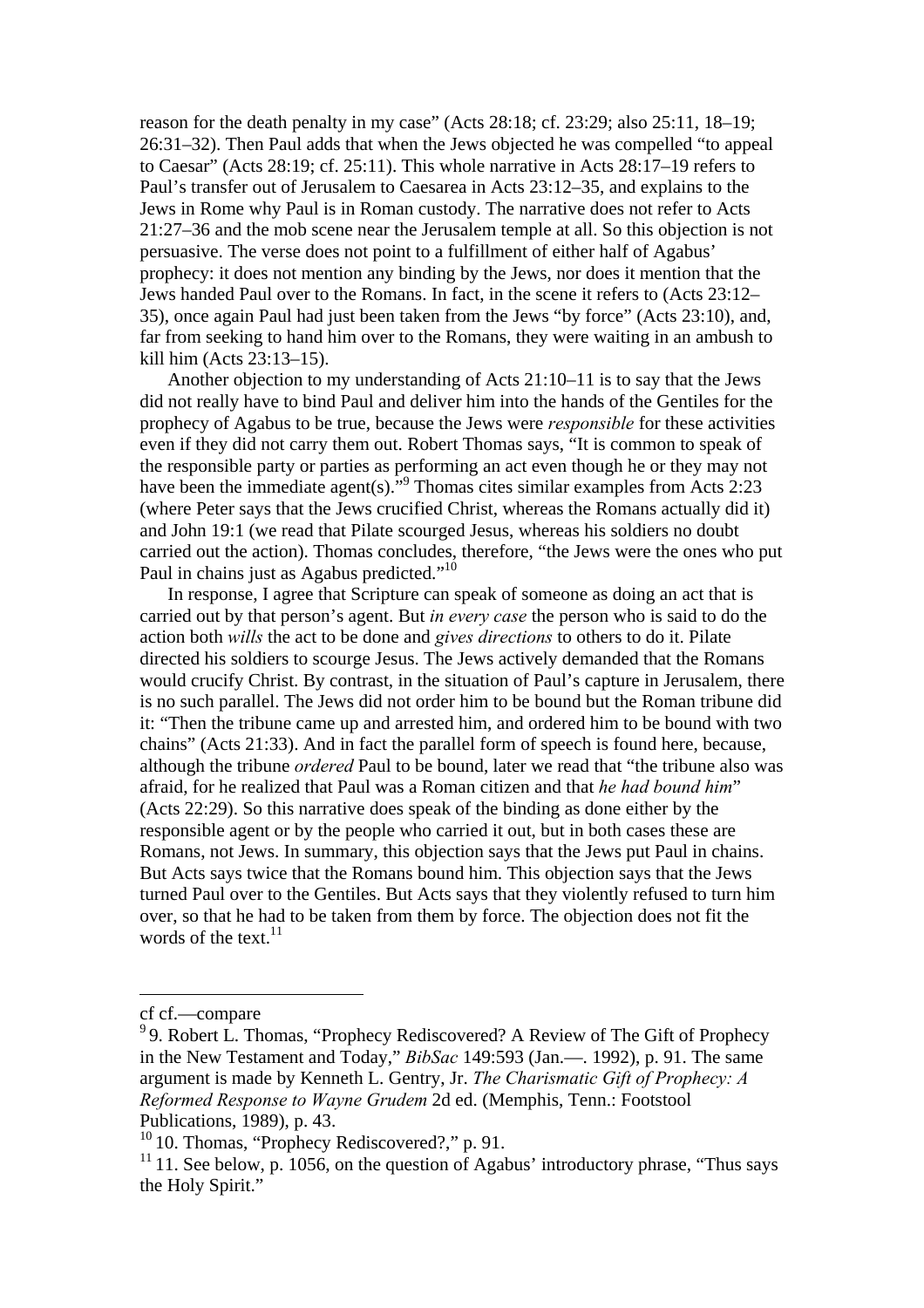reason for the death penalty in my case" (Acts 28:18; cf. 23:29; also 25:11, 18–19; 26:31–32). Then Paul adds that when the Jews objected he was compelled "to appeal to Caesar" (Acts 28:19; cf. 25:11). This whole narrative in Acts 28:17–19 refers to Paul's transfer out of Jerusalem to Caesarea in Acts 23:12–35, and explains to the Jews in Rome why Paul is in Roman custody. The narrative does not refer to Acts 21:27–36 and the mob scene near the Jerusalem temple at all. So this objection is not persuasive. The verse does not point to a fulfillment of either half of Agabus' prophecy: it does not mention any binding by the Jews, nor does it mention that the Jews handed Paul over to the Romans. In fact, in the scene it refers to (Acts 23:12–35), once again Paul had just been taken from the Jews "by force" (Acts 23:10), and, far from seeking to hand him over to the Romans, they were waiting in an ambush to kill him (Acts 23:13–15).

Another objection to my understanding of Acts 21:10–11 is to say that the Jews did not really have to bind Paul and deliver him into the hands of the Gentiles for the prophecy of Agabus to be true, because the Jews were *responsible* for these activities even if they did not carry them out. Robert Thomas says, "It is common to speak of the responsible party or parties as performing an act even though he or they may not have been the immediate agent(s)."[9] Thomas cites similar examples from Acts 2:23 (where Peter says that the Jews crucified Christ, whereas the Romans actually did it) and John 19:1 (we read that Pilate scourged Jesus, whereas his soldiers no doubt carried out the action). Thomas concludes, therefore, "the Jews were the ones who put Paul in chains just as Agabus predicted."[10]

In response, I agree that Scripture can speak of someone as doing an act that is carried out by that person's agent. But *in every case* the person who is said to do the action both *wills* the act to be done and *gives directions* to others to do it. Pilate directed his soldiers to scourge Jesus. The Jews actively demanded that the Romans would crucify Christ. By contrast, in the situation of Paul's capture in Jerusalem, there is no such parallel. The Jews did not order him to be bound but the Roman tribune did it: "Then the tribune came up and arrested him, and ordered him to be bound with two chains" (Acts 21:33). And in fact the parallel form of speech is found here, because, although the tribune *ordered* Paul to be bound, later we read that "the tribune also was afraid, for he realized that Paul was a Roman citizen and that *he had bound him*" (Acts 22:29). So this narrative does speak of the binding as done either by the responsible agent or by the people who carried it out, but in both cases these are Romans, not Jews. In summary, this objection says that the Jews put Paul in chains. But Acts says twice that the Romans bound him. This objection says that the Jews turned Paul over to the Gentiles. But Acts says that they violently refused to turn him over, so that he had to be taken from them by force. The objection does not fit the words of the text.[11]

---

cf cf.—compare

[9] 9. Robert L. Thomas, "Prophecy Rediscovered? A Review of The Gift of Prophecy in the New Testament and Today," *BibSac* 149:593 (Jan.—. 1992), p. 91. The same argument is made by Kenneth L. Gentry, Jr. *The Charismatic Gift of Prophecy: A Reformed Response to Wayne Grudem* 2d ed. (Memphis, Tenn.: Footstool Publications, 1989), p. 43.

[10] 10. Thomas, "Prophecy Rediscovered?," p. 91.

[11] 11. See below, p. 1056, on the question of Agabus' introductory phrase, "Thus says the Holy Spirit."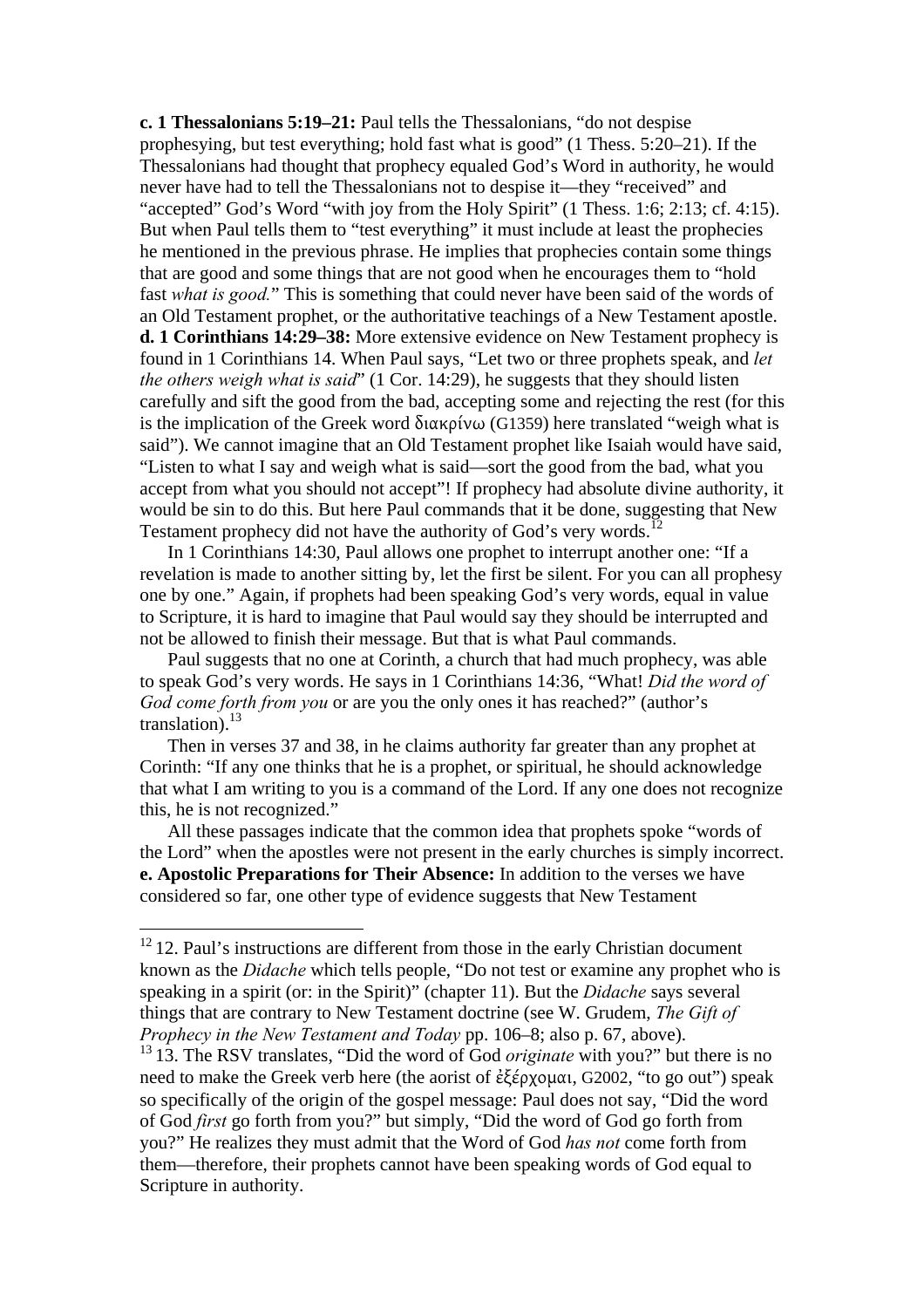**c. 1 Thessalonians 5:19–21:** Paul tells the Thessalonians, "do not despise prophesying, but test everything; hold fast what is good" (1 Thess. 5:20–21). If the Thessalonians had thought that prophecy equaled God's Word in authority, he would never have had to tell the Thessalonians not to despise it—they "received" and "accepted" God's Word "with joy from the Holy Spirit" (1 Thess. 1:6; 2:13; cf. 4:15). But when Paul tells them to "test everything" it must include at least the prophecies he mentioned in the previous phrase. He implies that prophecies contain some things that are good and some things that are not good when he encourages them to "hold fast *what is good.*" This is something that could never have been said of the words of an Old Testament prophet, or the authoritative teachings of a New Testament apostle.

**d. 1 Corinthians 14:29–38:** More extensive evidence on New Testament prophecy is found in 1 Corinthians 14. When Paul says, "Let two or three prophets speak, and *let the others weigh what is said*" (1 Cor. 14:29), he suggests that they should listen carefully and sift the good from the bad, accepting some and rejecting the rest (for this is the implication of the Greek word διακρίνω (G1359) here translated "weigh what is said"). We cannot imagine that an Old Testament prophet like Isaiah would have said, "Listen to what I say and weigh what is said—sort the good from the bad, what you accept from what you should not accept"! If prophecy had absolute divine authority, it would be sin to do this. But here Paul commands that it be done, suggesting that New Testament prophecy did not have the authority of God's very words.[12]

In 1 Corinthians 14:30, Paul allows one prophet to interrupt another one: "If a revelation is made to another sitting by, let the first be silent. For you can all prophesy one by one." Again, if prophets had been speaking God's very words, equal in value to Scripture, it is hard to imagine that Paul would say they should be interrupted and not be allowed to finish their message. But that is what Paul commands.

Paul suggests that no one at Corinth, a church that had much prophecy, was able to speak God's very words. He says in 1 Corinthians 14:36, "What! *Did the word of God come forth from you* or are you the only ones it has reached?" (author's translation).[13]

Then in verses 37 and 38, in he claims authority far greater than any prophet at Corinth: "If any one thinks that he is a prophet, or spiritual, he should acknowledge that what I am writing to you is a command of the Lord. If any one does not recognize this, he is not recognized."

All these passages indicate that the common idea that prophets spoke "words of the Lord" when the apostles were not present in the early churches is simply incorrect.

**e. Apostolic Preparations for Their Absence:** In addition to the verses we have considered so far, one other type of evidence suggests that New Testament

---

[12] 12. Paul's instructions are different from those in the early Christian document known as the *Didache* which tells people, "Do not test or examine any prophet who is speaking in a spirit (or: in the Spirit)" (chapter 11). But the *Didache* says several things that are contrary to New Testament doctrine (see W. Grudem, *The Gift of Prophecy in the New Testament and Today* pp. 106–8; also p. 67, above).

[13] 13. The RSV translates, "Did the word of God *originate* with you?" but there is no need to make the Greek verb here (the aorist of ἐξέρχομαι, G2002, "to go out") speak so specifically of the origin of the gospel message: Paul does not say, "Did the word of God *first* go forth from you?" but simply, "Did the word of God go forth from you?" He realizes they must admit that the Word of God *has not* come forth from them—therefore, their prophets cannot have been speaking words of God equal to Scripture in authority.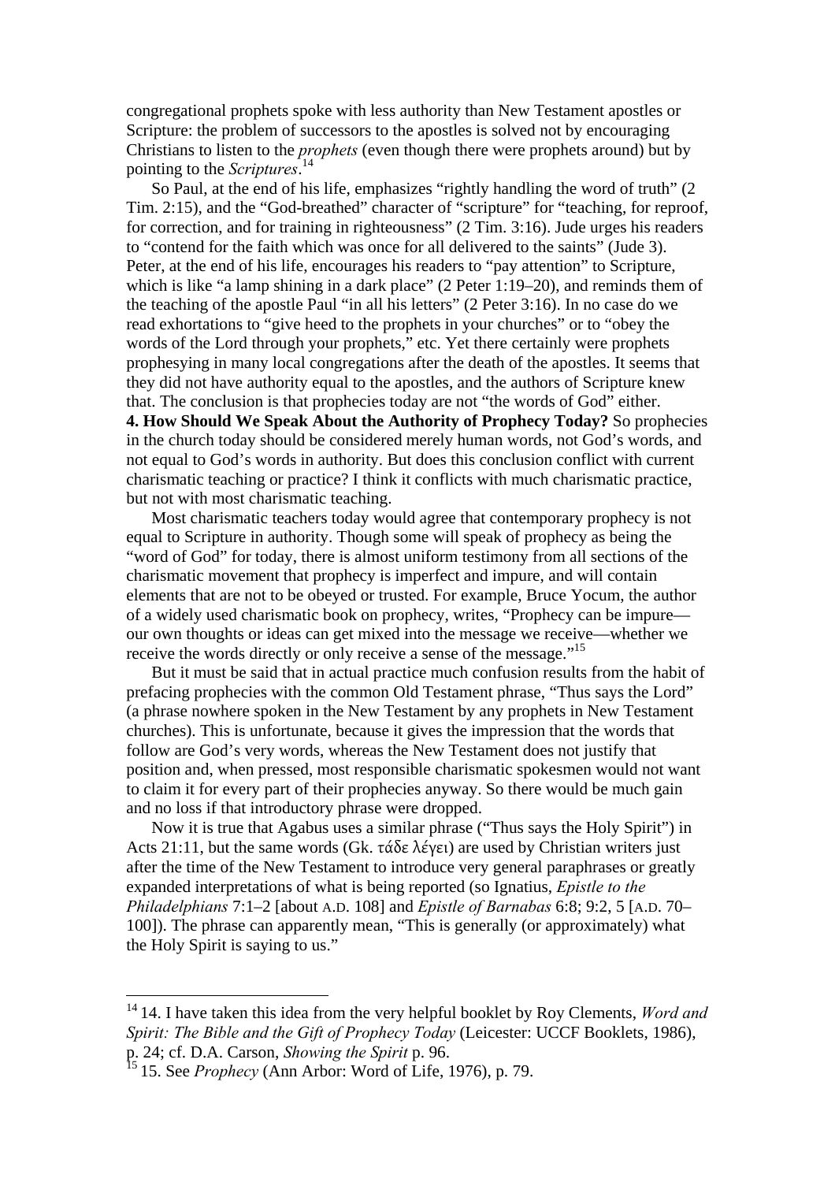congregational prophets spoke with less authority than New Testament apostles or Scripture: the problem of successors to the apostles is solved not by encouraging Christians to listen to the *prophets* (even though there were prophets around) but by pointing to the *Scriptures*.[14]

So Paul, at the end of his life, emphasizes "rightly handling the word of truth" (2 Tim. 2:15), and the "God-breathed" character of "scripture" for "teaching, for reproof, for correction, and for training in righteousness" (2 Tim. 3:16). Jude urges his readers to "contend for the faith which was once for all delivered to the saints" (Jude 3). Peter, at the end of his life, encourages his readers to "pay attention" to Scripture, which is like "a lamp shining in a dark place" (2 Peter 1:19–20), and reminds them of the teaching of the apostle Paul "in all his letters" (2 Peter 3:16). In no case do we read exhortations to "give heed to the prophets in your churches" or to "obey the words of the Lord through your prophets," etc. Yet there certainly were prophets prophesying in many local congregations after the death of the apostles. It seems that they did not have authority equal to the apostles, and the authors of Scripture knew that. The conclusion is that prophecies today are not "the words of God" either.

**4. How Should We Speak About the Authority of Prophecy Today?** So prophecies in the church today should be considered merely human words, not God's words, and not equal to God's words in authority. But does this conclusion conflict with current charismatic teaching or practice? I think it conflicts with much charismatic practice, but not with most charismatic teaching.

Most charismatic teachers today would agree that contemporary prophecy is not equal to Scripture in authority. Though some will speak of prophecy as being the "word of God" for today, there is almost uniform testimony from all sections of the charismatic movement that prophecy is imperfect and impure, and will contain elements that are not to be obeyed or trusted. For example, Bruce Yocum, the author of a widely used charismatic book on prophecy, writes, "Prophecy can be impure—our own thoughts or ideas can get mixed into the message we receive—whether we receive the words directly or only receive a sense of the message."[15]

But it must be said that in actual practice much confusion results from the habit of prefacing prophecies with the common Old Testament phrase, "Thus says the Lord" (a phrase nowhere spoken in the New Testament by any prophets in New Testament churches). This is unfortunate, because it gives the impression that the words that follow are God's very words, whereas the New Testament does not justify that position and, when pressed, most responsible charismatic spokesmen would not want to claim it for every part of their prophecies anyway. So there would be much gain and no loss if that introductory phrase were dropped.

Now it is true that Agabus uses a similar phrase ("Thus says the Holy Spirit") in Acts 21:11, but the same words (Gk. τάδε λέγει) are used by Christian writers just after the time of the New Testament to introduce very general paraphrases or greatly expanded interpretations of what is being reported (so Ignatius, *Epistle to the Philadelphians* 7:1–2 [about A.D. 108] and *Epistle of Barnabas* 6:8; 9:2, 5 [A.D. 70–100]). The phrase can apparently mean, "This is generally (or approximately) what the Holy Spirit is saying to us."

---

[14] 14. I have taken this idea from the very helpful booklet by Roy Clements, *Word and Spirit: The Bible and the Gift of Prophecy Today* (Leicester: UCCF Booklets, 1986), p. 24; cf. D.A. Carson, *Showing the Spirit* p. 96.

[15] 15. See *Prophecy* (Ann Arbor: Word of Life, 1976), p. 79.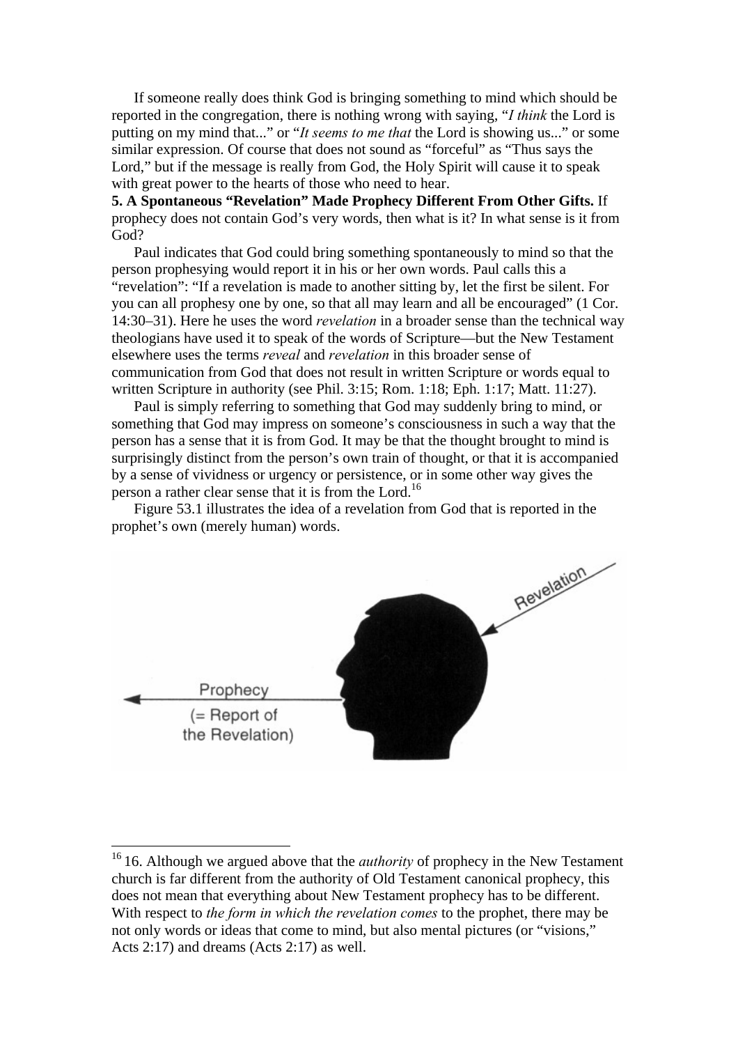If someone really does think God is bringing something to mind which should be reported in the congregation, there is nothing wrong with saying, "*I think* the Lord is putting on my mind that..." or "*It seems to me that* the Lord is showing us..." or some similar expression. Of course that does not sound as "forceful" as "Thus says the Lord," but if the message is really from God, the Holy Spirit will cause it to speak with great power to the hearts of those who need to hear.

**5. A Spontaneous "Revelation" Made Prophecy Different From Other Gifts.** If prophecy does not contain God's very words, then what is it? In what sense is it from God?

Paul indicates that God could bring something spontaneously to mind so that the person prophesying would report it in his or her own words. Paul calls this a "revelation": "If a revelation is made to another sitting by, let the first be silent. For you can all prophesy one by one, so that all may learn and all be encouraged" (1 Cor. 14:30–31). Here he uses the word *revelation* in a broader sense than the technical way theologians have used it to speak of the words of Scripture—but the New Testament elsewhere uses the terms *reveal* and *revelation* in this broader sense of communication from God that does not result in written Scripture or words equal to written Scripture in authority (see Phil. 3:15; Rom. 1:18; Eph. 1:17; Matt. 11:27).

Paul is simply referring to something that God may suddenly bring to mind, or something that God may impress on someone's consciousness in such a way that the person has a sense that it is from God. It may be that the thought brought to mind is surprisingly distinct from the person's own train of thought, or that it is accompanied by a sense of vividness or urgency or persistence, or in some other way gives the person a rather clear sense that it is from the Lord.[16]

Figure 53.1 illustrates the idea of a revelation from God that is reported in the prophet's own (merely human) words.

Revelation

Prophecy
(= Report of the Revelation)

---

[16] 16. Although we argued above that the *authority* of prophecy in the New Testament church is far different from the authority of Old Testament canonical prophecy, this does not mean that everything about New Testament prophecy has to be different. With respect to *the form in which the revelation comes* to the prophet, there may be not only words or ideas that come to mind, but also mental pictures (or "visions," Acts 2:17) and dreams (Acts 2:17) as well.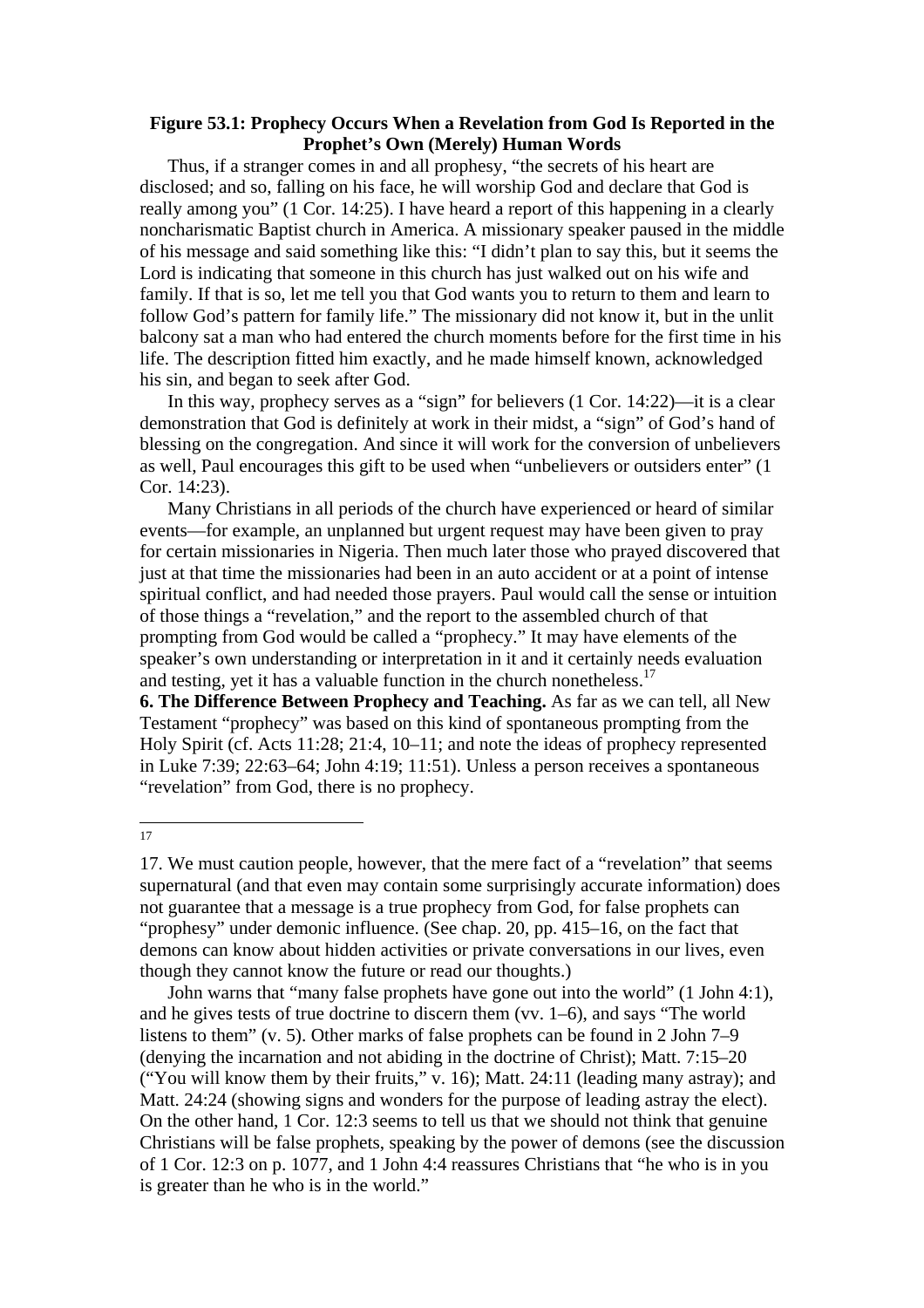**Figure 53.1: Prophecy Occurs When a Revelation from God Is Reported in the Prophet's Own (Merely) Human Words**

Thus, if a stranger comes in and all prophesy, "the secrets of his heart are disclosed; and so, falling on his face, he will worship God and declare that God is really among you" (1 Cor. 14:25). I have heard a report of this happening in a clearly noncharismatic Baptist church in America. A missionary speaker paused in the middle of his message and said something like this: "I didn't plan to say this, but it seems the Lord is indicating that someone in this church has just walked out on his wife and family. If that is so, let me tell you that God wants you to return to them and learn to follow God's pattern for family life." The missionary did not know it, but in the unlit balcony sat a man who had entered the church moments before for the first time in his life. The description fitted him exactly, and he made himself known, acknowledged his sin, and began to seek after God.

In this way, prophecy serves as a "sign" for believers (1 Cor. 14:22)—it is a clear demonstration that God is definitely at work in their midst, a "sign" of God's hand of blessing on the congregation. And since it will work for the conversion of unbelievers as well, Paul encourages this gift to be used when "unbelievers or outsiders enter" (1 Cor. 14:23).

Many Christians in all periods of the church have experienced or heard of similar events—for example, an unplanned but urgent request may have been given to pray for certain missionaries in Nigeria. Then much later those who prayed discovered that just at that time the missionaries had been in an auto accident or at a point of intense spiritual conflict, and had needed those prayers. Paul would call the sense or intuition of those things a "revelation," and the report to the assembled church of that prompting from God would be called a "prophecy." It may have elements of the speaker's own understanding or interpretation in it and it certainly needs evaluation and testing, yet it has a valuable function in the church nonetheless.[17]

**6. The Difference Between Prophecy and Teaching.** As far as we can tell, all New Testament "prophecy" was based on this kind of spontaneous prompting from the Holy Spirit (cf. Acts 11:28; 21:4, 10–11; and note the ideas of prophecy represented in Luke 7:39; 22:63–64; John 4:19; 11:51). Unless a person receives a spontaneous "revelation" from God, there is no prophecy.

---

17. We must caution people, however, that the mere fact of a "revelation" that seems supernatural (and that even may contain some surprisingly accurate information) does not guarantee that a message is a true prophecy from God, for false prophets can "prophesy" under demonic influence. (See chap. 20, pp. 415–16, on the fact that demons can know about hidden activities or private conversations in our lives, even though they cannot know the future or read our thoughts.)

John warns that "many false prophets have gone out into the world" (1 John 4:1), and he gives tests of true doctrine to discern them (vv. 1–6), and says "The world listens to them" (v. 5). Other marks of false prophets can be found in 2 John 7–9 (denying the incarnation and not abiding in the doctrine of Christ); Matt. 7:15–20 ("You will know them by their fruits," v. 16); Matt. 24:11 (leading many astray); and Matt. 24:24 (showing signs and wonders for the purpose of leading astray the elect). On the other hand, 1 Cor. 12:3 seems to tell us that we should not think that genuine Christians will be false prophets, speaking by the power of demons (see the discussion of 1 Cor. 12:3 on p. 1077, and 1 John 4:4 reassures Christians that "he who is in you is greater than he who is in the world."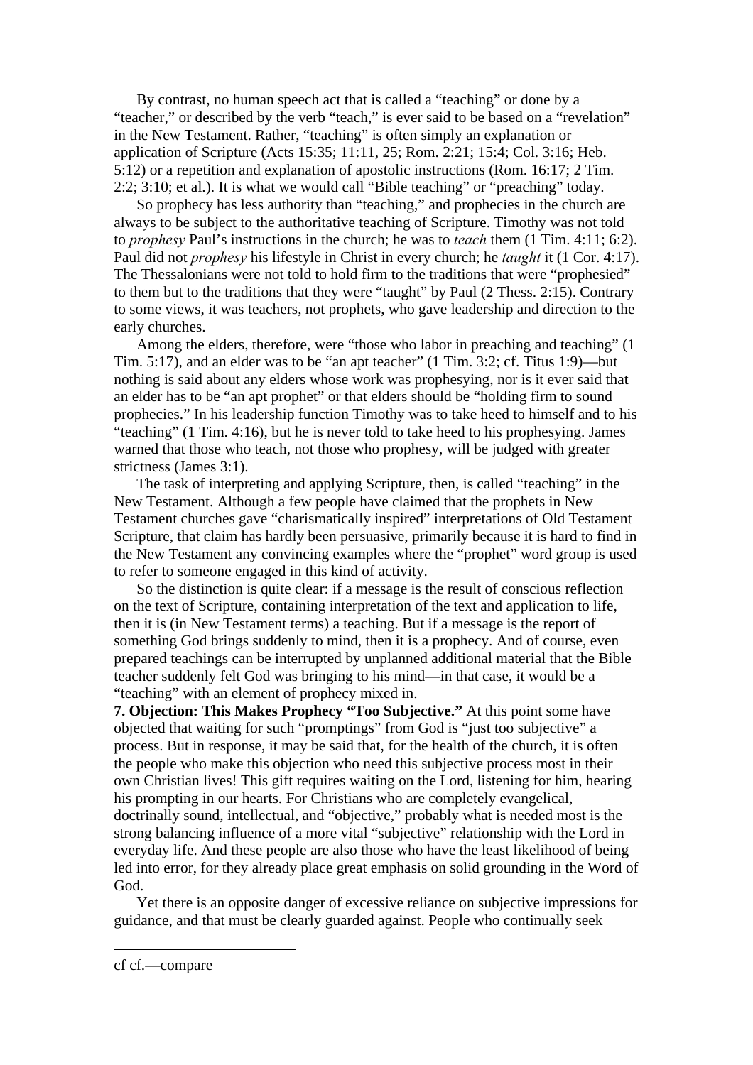By contrast, no human speech act that is called a “teaching” or done by a “teacher,” or described by the verb “teach,” is ever said to be based on a “revelation” in the New Testament. Rather, “teaching” is often simply an explanation or application of Scripture (Acts 15:35; 11:11, 25; Rom. 2:21; 15:4; Col. 3:16; Heb. 5:12) or a repetition and explanation of apostolic instructions (Rom. 16:17; 2 Tim. 2:2; 3:10; et al.). It is what we would call “Bible teaching” or “preaching” today.

So prophecy has less authority than “teaching,” and prophecies in the church are always to be subject to the authoritative teaching of Scripture. Timothy was not told to *prophesy* Paul’s instructions in the church; he was to *teach* them (1 Tim. 4:11; 6:2). Paul did not *prophesy* his lifestyle in Christ in every church; he *taught* it (1 Cor. 4:17). The Thessalonians were not told to hold firm to the traditions that were “prophesied” to them but to the traditions that they were “taught” by Paul (2 Thess. 2:15). Contrary to some views, it was teachers, not prophets, who gave leadership and direction to the early churches.

Among the elders, therefore, were “those who labor in preaching and teaching” (1 Tim. 5:17), and an elder was to be “an apt teacher” (1 Tim. 3:2; cf. Titus 1:9)—but nothing is said about any elders whose work was prophesying, nor is it ever said that an elder has to be “an apt prophet” or that elders should be “holding firm to sound prophecies.” In his leadership function Timothy was to take heed to himself and to his “teaching” (1 Tim. 4:16), but he is never told to take heed to his prophesying. James warned that those who teach, not those who prophesy, will be judged with greater strictness (James 3:1).

The task of interpreting and applying Scripture, then, is called “teaching” in the New Testament. Although a few people have claimed that the prophets in New Testament churches gave “charismatically inspired” interpretations of Old Testament Scripture, that claim has hardly been persuasive, primarily because it is hard to find in the New Testament any convincing examples where the “prophet” word group is used to refer to someone engaged in this kind of activity.

So the distinction is quite clear: if a message is the result of conscious reflection on the text of Scripture, containing interpretation of the text and application to life, then it is (in New Testament terms) a teaching. But if a message is the report of something God brings suddenly to mind, then it is a prophecy. And of course, even prepared teachings can be interrupted by unplanned additional material that the Bible teacher suddenly felt God was bringing to his mind—in that case, it would be a “teaching” with an element of prophecy mixed in.

**7. Objection: This Makes Prophecy “Too Subjective.”** At this point some have objected that waiting for such “promptings” from God is “just too subjective” a process. But in response, it may be said that, for the health of the church, it is often the people who make this objection who need this subjective process most in their own Christian lives! This gift requires waiting on the Lord, listening for him, hearing his prompting in our hearts. For Christians who are completely evangelical, doctrinally sound, intellectual, and “objective,” probably what is needed most is the strong balancing influence of a more vital “subjective” relationship with the Lord in everyday life. And these people are also those who have the least likelihood of being led into error, for they already place great emphasis on solid grounding in the Word of God.

Yet there is an opposite danger of excessive reliance on subjective impressions for guidance, and that must be clearly guarded against. People who continually seek

---

cf cf.—compare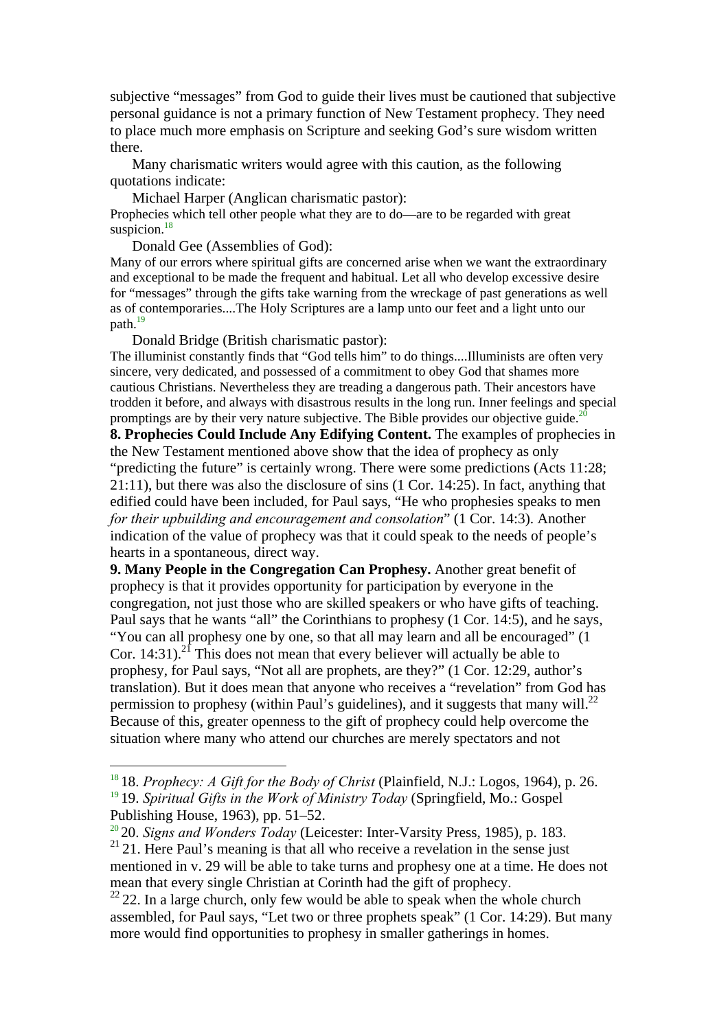subjective "messages" from God to guide their lives must be cautioned that subjective personal guidance is not a primary function of New Testament prophecy. They need to place much more emphasis on Scripture and seeking God's sure wisdom written there.

Many charismatic writers would agree with this caution, as the following quotations indicate:

Michael Harper (Anglican charismatic pastor):

Prophecies which tell other people what they are to do—are to be regarded with great suspicion.[18]

Donald Gee (Assemblies of God):

Many of our errors where spiritual gifts are concerned arise when we want the extraordinary and exceptional to be made the frequent and habitual. Let all who develop excessive desire for "messages" through the gifts take warning from the wreckage of past generations as well as of contemporaries....The Holy Scriptures are a lamp unto our feet and a light unto our path.[19]

Donald Bridge (British charismatic pastor):

The illuminist constantly finds that "God tells him" to do things....Illuminists are often very sincere, very dedicated, and possessed of a commitment to obey God that shames more cautious Christians. Nevertheless they are treading a dangerous path. Their ancestors have trodden it before, and always with disastrous results in the long run. Inner feelings and special promptings are by their very nature subjective. The Bible provides our objective guide.[20]

**8. Prophecies Could Include Any Edifying Content.** The examples of prophecies in the New Testament mentioned above show that the idea of prophecy as only "predicting the future" is certainly wrong. There were some predictions (Acts 11:28; 21:11), but there was also the disclosure of sins (1 Cor. 14:25). In fact, anything that edified could have been included, for Paul says, "He who prophesies speaks to men *for their upbuilding and encouragement and consolation*" (1 Cor. 14:3). Another indication of the value of prophecy was that it could speak to the needs of people's hearts in a spontaneous, direct way.

**9. Many People in the Congregation Can Prophesy.** Another great benefit of prophecy is that it provides opportunity for participation by everyone in the congregation, not just those who are skilled speakers or who have gifts of teaching. Paul says that he wants "all" the Corinthians to prophesy (1 Cor. 14:5), and he says, "You can all prophesy one by one, so that all may learn and all be encouraged" (1 Cor. 14:31).[21] This does not mean that every believer will actually be able to prophesy, for Paul says, "Not all are prophets, are they?" (1 Cor. 12:29, author's translation). But it does mean that anyone who receives a "revelation" from God has permission to prophesy (within Paul's guidelines), and it suggests that many will.[22] Because of this, greater openness to the gift of prophecy could help overcome the situation where many who attend our churches are merely spectators and not

---

[18] 18. *Prophecy: A Gift for the Body of Christ* (Plainfield, N.J.: Logos, 1964), p. 26.

[19] 19. *Spiritual Gifts in the Work of Ministry Today* (Springfield, Mo.: Gospel Publishing House, 1963), pp. 51–52.

[20] 20. *Signs and Wonders Today* (Leicester: Inter-Varsity Press, 1985), p. 183.

[21] 21. Here Paul's meaning is that all who receive a revelation in the sense just mentioned in v. 29 will be able to take turns and prophesy one at a time. He does not mean that every single Christian at Corinth had the gift of prophecy.

[22] 22. In a large church, only few would be able to speak when the whole church assembled, for Paul says, "Let two or three prophets speak" (1 Cor. 14:29). But many more would find opportunities to prophesy in smaller gatherings in homes.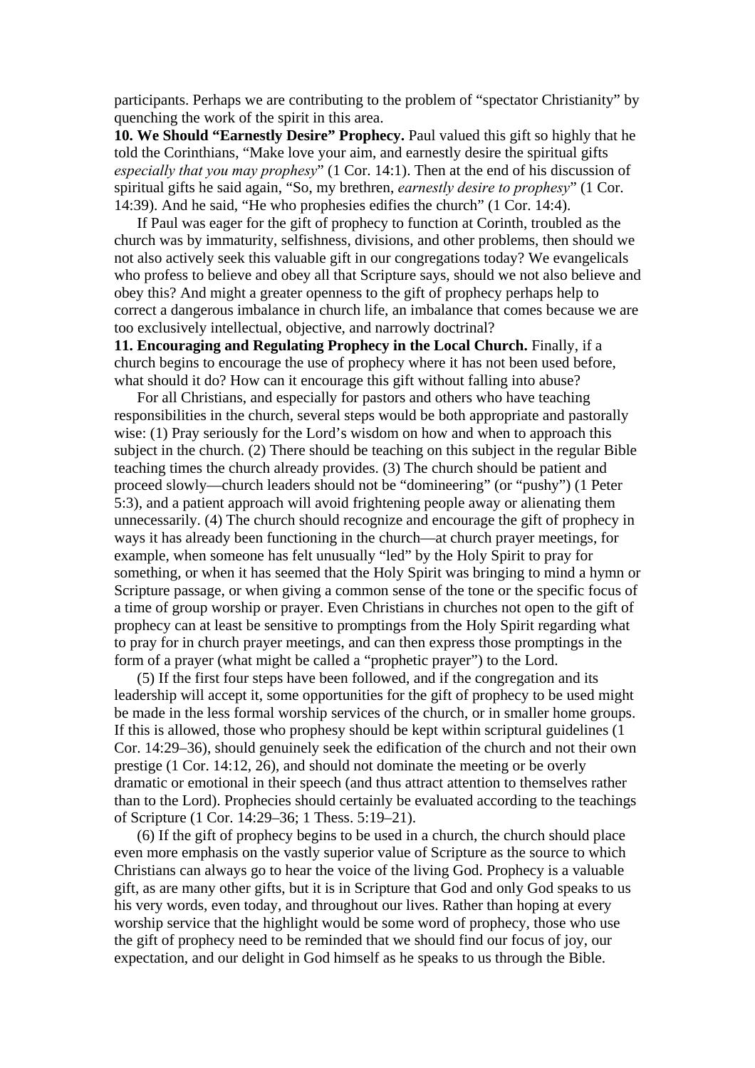participants. Perhaps we are contributing to the problem of "spectator Christianity" by quenching the work of the spirit in this area.

**10. We Should "Earnestly Desire" Prophecy.** Paul valued this gift so highly that he told the Corinthians, "Make love your aim, and earnestly desire the spiritual gifts *especially that you may prophesy*" (1 Cor. 14:1). Then at the end of his discussion of spiritual gifts he said again, "So, my brethren, *earnestly desire to prophesy*" (1 Cor. 14:39). And he said, "He who prophesies edifies the church" (1 Cor. 14:4).

If Paul was eager for the gift of prophecy to function at Corinth, troubled as the church was by immaturity, selfishness, divisions, and other problems, then should we not also actively seek this valuable gift in our congregations today? We evangelicals who profess to believe and obey all that Scripture says, should we not also believe and obey this? And might a greater openness to the gift of prophecy perhaps help to correct a dangerous imbalance in church life, an imbalance that comes because we are too exclusively intellectual, objective, and narrowly doctrinal?

**11. Encouraging and Regulating Prophecy in the Local Church.** Finally, if a church begins to encourage the use of prophecy where it has not been used before, what should it do? How can it encourage this gift without falling into abuse?

For all Christians, and especially for pastors and others who have teaching responsibilities in the church, several steps would be both appropriate and pastorally wise: (1) Pray seriously for the Lord's wisdom on how and when to approach this subject in the church. (2) There should be teaching on this subject in the regular Bible teaching times the church already provides. (3) The church should be patient and proceed slowly—church leaders should not be "domineering" (or "pushy") (1 Peter 5:3), and a patient approach will avoid frightening people away or alienating them unnecessarily. (4) The church should recognize and encourage the gift of prophecy in ways it has already been functioning in the church—at church prayer meetings, for example, when someone has felt unusually "led" by the Holy Spirit to pray for something, or when it has seemed that the Holy Spirit was bringing to mind a hymn or Scripture passage, or when giving a common sense of the tone or the specific focus of a time of group worship or prayer. Even Christians in churches not open to the gift of prophecy can at least be sensitive to promptings from the Holy Spirit regarding what to pray for in church prayer meetings, and can then express those promptings in the form of a prayer (what might be called a "prophetic prayer") to the Lord.

(5) If the first four steps have been followed, and if the congregation and its leadership will accept it, some opportunities for the gift of prophecy to be used might be made in the less formal worship services of the church, or in smaller home groups. If this is allowed, those who prophesy should be kept within scriptural guidelines (1 Cor. 14:29–36), should genuinely seek the edification of the church and not their own prestige (1 Cor. 14:12, 26), and should not dominate the meeting or be overly dramatic or emotional in their speech (and thus attract attention to themselves rather than to the Lord). Prophecies should certainly be evaluated according to the teachings of Scripture (1 Cor. 14:29–36; 1 Thess. 5:19–21).

(6) If the gift of prophecy begins to be used in a church, the church should place even more emphasis on the vastly superior value of Scripture as the source to which Christians can always go to hear the voice of the living God. Prophecy is a valuable gift, as are many other gifts, but it is in Scripture that God and only God speaks to us his very words, even today, and throughout our lives. Rather than hoping at every worship service that the highlight would be some word of prophecy, those who use the gift of prophecy need to be reminded that we should find our focus of joy, our expectation, and our delight in God himself as he speaks to us through the Bible.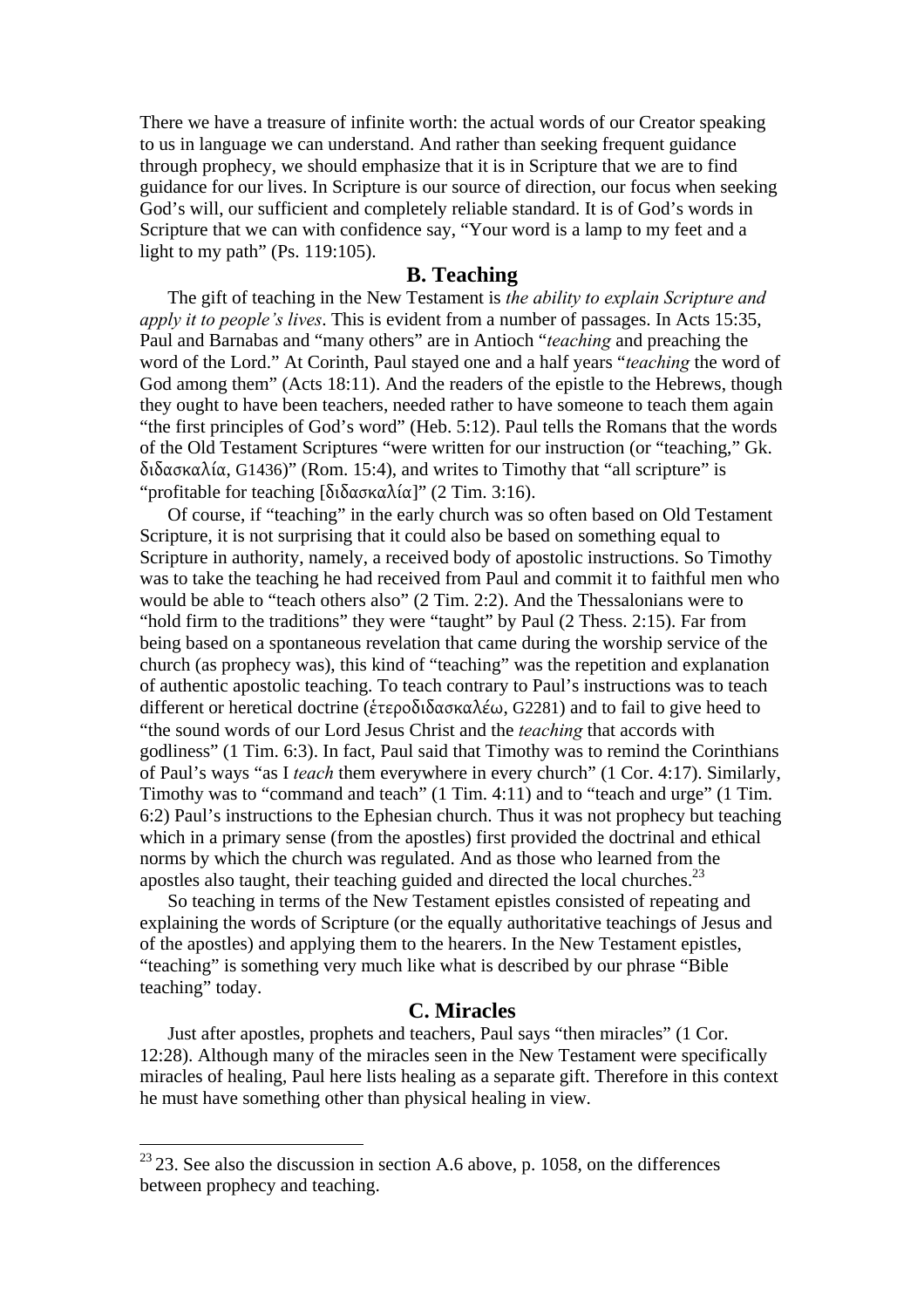There we have a treasure of infinite worth: the actual words of our Creator speaking to us in language we can understand. And rather than seeking frequent guidance through prophecy, we should emphasize that it is in Scripture that we are to find guidance for our lives. In Scripture is our source of direction, our focus when seeking God’s will, our sufficient and completely reliable standard. It is of God’s words in Scripture that we can with confidence say, “Your word is a lamp to my feet and a light to my path” (Ps. 119:105).

## B. Teaching

The gift of teaching in the New Testament is *the ability to explain Scripture and apply it to people’s lives*. This is evident from a number of passages. In Acts 15:35, Paul and Barnabas and “many others” are in Antioch “*teaching* and preaching the word of the Lord.” At Corinth, Paul stayed one and a half years “*teaching* the word of God among them” (Acts 18:11). And the readers of the epistle to the Hebrews, though they ought to have been teachers, needed rather to have someone to teach them again “the first principles of God’s word” (Heb. 5:12). Paul tells the Romans that the words of the Old Testament Scriptures “were written for our instruction (or “teaching,” Gk. διδασκαλία, G1436)” (Rom. 15:4), and writes to Timothy that “all scripture” is “profitable for teaching [διδασκαλία]” (2 Tim. 3:16).

Of course, if “teaching” in the early church was so often based on Old Testament Scripture, it is not surprising that it could also be based on something equal to Scripture in authority, namely, a received body of apostolic instructions. So Timothy was to take the teaching he had received from Paul and commit it to faithful men who would be able to “teach others also” (2 Tim. 2:2). And the Thessalonians were to “hold firm to the traditions” they were “taught” by Paul (2 Thess. 2:15). Far from being based on a spontaneous revelation that came during the worship service of the church (as prophecy was), this kind of “teaching” was the repetition and explanation of authentic apostolic teaching. To teach contrary to Paul’s instructions was to teach different or heretical doctrine (ἑτεροδιδασκαλέω, G2281) and to fail to give heed to “the sound words of our Lord Jesus Christ and the *teaching* that accords with godliness” (1 Tim. 6:3). In fact, Paul said that Timothy was to remind the Corinthians of Paul’s ways “as I *teach* them everywhere in every church” (1 Cor. 4:17). Similarly, Timothy was to “command and teach” (1 Tim. 4:11) and to “teach and urge” (1 Tim. 6:2) Paul’s instructions to the Ephesian church. Thus it was not prophecy but teaching which in a primary sense (from the apostles) first provided the doctrinal and ethical norms by which the church was regulated. And as those who learned from the apostles also taught, their teaching guided and directed the local churches.[23]

So teaching in terms of the New Testament epistles consisted of repeating and explaining the words of Scripture (or the equally authoritative teachings of Jesus and of the apostles) and applying them to the hearers. In the New Testament epistles, “teaching” is something very much like what is described by our phrase “Bible teaching” today.

## C. Miracles

Just after apostles, prophets and teachers, Paul says “then miracles” (1 Cor. 12:28). Although many of the miracles seen in the New Testament were specifically miracles of healing, Paul here lists healing as a separate gift. Therefore in this context he must have something other than physical healing in view.

---

[23] 23. See also the discussion in section A.6 above, p. 1058, on the differences between prophecy and teaching.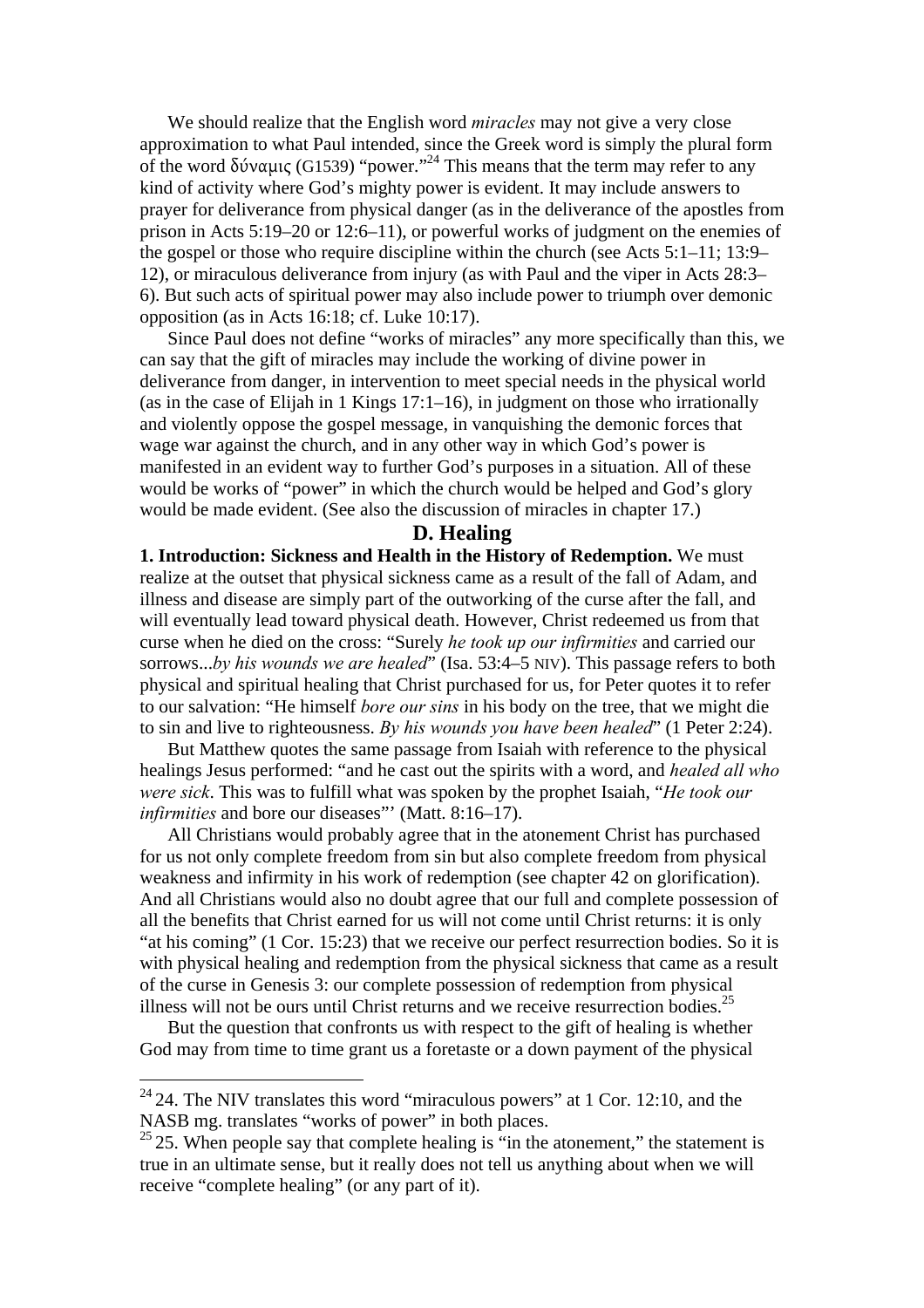We should realize that the English word *miracles* may not give a very close approximation to what Paul intended, since the Greek word is simply the plural form of the word δύναμις (G1539) "power."[24] This means that the term may refer to any kind of activity where God's mighty power is evident. It may include answers to prayer for deliverance from physical danger (as in the deliverance of the apostles from prison in Acts 5:19–20 or 12:6–11), or powerful works of judgment on the enemies of the gospel or those who require discipline within the church (see Acts 5:1–11; 13:9–12), or miraculous deliverance from injury (as with Paul and the viper in Acts 28:3–6). But such acts of spiritual power may also include power to triumph over demonic opposition (as in Acts 16:18; cf. Luke 10:17).

Since Paul does not define "works of miracles" any more specifically than this, we can say that the gift of miracles may include the working of divine power in deliverance from danger, in intervention to meet special needs in the physical world (as in the case of Elijah in 1 Kings 17:1–16), in judgment on those who irrationally and violently oppose the gospel message, in vanquishing the demonic forces that wage war against the church, and in any other way in which God's power is manifested in an evident way to further God's purposes in a situation. All of these would be works of "power" in which the church would be helped and God's glory would be made evident. (See also the discussion of miracles in chapter 17.)

## D. Healing

**1. Introduction: Sickness and Health in the History of Redemption.** We must realize at the outset that physical sickness came as a result of the fall of Adam, and illness and disease are simply part of the outworking of the curse after the fall, and will eventually lead toward physical death. However, Christ redeemed us from that curse when he died on the cross: "Surely *he took up our infirmities* and carried our sorrows...*by his wounds we are healed*" (Isa. 53:4–5 NIV). This passage refers to both physical and spiritual healing that Christ purchased for us, for Peter quotes it to refer to our salvation: "He himself *bore our sins* in his body on the tree, that we might die to sin and live to righteousness. *By his wounds you have been healed*" (1 Peter 2:24).

But Matthew quotes the same passage from Isaiah with reference to the physical healings Jesus performed: "and he cast out the spirits with a word, and *healed all who were sick*. This was to fulfill what was spoken by the prophet Isaiah, "*He took our infirmities* and bore our diseases"' (Matt. 8:16–17).

All Christians would probably agree that in the atonement Christ has purchased for us not only complete freedom from sin but also complete freedom from physical weakness and infirmity in his work of redemption (see chapter 42 on glorification). And all Christians would also no doubt agree that our full and complete possession of all the benefits that Christ earned for us will not come until Christ returns: it is only "at his coming" (1 Cor. 15:23) that we receive our perfect resurrection bodies. So it is with physical healing and redemption from the physical sickness that came as a result of the curse in Genesis 3: our complete possession of redemption from physical illness will not be ours until Christ returns and we receive resurrection bodies.[25]

But the question that confronts us with respect to the gift of healing is whether God may from time to time grant us a foretaste or a down payment of the physical

---

[24] 24. The NIV translates this word "miraculous powers" at 1 Cor. 12:10, and the NASB mg. translates "works of power" in both places.

[25] 25. When people say that complete healing is "in the atonement," the statement is true in an ultimate sense, but it really does not tell us anything about when we will receive "complete healing" (or any part of it).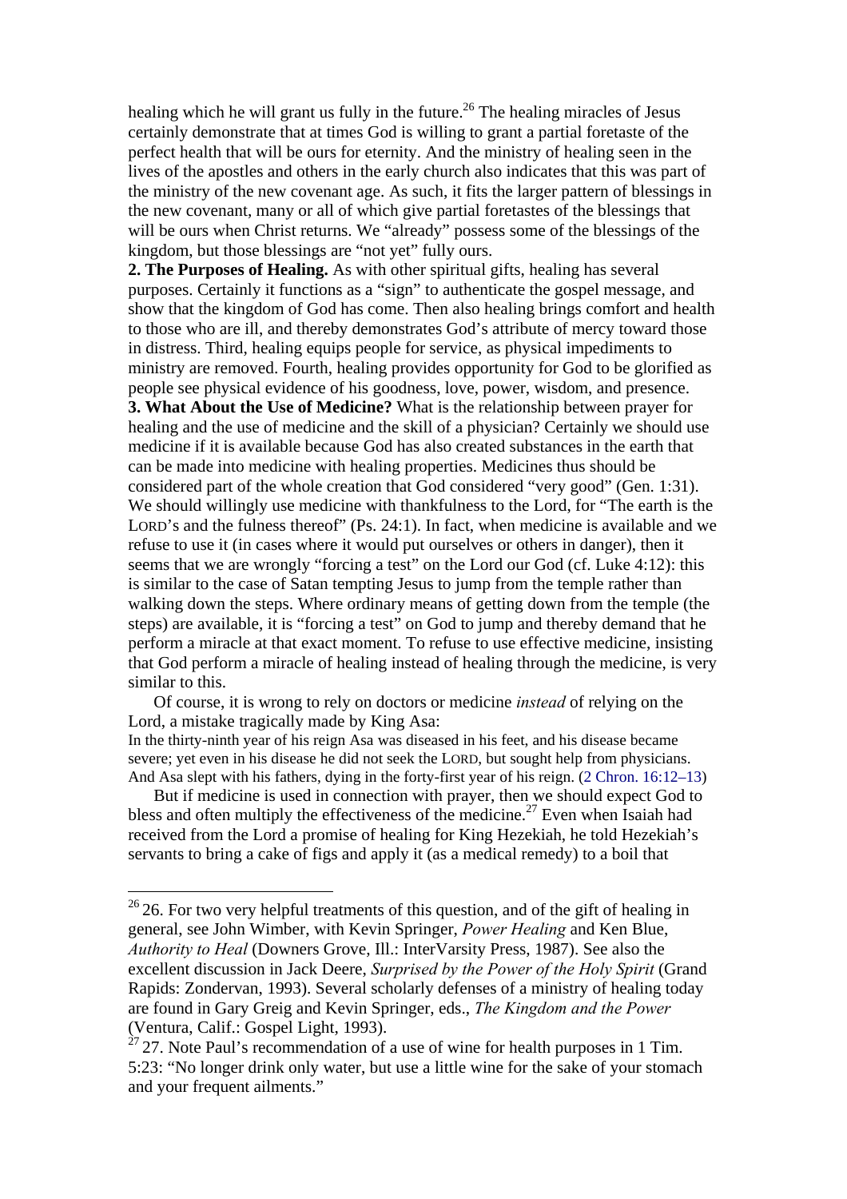healing which he will grant us fully in the future.[26] The healing miracles of Jesus certainly demonstrate that at times God is willing to grant a partial foretaste of the perfect health that will be ours for eternity. And the ministry of healing seen in the lives of the apostles and others in the early church also indicates that this was part of the ministry of the new covenant age. As such, it fits the larger pattern of blessings in the new covenant, many or all of which give partial foretastes of the blessings that will be ours when Christ returns. We "already" possess some of the blessings of the kingdom, but those blessings are "not yet" fully ours.

**2. The Purposes of Healing.** As with other spiritual gifts, healing has several purposes. Certainly it functions as a "sign" to authenticate the gospel message, and show that the kingdom of God has come. Then also healing brings comfort and health to those who are ill, and thereby demonstrates God's attribute of mercy toward those in distress. Third, healing equips people for service, as physical impediments to ministry are removed. Fourth, healing provides opportunity for God to be glorified as people see physical evidence of his goodness, love, power, wisdom, and presence.

**3. What About the Use of Medicine?** What is the relationship between prayer for healing and the use of medicine and the skill of a physician? Certainly we should use medicine if it is available because God has also created substances in the earth that can be made into medicine with healing properties. Medicines thus should be considered part of the whole creation that God considered "very good" (Gen. 1:31). We should willingly use medicine with thankfulness to the Lord, for "The earth is the LORD's and the fulness thereof" (Ps. 24:1). In fact, when medicine is available and we refuse to use it (in cases where it would put ourselves or others in danger), then it seems that we are wrongly "forcing a test" on the Lord our God (cf. Luke 4:12): this is similar to the case of Satan tempting Jesus to jump from the temple rather than walking down the steps. Where ordinary means of getting down from the temple (the steps) are available, it is "forcing a test" on God to jump and thereby demand that he perform a miracle at that exact moment. To refuse to use effective medicine, insisting that God perform a miracle of healing instead of healing through the medicine, is very similar to this.

Of course, it is wrong to rely on doctors or medicine *instead* of relying on the Lord, a mistake tragically made by King Asa:

In the thirty-ninth year of his reign Asa was diseased in his feet, and his disease became severe; yet even in his disease he did not seek the LORD, but sought help from physicians. And Asa slept with his fathers, dying in the forty-first year of his reign. (2 Chron. 16:12–13)

But if medicine is used in connection with prayer, then we should expect God to bless and often multiply the effectiveness of the medicine.[27] Even when Isaiah had received from the Lord a promise of healing for King Hezekiah, he told Hezekiah's servants to bring a cake of figs and apply it (as a medical remedy) to a boil that

---

[26] 26. For two very helpful treatments of this question, and of the gift of healing in general, see John Wimber, with Kevin Springer, *Power Healing* and Ken Blue, *Authority to Heal* (Downers Grove, Ill.: InterVarsity Press, 1987). See also the excellent discussion in Jack Deere, *Surprised by the Power of the Holy Spirit* (Grand Rapids: Zondervan, 1993). Several scholarly defenses of a ministry of healing today are found in Gary Greig and Kevin Springer, eds., *The Kingdom and the Power* (Ventura, Calif.: Gospel Light, 1993).

[27] 27. Note Paul's recommendation of a use of wine for health purposes in 1 Tim. 5:23: "No longer drink only water, but use a little wine for the sake of your stomach and your frequent ailments."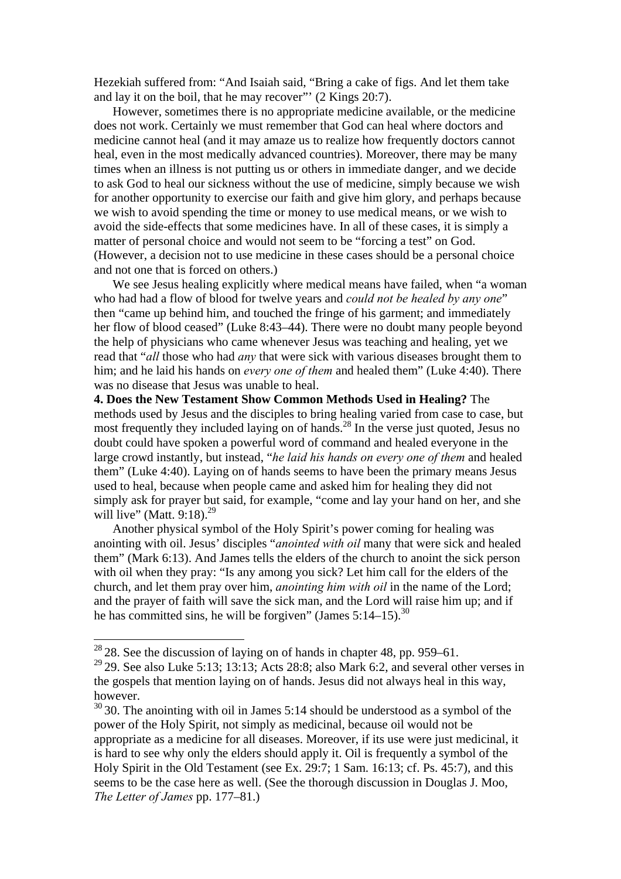Hezekiah suffered from: “And Isaiah said, “Bring a cake of figs. And let them take and lay it on the boil, that he may recover”’ (2 Kings 20:7).

However, sometimes there is no appropriate medicine available, or the medicine does not work. Certainly we must remember that God can heal where doctors and medicine cannot heal (and it may amaze us to realize how frequently doctors cannot heal, even in the most medically advanced countries). Moreover, there may be many times when an illness is not putting us or others in immediate danger, and we decide to ask God to heal our sickness without the use of medicine, simply because we wish for another opportunity to exercise our faith and give him glory, and perhaps because we wish to avoid spending the time or money to use medical means, or we wish to avoid the side-effects that some medicines have. In all of these cases, it is simply a matter of personal choice and would not seem to be “forcing a test” on God. (However, a decision not to use medicine in these cases should be a personal choice and not one that is forced on others.)

We see Jesus healing explicitly where medical means have failed, when “a woman who had had a flow of blood for twelve years and *could not be healed by any one*” then “came up behind him, and touched the fringe of his garment; and immediately her flow of blood ceased” (Luke 8:43–44). There were no doubt many people beyond the help of physicians who came whenever Jesus was teaching and healing, yet we read that “*all* those who had *any* that were sick with various diseases brought them to him; and he laid his hands on *every one of them* and healed them” (Luke 4:40). There was no disease that Jesus was unable to heal.

**4. Does the New Testament Show Common Methods Used in Healing?** The methods used by Jesus and the disciples to bring healing varied from case to case, but most frequently they included laying on of hands.[28] In the verse just quoted, Jesus no doubt could have spoken a powerful word of command and healed everyone in the large crowd instantly, but instead, “*he laid his hands on every one of them* and healed them” (Luke 4:40). Laying on of hands seems to have been the primary means Jesus used to heal, because when people came and asked him for healing they did not simply ask for prayer but said, for example, “come and lay your hand on her, and she will live” (Matt. 9:18).[29]

Another physical symbol of the Holy Spirit’s power coming for healing was anointing with oil. Jesus’ disciples “*anointed with oil* many that were sick and healed them” (Mark 6:13). And James tells the elders of the church to anoint the sick person with oil when they pray: “Is any among you sick? Let him call for the elders of the church, and let them pray over him, *anointing him with oil* in the name of the Lord; and the prayer of faith will save the sick man, and the Lord will raise him up; and if he has committed sins, he will be forgiven” (James 5:14–15).[30]

---

[28] 28. See the discussion of laying on of hands in chapter 48, pp. 959–61.

[29] 29. See also Luke 5:13; 13:13; Acts 28:8; also Mark 6:2, and several other verses in the gospels that mention laying on of hands. Jesus did not always heal in this way, however.

[30] 30. The anointing with oil in James 5:14 should be understood as a symbol of the power of the Holy Spirit, not simply as medicinal, because oil would not be appropriate as a medicine for all diseases. Moreover, if its use were just medicinal, it is hard to see why only the elders should apply it. Oil is frequently a symbol of the Holy Spirit in the Old Testament (see Ex. 29:7; 1 Sam. 16:13; cf. Ps. 45:7), and this seems to be the case here as well. (See the thorough discussion in Douglas J. Moo, *The Letter of James* pp. 177–81.)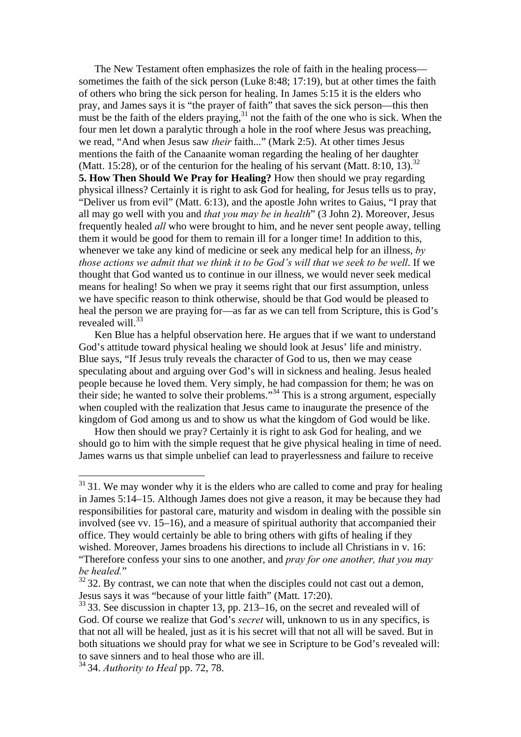The New Testament often emphasizes the role of faith in the healing process—sometimes the faith of the sick person (Luke 8:48; 17:19), but at other times the faith of others who bring the sick person for healing. In James 5:15 it is the elders who pray, and James says it is "the prayer of faith" that saves the sick person—this then must be the faith of the elders praying,[31] not the faith of the one who is sick. When the four men let down a paralytic through a hole in the roof where Jesus was preaching, we read, "And when Jesus saw *their* faith..." (Mark 2:5). At other times Jesus mentions the faith of the Canaanite woman regarding the healing of her daughter (Matt. 15:28), or of the centurion for the healing of his servant (Matt. 8:10, 13).[32]

**5. How Then Should We Pray for Healing?** How then should we pray regarding physical illness? Certainly it is right to ask God for healing, for Jesus tells us to pray, "Deliver us from evil" (Matt. 6:13), and the apostle John writes to Gaius, "I pray that all may go well with you and *that you may be in health*" (3 John 2). Moreover, Jesus frequently healed *all* who were brought to him, and he never sent people away, telling them it would be good for them to remain ill for a longer time! In addition to this, whenever we take any kind of medicine or seek any medical help for an illness, *by those actions we admit that we think it to be God's will that we seek to be well*. If we thought that God wanted us to continue in our illness, we would never seek medical means for healing! So when we pray it seems right that our first assumption, unless we have specific reason to think otherwise, should be that God would be pleased to heal the person we are praying for—as far as we can tell from Scripture, this is God's revealed will.[33]

Ken Blue has a helpful observation here. He argues that if we want to understand God's attitude toward physical healing we should look at Jesus' life and ministry. Blue says, "If Jesus truly reveals the character of God to us, then we may cease speculating about and arguing over God's will in sickness and healing. Jesus healed people because he loved them. Very simply, he had compassion for them; he was on their side; he wanted to solve their problems."[34] This is a strong argument, especially when coupled with the realization that Jesus came to inaugurate the presence of the kingdom of God among us and to show us what the kingdom of God would be like.

How then should we pray? Certainly it is right to ask God for healing, and we should go to him with the simple request that he give physical healing in time of need. James warns us that simple unbelief can lead to prayerlessness and failure to receive

---

[31] 31. We may wonder why it is the elders who are called to come and pray for healing in James 5:14–15. Although James does not give a reason, it may be because they had responsibilities for pastoral care, maturity and wisdom in dealing with the possible sin involved (see vv. 15–16), and a measure of spiritual authority that accompanied their office. They would certainly be able to bring others with gifts of healing if they wished. Moreover, James broadens his directions to include all Christians in v. 16: "Therefore confess your sins to one another, and *pray for one another, that you may be healed.*"

[32] 32. By contrast, we can note that when the disciples could not cast out a demon, Jesus says it was "because of your little faith" (Matt. 17:20).

[33] 33. See discussion in chapter 13, pp. 213–16, on the secret and revealed will of God. Of course we realize that God's *secret* will, unknown to us in any specifics, is that not all will be healed, just as it is his secret will that not all will be saved. But in both situations we should pray for what we see in Scripture to be God's revealed will: to save sinners and to heal those who are ill.

[34] 34. *Authority to Heal* pp. 72, 78.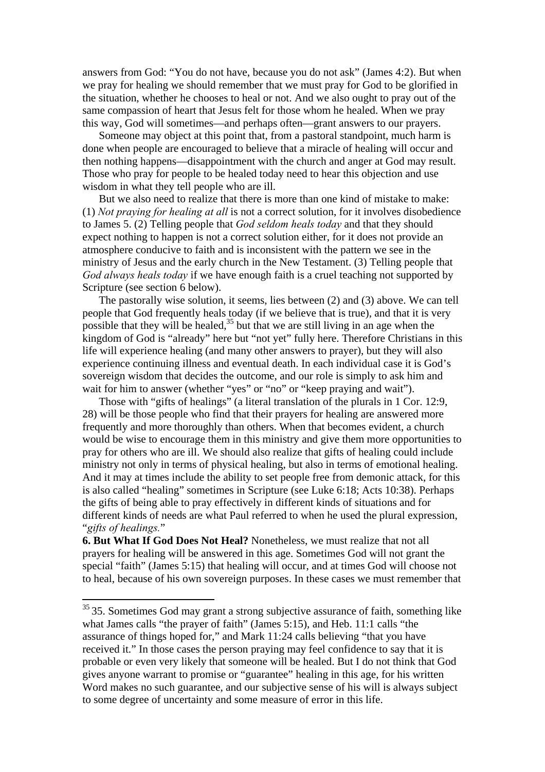answers from God: "You do not have, because you do not ask" (James 4:2). But when we pray for healing we should remember that we must pray for God to be glorified in the situation, whether he chooses to heal or not. And we also ought to pray out of the same compassion of heart that Jesus felt for those whom he healed. When we pray this way, God will sometimes—and perhaps often—grant answers to our prayers.

Someone may object at this point that, from a pastoral standpoint, much harm is done when people are encouraged to believe that a miracle of healing will occur and then nothing happens—disappointment with the church and anger at God may result. Those who pray for people to be healed today need to hear this objection and use wisdom in what they tell people who are ill.

But we also need to realize that there is more than one kind of mistake to make: (1) *Not praying for healing at all* is not a correct solution, for it involves disobedience to James 5. (2) Telling people that *God seldom heals today* and that they should expect nothing to happen is not a correct solution either, for it does not provide an atmosphere conducive to faith and is inconsistent with the pattern we see in the ministry of Jesus and the early church in the New Testament. (3) Telling people that *God always heals today* if we have enough faith is a cruel teaching not supported by Scripture (see section 6 below).

The pastorally wise solution, it seems, lies between (2) and (3) above. We can tell people that God frequently heals today (if we believe that is true), and that it is very possible that they will be healed,[35] but that we are still living in an age when the kingdom of God is "already" here but "not yet" fully here. Therefore Christians in this life will experience healing (and many other answers to prayer), but they will also experience continuing illness and eventual death. In each individual case it is God's sovereign wisdom that decides the outcome, and our role is simply to ask him and wait for him to answer (whether "yes" or "no" or "keep praying and wait").

Those with "gifts of healings" (a literal translation of the plurals in 1 Cor. 12:9, 28) will be those people who find that their prayers for healing are answered more frequently and more thoroughly than others. When that becomes evident, a church would be wise to encourage them in this ministry and give them more opportunities to pray for others who are ill. We should also realize that gifts of healing could include ministry not only in terms of physical healing, but also in terms of emotional healing. And it may at times include the ability to set people free from demonic attack, for this is also called "healing" sometimes in Scripture (see Luke 6:18; Acts 10:38). Perhaps the gifts of being able to pray effectively in different kinds of situations and for different kinds of needs are what Paul referred to when he used the plural expression, "*gifts of healings.*"

**6. But What If God Does Not Heal?** Nonetheless, we must realize that not all prayers for healing will be answered in this age. Sometimes God will not grant the special "faith" (James 5:15) that healing will occur, and at times God will choose not to heal, because of his own sovereign purposes. In these cases we must remember that

---

[35] 35. Sometimes God may grant a strong subjective assurance of faith, something like what James calls "the prayer of faith" (James 5:15), and Heb. 11:1 calls "the assurance of things hoped for," and Mark 11:24 calls believing "that you have received it." In those cases the person praying may feel confidence to say that it is probable or even very likely that someone will be healed. But I do not think that God gives anyone warrant to promise or "guarantee" healing in this age, for his written Word makes no such guarantee, and our subjective sense of his will is always subject to some degree of uncertainty and some measure of error in this life.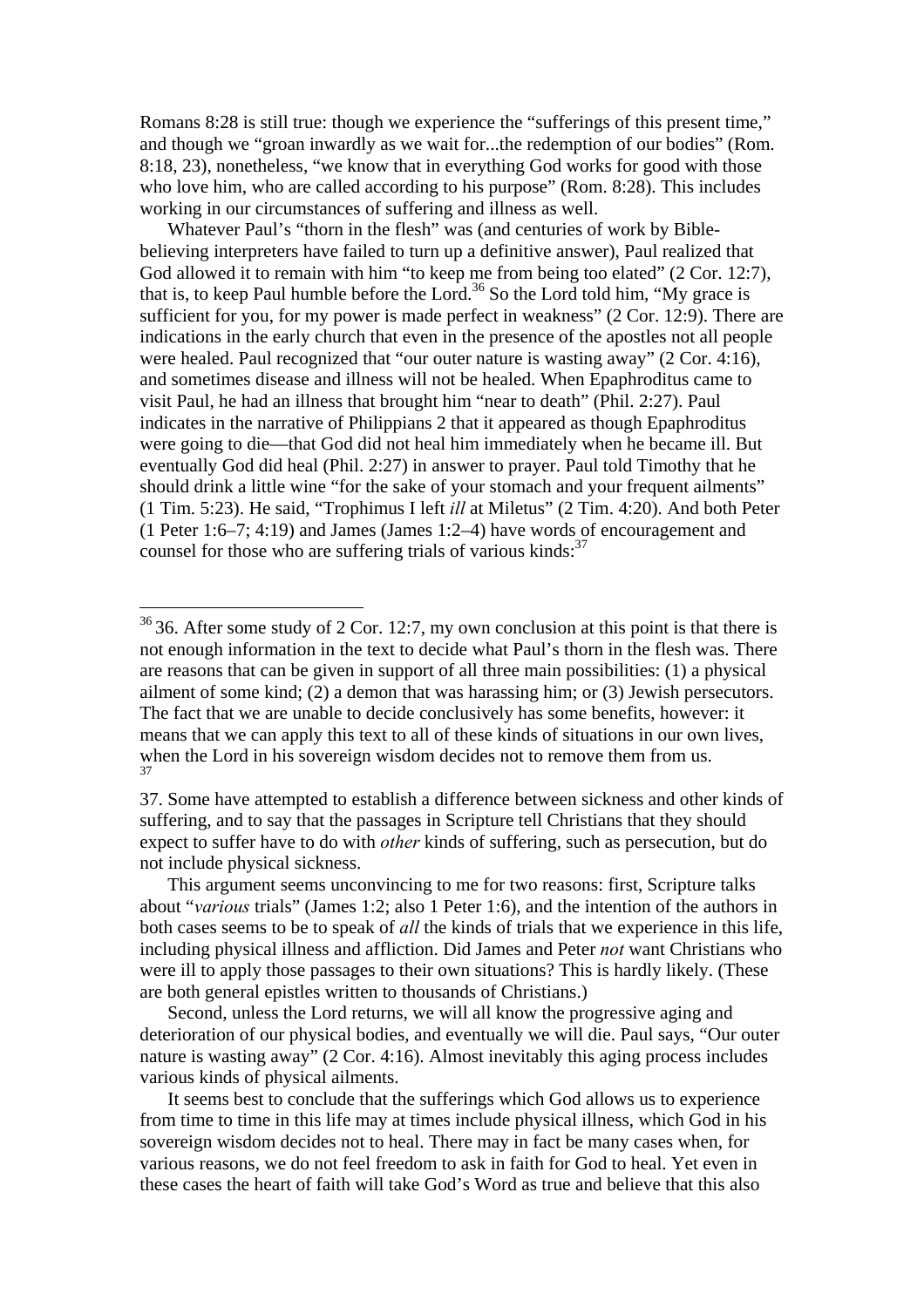Romans 8:28 is still true: though we experience the “sufferings of this present time,” and though we “groan inwardly as we wait for...the redemption of our bodies” (Rom. 8:18, 23), nonetheless, “we know that in everything God works for good with those who love him, who are called according to his purpose” (Rom. 8:28). This includes working in our circumstances of suffering and illness as well.

Whatever Paul’s “thorn in the flesh” was (and centuries of work by Bible-believing interpreters have failed to turn up a definitive answer), Paul realized that God allowed it to remain with him “to keep me from being too elated” (2 Cor. 12:7), that is, to keep Paul humble before the Lord.[36] So the Lord told him, “My grace is sufficient for you, for my power is made perfect in weakness” (2 Cor. 12:9). There are indications in the early church that even in the presence of the apostles not all people were healed. Paul recognized that “our outer nature is wasting away” (2 Cor. 4:16), and sometimes disease and illness will not be healed. When Epaphroditus came to visit Paul, he had an illness that brought him “near to death” (Phil. 2:27). Paul indicates in the narrative of Philippians 2 that it appeared as though Epaphroditus were going to die—that God did not heal him immediately when he became ill. But eventually God did heal (Phil. 2:27) in answer to prayer. Paul told Timothy that he should drink a little wine “for the sake of your stomach and your frequent ailments” (1 Tim. 5:23). He said, “Trophimus I left *ill* at Miletus” (2 Tim. 4:20). And both Peter (1 Peter 1:6–7; 4:19) and James (James 1:2–4) have words of encouragement and counsel for those who are suffering trials of various kinds:[37]

---

[36] 36. After some study of 2 Cor. 12:7, my own conclusion at this point is that there is not enough information in the text to decide what Paul’s thorn in the flesh was. There are reasons that can be given in support of all three main possibilities: (1) a physical ailment of some kind; (2) a demon that was harassing him; or (3) Jewish persecutors. The fact that we are unable to decide conclusively has some benefits, however: it means that we can apply this text to all of these kinds of situations in our own lives, when the Lord in his sovereign wisdom decides not to remove them from us.

[37]

37. Some have attempted to establish a difference between sickness and other kinds of suffering, and to say that the passages in Scripture tell Christians that they should expect to suffer have to do with *other* kinds of suffering, such as persecution, but do not include physical sickness.

This argument seems unconvincing to me for two reasons: first, Scripture talks about “*various* trials” (James 1:2; also 1 Peter 1:6), and the intention of the authors in both cases seems to be to speak of *all* the kinds of trials that we experience in this life, including physical illness and affliction. Did James and Peter *not* want Christians who were ill to apply those passages to their own situations? This is hardly likely. (These are both general epistles written to thousands of Christians.)

Second, unless the Lord returns, we will all know the progressive aging and deterioration of our physical bodies, and eventually we will die. Paul says, “Our outer nature is wasting away” (2 Cor. 4:16). Almost inevitably this aging process includes various kinds of physical ailments.

It seems best to conclude that the sufferings which God allows us to experience from time to time in this life may at times include physical illness, which God in his sovereign wisdom decides not to heal. There may in fact be many cases when, for various reasons, we do not feel freedom to ask in faith for God to heal. Yet even in these cases the heart of faith will take God’s Word as true and believe that this also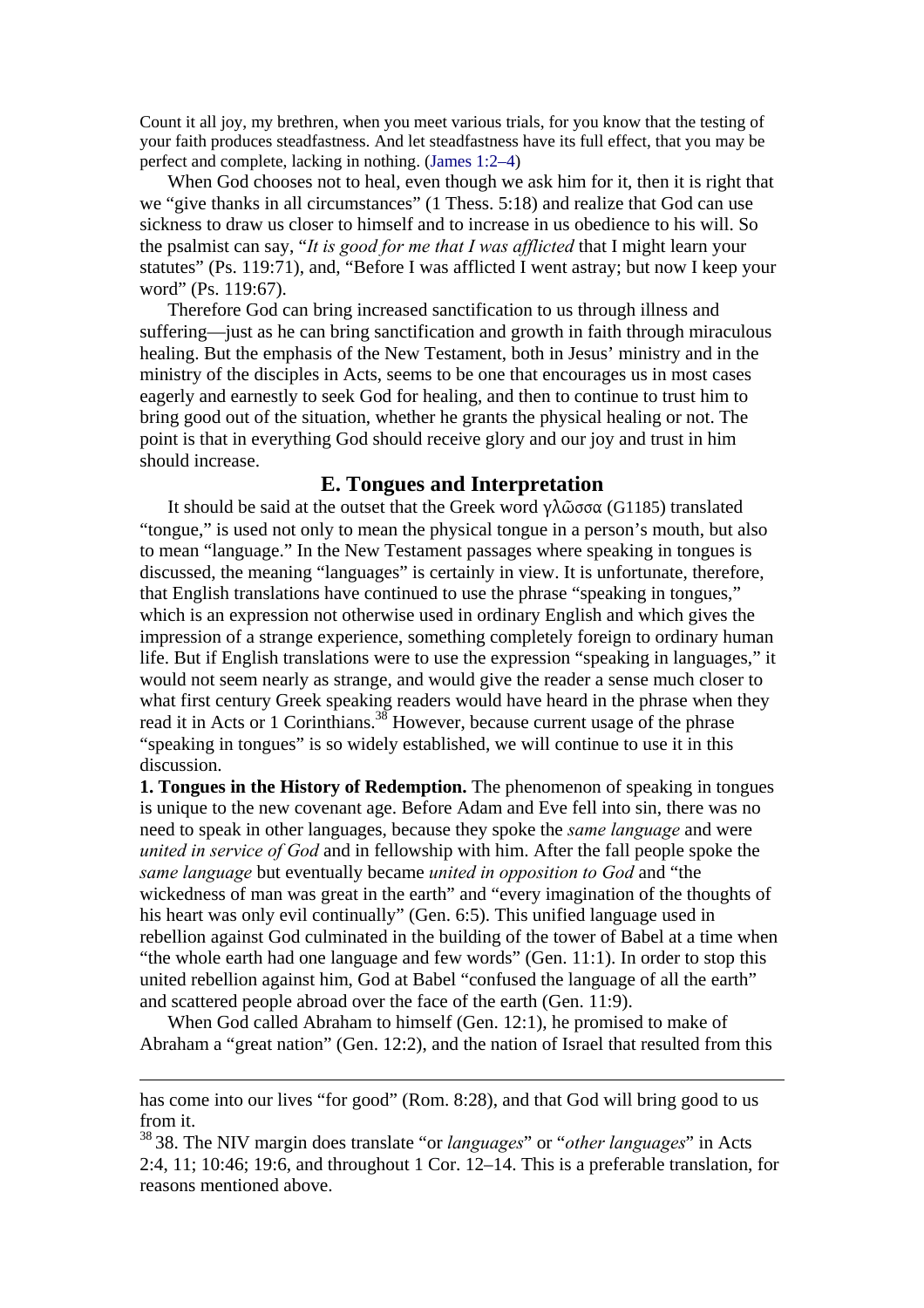Count it all joy, my brethren, when you meet various trials, for you know that the testing of your faith produces steadfastness. And let steadfastness have its full effect, that you may be perfect and complete, lacking in nothing. (James 1:2–4)

When God chooses not to heal, even though we ask him for it, then it is right that we "give thanks in all circumstances" (1 Thess. 5:18) and realize that God can use sickness to draw us closer to himself and to increase in us obedience to his will. So the psalmist can say, "*It is good for me that I was afflicted* that I might learn your statutes" (Ps. 119:71), and, "Before I was afflicted I went astray; but now I keep your word" (Ps. 119:67).

Therefore God can bring increased sanctification to us through illness and suffering—just as he can bring sanctification and growth in faith through miraculous healing. But the emphasis of the New Testament, both in Jesus' ministry and in the ministry of the disciples in Acts, seems to be one that encourages us in most cases eagerly and earnestly to seek God for healing, and then to continue to trust him to bring good out of the situation, whether he grants the physical healing or not. The point is that in everything God should receive glory and our joy and trust in him should increase.

## E. Tongues and Interpretation

It should be said at the outset that the Greek word γλῶσσα (G1185) translated "tongue," is used not only to mean the physical tongue in a person's mouth, but also to mean "language." In the New Testament passages where speaking in tongues is discussed, the meaning "languages" is certainly in view. It is unfortunate, therefore, that English translations have continued to use the phrase "speaking in tongues," which is an expression not otherwise used in ordinary English and which gives the impression of a strange experience, something completely foreign to ordinary human life. But if English translations were to use the expression "speaking in languages," it would not seem nearly as strange, and would give the reader a sense much closer to what first century Greek speaking readers would have heard in the phrase when they read it in Acts or 1 Corinthians.[38] However, because current usage of the phrase "speaking in tongues" is so widely established, we will continue to use it in this discussion.

**1. Tongues in the History of Redemption.** The phenomenon of speaking in tongues is unique to the new covenant age. Before Adam and Eve fell into sin, there was no need to speak in other languages, because they spoke the *same language* and were *united in service of God* and in fellowship with him. After the fall people spoke the *same language* but eventually became *united in opposition to God* and "the wickedness of man was great in the earth" and "every imagination of the thoughts of his heart was only evil continually" (Gen. 6:5). This unified language used in rebellion against God culminated in the building of the tower of Babel at a time when "the whole earth had one language and few words" (Gen. 11:1). In order to stop this united rebellion against him, God at Babel "confused the language of all the earth" and scattered people abroad over the face of the earth (Gen. 11:9).

When God called Abraham to himself (Gen. 12:1), he promised to make of Abraham a "great nation" (Gen. 12:2), and the nation of Israel that resulted from this

---

has come into our lives "for good" (Rom. 8:28), and that God will bring good to us from it.

[38] 38. The NIV margin does translate "or *languages*" or "*other languages*" in Acts 2:4, 11; 10:46; 19:6, and throughout 1 Cor. 12–14. This is a preferable translation, for reasons mentioned above.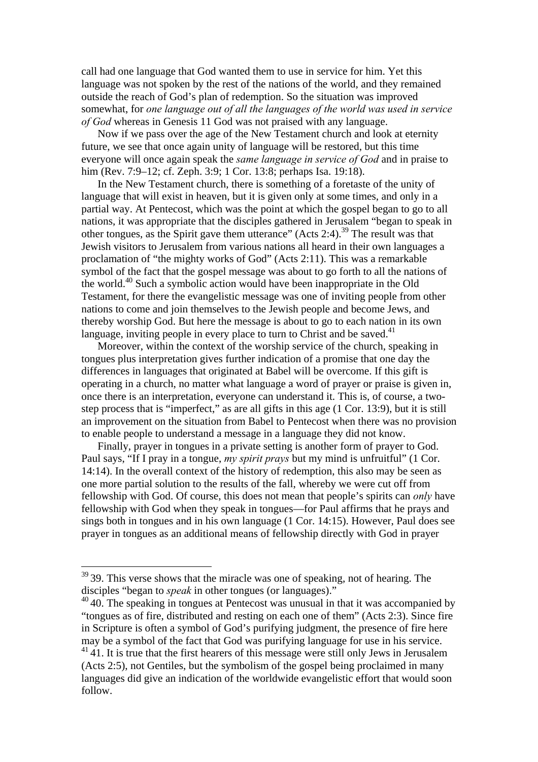call had one language that God wanted them to use in service for him. Yet this language was not spoken by the rest of the nations of the world, and they remained outside the reach of God's plan of redemption. So the situation was improved somewhat, for *one language out of all the languages of the world was used in service of God* whereas in Genesis 11 God was not praised with any language.

Now if we pass over the age of the New Testament church and look at eternity future, we see that once again unity of language will be restored, but this time everyone will once again speak the *same language in service of God* and in praise to him (Rev. 7:9–12; cf. Zeph. 3:9; 1 Cor. 13:8; perhaps Isa. 19:18).

In the New Testament church, there is something of a foretaste of the unity of language that will exist in heaven, but it is given only at some times, and only in a partial way. At Pentecost, which was the point at which the gospel began to go to all nations, it was appropriate that the disciples gathered in Jerusalem "began to speak in other tongues, as the Spirit gave them utterance" (Acts 2:4).[39] The result was that Jewish visitors to Jerusalem from various nations all heard in their own languages a proclamation of "the mighty works of God" (Acts 2:11). This was a remarkable symbol of the fact that the gospel message was about to go forth to all the nations of the world.[40] Such a symbolic action would have been inappropriate in the Old Testament, for there the evangelistic message was one of inviting people from other nations to come and join themselves to the Jewish people and become Jews, and thereby worship God. But here the message is about to go to each nation in its own language, inviting people in every place to turn to Christ and be saved.[41]

Moreover, within the context of the worship service of the church, speaking in tongues plus interpretation gives further indication of a promise that one day the differences in languages that originated at Babel will be overcome. If this gift is operating in a church, no matter what language a word of prayer or praise is given in, once there is an interpretation, everyone can understand it. This is, of course, a two-step process that is "imperfect," as are all gifts in this age (1 Cor. 13:9), but it is still an improvement on the situation from Babel to Pentecost when there was no provision to enable people to understand a message in a language they did not know.

Finally, prayer in tongues in a private setting is another form of prayer to God. Paul says, "If I pray in a tongue, *my spirit prays* but my mind is unfruitful" (1 Cor. 14:14). In the overall context of the history of redemption, this also may be seen as one more partial solution to the results of the fall, whereby we were cut off from fellowship with God. Of course, this does not mean that people's spirits can *only* have fellowship with God when they speak in tongues—for Paul affirms that he prays and sings both in tongues and in his own language (1 Cor. 14:15). However, Paul does see prayer in tongues as an additional means of fellowship directly with God in prayer

---

[39] 39. This verse shows that the miracle was one of speaking, not of hearing. The disciples "began to *speak* in other tongues (or languages)."

[40] 40. The speaking in tongues at Pentecost was unusual in that it was accompanied by "tongues as of fire, distributed and resting on each one of them" (Acts 2:3). Since fire in Scripture is often a symbol of God's purifying judgment, the presence of fire here may be a symbol of the fact that God was purifying language for use in his service.

[41] 41. It is true that the first hearers of this message were still only Jews in Jerusalem (Acts 2:5), not Gentiles, but the symbolism of the gospel being proclaimed in many languages did give an indication of the worldwide evangelistic effort that would soon follow.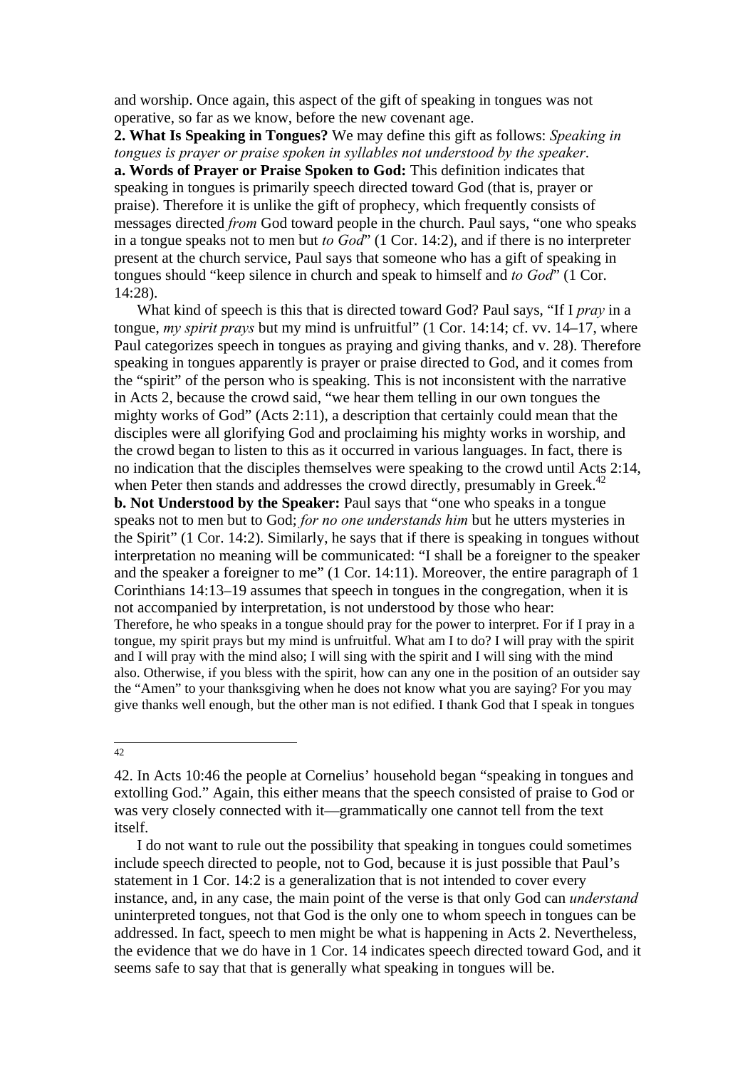and worship. Once again, this aspect of the gift of speaking in tongues was not operative, so far as we know, before the new covenant age.

**2. What Is Speaking in Tongues?** We may define this gift as follows: *Speaking in tongues is prayer or praise spoken in syllables not understood by the speaker*.

**a. Words of Prayer or Praise Spoken to God:** This definition indicates that speaking in tongues is primarily speech directed toward God (that is, prayer or praise). Therefore it is unlike the gift of prophecy, which frequently consists of messages directed *from* God toward people in the church. Paul says, "one who speaks in a tongue speaks not to men but *to God*" (1 Cor. 14:2), and if there is no interpreter present at the church service, Paul says that someone who has a gift of speaking in tongues should "keep silence in church and speak to himself and *to God*" (1 Cor. 14:28).

What kind of speech is this that is directed toward God? Paul says, "If I *pray* in a tongue, *my spirit prays* but my mind is unfruitful" (1 Cor. 14:14; cf. vv. 14–17, where Paul categorizes speech in tongues as praying and giving thanks, and v. 28). Therefore speaking in tongues apparently is prayer or praise directed to God, and it comes from the "spirit" of the person who is speaking. This is not inconsistent with the narrative in Acts 2, because the crowd said, "we hear them telling in our own tongues the mighty works of God" (Acts 2:11), a description that certainly could mean that the disciples were all glorifying God and proclaiming his mighty works in worship, and the crowd began to listen to this as it occurred in various languages. In fact, there is no indication that the disciples themselves were speaking to the crowd until Acts 2:14, when Peter then stands and addresses the crowd directly, presumably in Greek.[42]

**b. Not Understood by the Speaker:** Paul says that "one who speaks in a tongue speaks not to men but to God; *for no one understands him* but he utters mysteries in the Spirit" (1 Cor. 14:2). Similarly, he says that if there is speaking in tongues without interpretation no meaning will be communicated: "I shall be a foreigner to the speaker and the speaker a foreigner to me" (1 Cor. 14:11). Moreover, the entire paragraph of 1 Corinthians 14:13–19 assumes that speech in tongues in the congregation, when it is not accompanied by interpretation, is not understood by those who hear:

> Therefore, he who speaks in a tongue should pray for the power to interpret. For if I pray in a tongue, my spirit prays but my mind is unfruitful. What am I to do? I will pray with the spirit and I will pray with the mind also; I will sing with the spirit and I will sing with the mind also. Otherwise, if you bless with the spirit, how can any one in the position of an outsider say the "Amen" to your thanksgiving when he does not know what you are saying? For you may give thanks well enough, but the other man is not edified. I thank God that I speak in tongues

---

42. In Acts 10:46 the people at Cornelius' household began "speaking in tongues and extolling God." Again, this either means that the speech consisted of praise to God or was very closely connected with it—grammatically one cannot tell from the text itself.

I do not want to rule out the possibility that speaking in tongues could sometimes include speech directed to people, not to God, because it is just possible that Paul's statement in 1 Cor. 14:2 is a generalization that is not intended to cover every instance, and, in any case, the main point of the verse is that only God can *understand* uninterpreted tongues, not that God is the only one to whom speech in tongues can be addressed. In fact, speech to men might be what is happening in Acts 2. Nevertheless, the evidence that we do have in 1 Cor. 14 indicates speech directed toward God, and it seems safe to say that that is generally what speaking in tongues will be.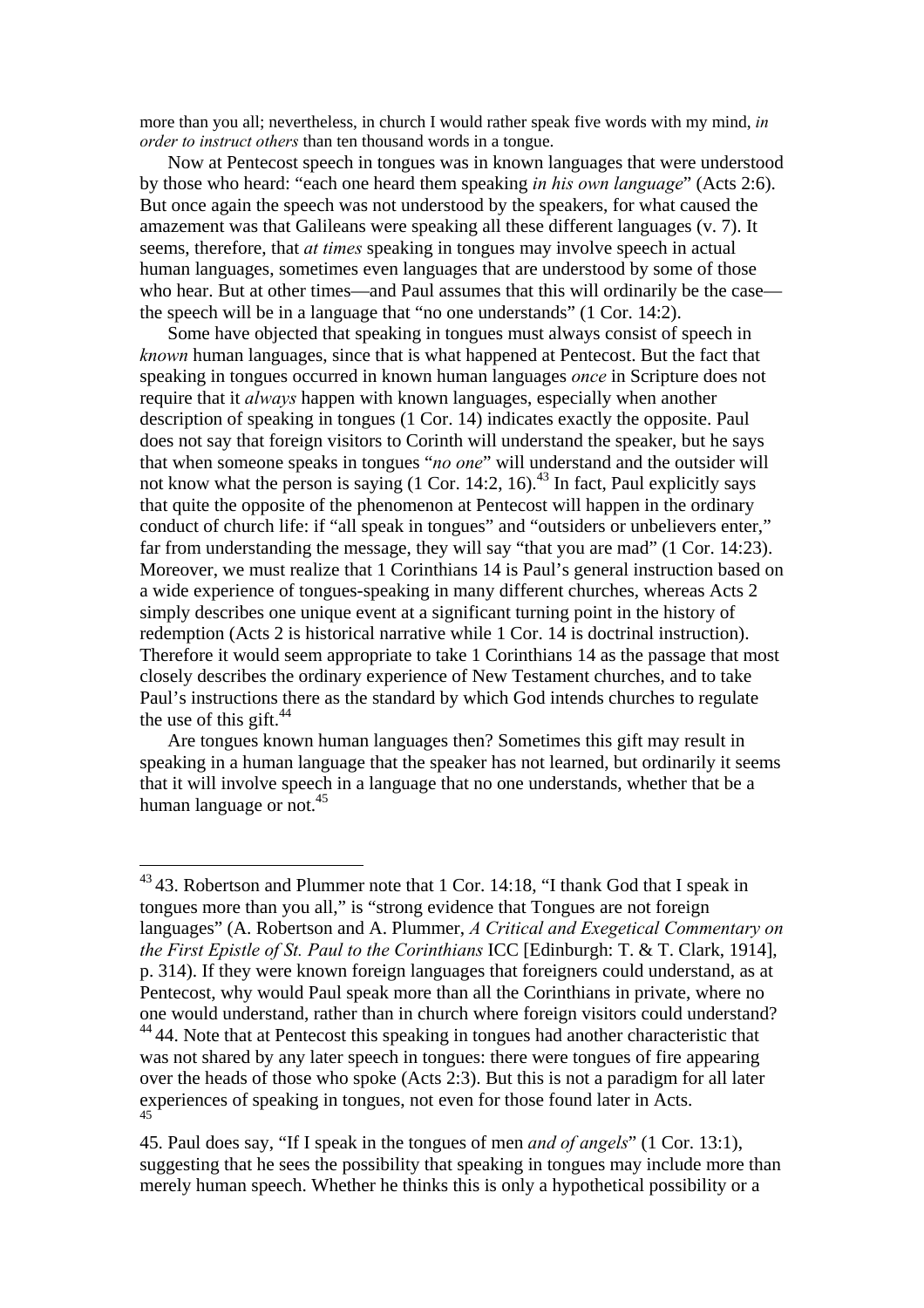more than you all; nevertheless, in church I would rather speak five words with my mind, *in order to instruct others* than ten thousand words in a tongue.

Now at Pentecost speech in tongues was in known languages that were understood by those who heard: "each one heard them speaking *in his own language*" (Acts 2:6). But once again the speech was not understood by the speakers, for what caused the amazement was that Galileans were speaking all these different languages (v. 7). It seems, therefore, that *at times* speaking in tongues may involve speech in actual human languages, sometimes even languages that are understood by some of those who hear. But at other times—and Paul assumes that this will ordinarily be the case—the speech will be in a language that "no one understands" (1 Cor. 14:2).

Some have objected that speaking in tongues must always consist of speech in *known* human languages, since that is what happened at Pentecost. But the fact that speaking in tongues occurred in known human languages *once* in Scripture does not require that it *always* happen with known languages, especially when another description of speaking in tongues (1 Cor. 14) indicates exactly the opposite. Paul does not say that foreign visitors to Corinth will understand the speaker, but he says that when someone speaks in tongues "*no one*" will understand and the outsider will not know what the person is saying (1 Cor. 14:2, 16).[43] In fact, Paul explicitly says that quite the opposite of the phenomenon at Pentecost will happen in the ordinary conduct of church life: if "all speak in tongues" and "outsiders or unbelievers enter," far from understanding the message, they will say "that you are mad" (1 Cor. 14:23). Moreover, we must realize that 1 Corinthians 14 is Paul's general instruction based on a wide experience of tongues-speaking in many different churches, whereas Acts 2 simply describes one unique event at a significant turning point in the history of redemption (Acts 2 is historical narrative while 1 Cor. 14 is doctrinal instruction). Therefore it would seem appropriate to take 1 Corinthians 14 as the passage that most closely describes the ordinary experience of New Testament churches, and to take Paul's instructions there as the standard by which God intends churches to regulate the use of this gift.[44]

Are tongues known human languages then? Sometimes this gift may result in speaking in a human language that the speaker has not learned, but ordinarily it seems that it will involve speech in a language that no one understands, whether that be a human language or not.[45]

---

[43] 43. Robertson and Plummer note that 1 Cor. 14:18, "I thank God that I speak in tongues more than you all," is "strong evidence that Tongues are not foreign languages" (A. Robertson and A. Plummer, *A Critical and Exegetical Commentary on the First Epistle of St. Paul to the Corinthians* ICC [Edinburgh: T. & T. Clark, 1914], p. 314). If they were known foreign languages that foreigners could understand, as at Pentecost, why would Paul speak more than all the Corinthians in private, where no one would understand, rather than in church where foreign visitors could understand?

[44] 44. Note that at Pentecost this speaking in tongues had another characteristic that was not shared by any later speech in tongues: there were tongues of fire appearing over the heads of those who spoke (Acts 2:3). But this is not a paradigm for all later experiences of speaking in tongues, not even for those found later in Acts.

[45]

45. Paul does say, "If I speak in the tongues of men *and of angels*" (1 Cor. 13:1), suggesting that he sees the possibility that speaking in tongues may include more than merely human speech. Whether he thinks this is only a hypothetical possibility or a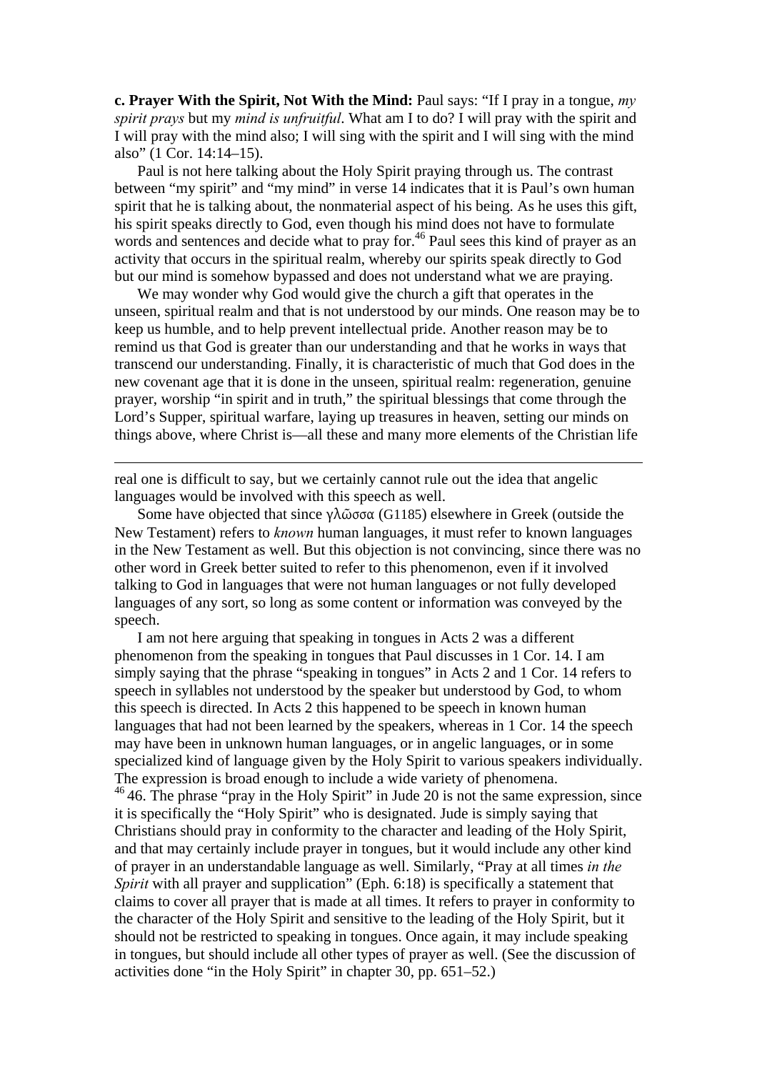**c. Prayer With the Spirit, Not With the Mind:** Paul says: "If I pray in a tongue, *my spirit prays* but my *mind is unfruitful*. What am I to do? I will pray with the spirit and I will pray with the mind also; I will sing with the spirit and I will sing with the mind also" (1 Cor. 14:14–15).

Paul is not here talking about the Holy Spirit praying through us. The contrast between "my spirit" and "my mind" in verse 14 indicates that it is Paul's own human spirit that he is talking about, the nonmaterial aspect of his being. As he uses this gift, his spirit speaks directly to God, even though his mind does not have to formulate words and sentences and decide what to pray for.[46] Paul sees this kind of prayer as an activity that occurs in the spiritual realm, whereby our spirits speak directly to God but our mind is somehow bypassed and does not understand what we are praying.

We may wonder why God would give the church a gift that operates in the unseen, spiritual realm and that is not understood by our minds. One reason may be to keep us humble, and to help prevent intellectual pride. Another reason may be to remind us that God is greater than our understanding and that he works in ways that transcend our understanding. Finally, it is characteristic of much that God does in the new covenant age that it is done in the unseen, spiritual realm: regeneration, genuine prayer, worship "in spirit and in truth," the spiritual blessings that come through the Lord's Supper, spiritual warfare, laying up treasures in heaven, setting our minds on things above, where Christ is—all these and many more elements of the Christian life

---

real one is difficult to say, but we certainly cannot rule out the idea that angelic languages would be involved with this speech as well.

Some have objected that since γλῶσσα (G1185) elsewhere in Greek (outside the New Testament) refers to *known* human languages, it must refer to known languages in the New Testament as well. But this objection is not convincing, since there was no other word in Greek better suited to refer to this phenomenon, even if it involved talking to God in languages that were not human languages or not fully developed languages of any sort, so long as some content or information was conveyed by the speech.

I am not here arguing that speaking in tongues in Acts 2 was a different phenomenon from the speaking in tongues that Paul discusses in 1 Cor. 14. I am simply saying that the phrase "speaking in tongues" in Acts 2 and 1 Cor. 14 refers to speech in syllables not understood by the speaker but understood by God, to whom this speech is directed. In Acts 2 this happened to be speech in known human languages that had not been learned by the speakers, whereas in 1 Cor. 14 the speech may have been in unknown human languages, or in angelic languages, or in some specialized kind of language given by the Holy Spirit to various speakers individually. The expression is broad enough to include a wide variety of phenomena.

[46] 46. The phrase "pray in the Holy Spirit" in Jude 20 is not the same expression, since it is specifically the "Holy Spirit" who is designated. Jude is simply saying that Christians should pray in conformity to the character and leading of the Holy Spirit, and that may certainly include prayer in tongues, but it would include any other kind of prayer in an understandable language as well. Similarly, "Pray at all times *in the Spirit* with all prayer and supplication" (Eph. 6:18) is specifically a statement that claims to cover all prayer that is made at all times. It refers to prayer in conformity to the character of the Holy Spirit and sensitive to the leading of the Holy Spirit, but it should not be restricted to speaking in tongues. Once again, it may include speaking in tongues, but should include all other types of prayer as well. (See the discussion of activities done "in the Holy Spirit" in chapter 30, pp. 651–52.)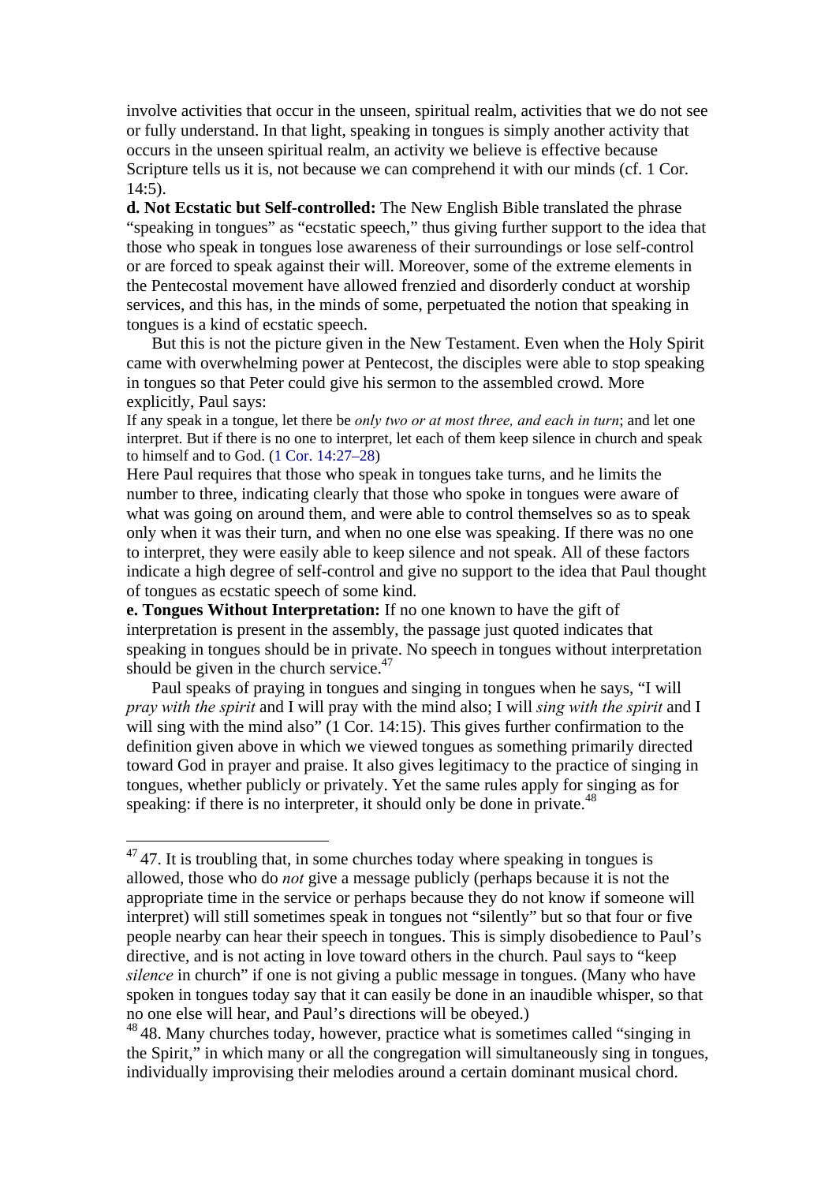involve activities that occur in the unseen, spiritual realm, activities that we do not see or fully understand. In that light, speaking in tongues is simply another activity that occurs in the unseen spiritual realm, an activity we believe is effective because Scripture tells us it is, not because we can comprehend it with our minds (cf. 1 Cor. 14:5).

**d. Not Ecstatic but Self-controlled:** The New English Bible translated the phrase "speaking in tongues" as "ecstatic speech," thus giving further support to the idea that those who speak in tongues lose awareness of their surroundings or lose self-control or are forced to speak against their will. Moreover, some of the extreme elements in the Pentecostal movement have allowed frenzied and disorderly conduct at worship services, and this has, in the minds of some, perpetuated the notion that speaking in tongues is a kind of ecstatic speech.

But this is not the picture given in the New Testament. Even when the Holy Spirit came with overwhelming power at Pentecost, the disciples were able to stop speaking in tongues so that Peter could give his sermon to the assembled crowd. More explicitly, Paul says:

> If any speak in a tongue, let there be *only two or at most three, and each in turn*; and let one interpret. But if there is no one to interpret, let each of them keep silence in church and speak to himself and to God. (1 Cor. 14:27–28)

Here Paul requires that those who speak in tongues take turns, and he limits the number to three, indicating clearly that those who spoke in tongues were aware of what was going on around them, and were able to control themselves so as to speak only when it was their turn, and when no one else was speaking. If there was no one to interpret, they were easily able to keep silence and not speak. All of these factors indicate a high degree of self-control and give no support to the idea that Paul thought of tongues as ecstatic speech of some kind.

**e. Tongues Without Interpretation:** If no one known to have the gift of interpretation is present in the assembly, the passage just quoted indicates that speaking in tongues should be in private. No speech in tongues without interpretation should be given in the church service.[47]

Paul speaks of praying in tongues and singing in tongues when he says, "I will *pray with the spirit* and I will pray with the mind also; I will *sing with the spirit* and I will sing with the mind also" (1 Cor. 14:15). This gives further confirmation to the definition given above in which we viewed tongues as something primarily directed toward God in prayer and praise. It also gives legitimacy to the practice of singing in tongues, whether publicly or privately. Yet the same rules apply for singing as for speaking: if there is no interpreter, it should only be done in private.[48]

---

[47] 47. It is troubling that, in some churches today where speaking in tongues is allowed, those who do *not* give a message publicly (perhaps because it is not the appropriate time in the service or perhaps because they do not know if someone will interpret) will still sometimes speak in tongues not "silently" but so that four or five people nearby can hear their speech in tongues. This is simply disobedience to Paul's directive, and is not acting in love toward others in the church. Paul says to "keep *silence* in church" if one is not giving a public message in tongues. (Many who have spoken in tongues today say that it can easily be done in an inaudible whisper, so that no one else will hear, and Paul's directions will be obeyed.)

[48] 48. Many churches today, however, practice what is sometimes called "singing in the Spirit," in which many or all the congregation will simultaneously sing in tongues, individually improvising their melodies around a certain dominant musical chord.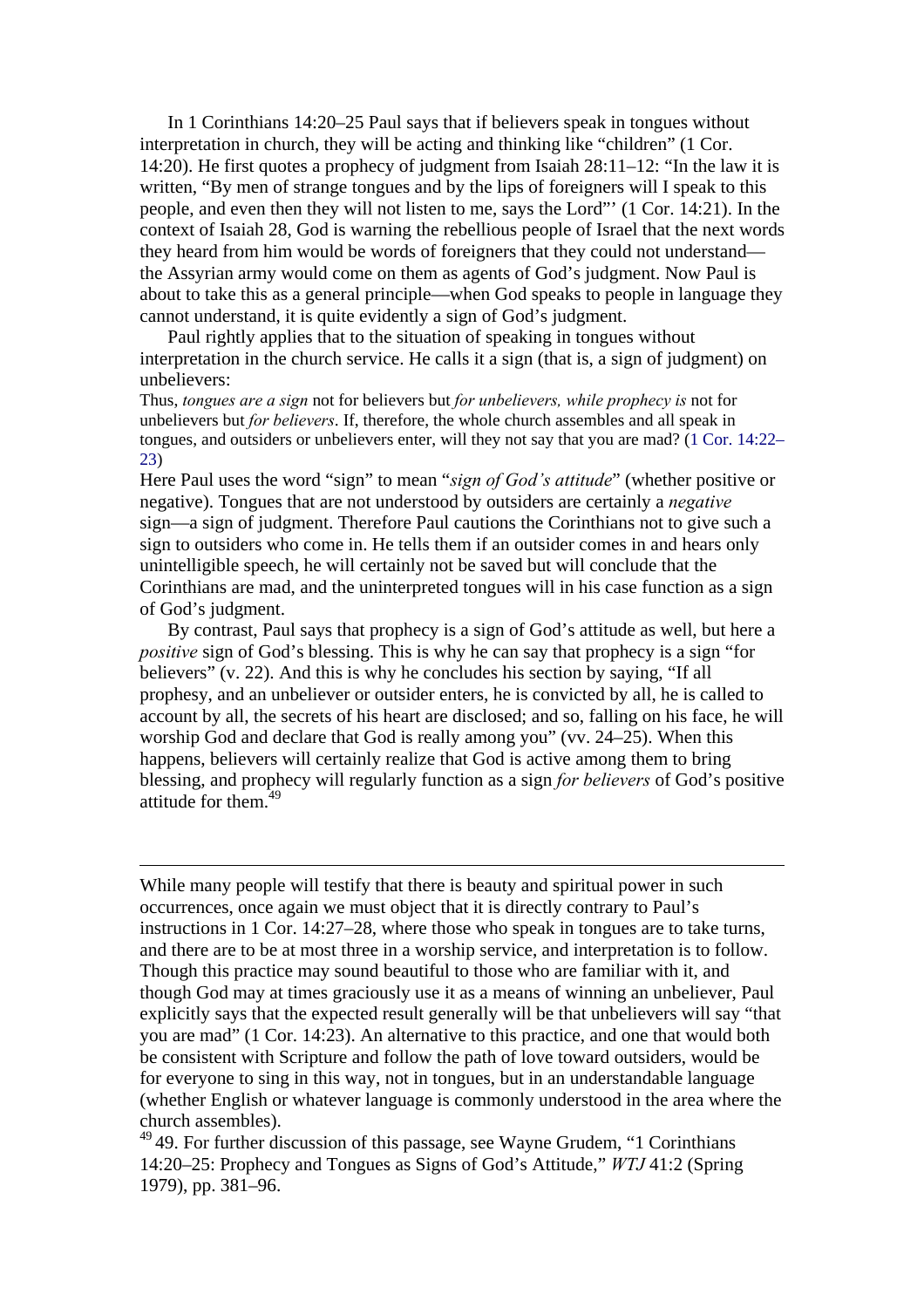In 1 Corinthians 14:20–25 Paul says that if believers speak in tongues without interpretation in church, they will be acting and thinking like "children" (1 Cor. 14:20). He first quotes a prophecy of judgment from Isaiah 28:11–12: "In the law it is written, "By men of strange tongues and by the lips of foreigners will I speak to this people, and even then they will not listen to me, says the Lord"' (1 Cor. 14:21). In the context of Isaiah 28, God is warning the rebellious people of Israel that the next words they heard from him would be words of foreigners that they could not understand—the Assyrian army would come on them as agents of God's judgment. Now Paul is about to take this as a general principle—when God speaks to people in language they cannot understand, it is quite evidently a sign of God's judgment.

Paul rightly applies that to the situation of speaking in tongues without interpretation in the church service. He calls it a sign (that is, a sign of judgment) on unbelievers:

> Thus, *tongues are a sign* not for believers but *for unbelievers, while prophecy is* not for unbelievers but *for believers*. If, therefore, the whole church assembles and all speak in tongues, and outsiders or unbelievers enter, will they not say that you are mad? (1 Cor. 14:22–23)

Here Paul uses the word "sign" to mean "*sign of God's attitude*" (whether positive or negative). Tongues that are not understood by outsiders are certainly a *negative* sign—a sign of judgment. Therefore Paul cautions the Corinthians not to give such a sign to outsiders who come in. He tells them if an outsider comes in and hears only unintelligible speech, he will certainly not be saved but will conclude that the Corinthians are mad, and the uninterpreted tongues will in his case function as a sign of God's judgment.

By contrast, Paul says that prophecy is a sign of God's attitude as well, but here a *positive* sign of God's blessing. This is why he can say that prophecy is a sign "for believers" (v. 22). And this is why he concludes his section by saying, "If all prophesy, and an unbeliever or outsider enters, he is convicted by all, he is called to account by all, the secrets of his heart are disclosed; and so, falling on his face, he will worship God and declare that God is really among you" (vv. 24–25). When this happens, believers will certainly realize that God is active among them to bring blessing, and prophecy will regularly function as a sign *for believers* of God's positive attitude for them.[49]

---

While many people will testify that there is beauty and spiritual power in such occurrences, once again we must object that it is directly contrary to Paul's instructions in 1 Cor. 14:27–28, where those who speak in tongues are to take turns, and there are to be at most three in a worship service, and interpretation is to follow. Though this practice may sound beautiful to those who are familiar with it, and though God may at times graciously use it as a means of winning an unbeliever, Paul explicitly says that the expected result generally will be that unbelievers will say "that you are mad" (1 Cor. 14:23). An alternative to this practice, and one that would both be consistent with Scripture and follow the path of love toward outsiders, would be for everyone to sing in this way, not in tongues, but in an understandable language (whether English or whatever language is commonly understood in the area where the church assembles).

[49] 49. For further discussion of this passage, see Wayne Grudem, "1 Corinthians 14:20–25: Prophecy and Tongues as Signs of God's Attitude," *WTJ* 41:2 (Spring 1979), pp. 381–96.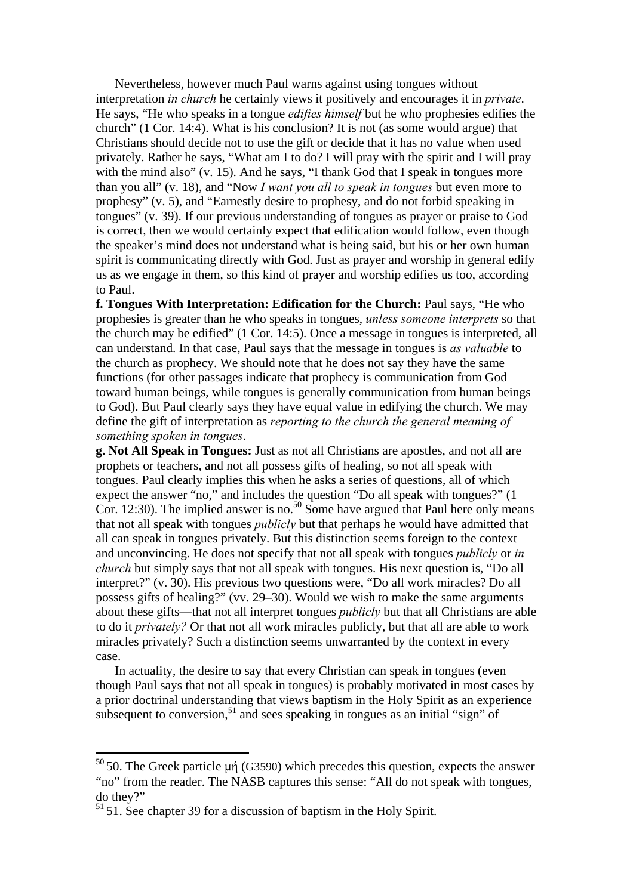Nevertheless, however much Paul warns against using tongues without interpretation *in church* he certainly views it positively and encourages it in *private*. He says, "He who speaks in a tongue *edifies himself* but he who prophesies edifies the church" (1 Cor. 14:4). What is his conclusion? It is not (as some would argue) that Christians should decide not to use the gift or decide that it has no value when used privately. Rather he says, "What am I to do? I will pray with the spirit and I will pray with the mind also" (v. 15). And he says, "I thank God that I speak in tongues more than you all" (v. 18), and "Now *I want you all to speak in tongues* but even more to prophesy" (v. 5), and "Earnestly desire to prophesy, and do not forbid speaking in tongues" (v. 39). If our previous understanding of tongues as prayer or praise to God is correct, then we would certainly expect that edification would follow, even though the speaker's mind does not understand what is being said, but his or her own human spirit is communicating directly with God. Just as prayer and worship in general edify us as we engage in them, so this kind of prayer and worship edifies us too, according to Paul.

**f. Tongues With Interpretation: Edification for the Church:** Paul says, "He who prophesies is greater than he who speaks in tongues, *unless someone interprets* so that the church may be edified" (1 Cor. 14:5). Once a message in tongues is interpreted, all can understand. In that case, Paul says that the message in tongues is *as valuable* to the church as prophecy. We should note that he does not say they have the same functions (for other passages indicate that prophecy is communication from God toward human beings, while tongues is generally communication from human beings to God). But Paul clearly says they have equal value in edifying the church. We may define the gift of interpretation as *reporting to the church the general meaning of something spoken in tongues*.

**g. Not All Speak in Tongues:** Just as not all Christians are apostles, and not all are prophets or teachers, and not all possess gifts of healing, so not all speak with tongues. Paul clearly implies this when he asks a series of questions, all of which expect the answer "no," and includes the question "Do all speak with tongues?" (1 Cor. 12:30). The implied answer is no.[50] Some have argued that Paul here only means that not all speak with tongues *publicly* but that perhaps he would have admitted that all can speak in tongues privately. But this distinction seems foreign to the context and unconvincing. He does not specify that not all speak with tongues *publicly* or *in church* but simply says that not all speak with tongues. His next question is, "Do all interpret?" (v. 30). His previous two questions were, "Do all work miracles? Do all possess gifts of healing?" (vv. 29–30). Would we wish to make the same arguments about these gifts—that not all interpret tongues *publicly* but that all Christians are able to do it *privately?* Or that not all work miracles publicly, but that all are able to work miracles privately? Such a distinction seems unwarranted by the context in every case.

In actuality, the desire to say that every Christian can speak in tongues (even though Paul says that not all speak in tongues) is probably motivated in most cases by a prior doctrinal understanding that views baptism in the Holy Spirit as an experience subsequent to conversion,[51] and sees speaking in tongues as an initial "sign" of

---

[50] 50. The Greek particle μή (G3590) which precedes this question, expects the answer "no" from the reader. The NASB captures this sense: "All do not speak with tongues, do they?"

[51] 51. See chapter 39 for a discussion of baptism in the Holy Spirit.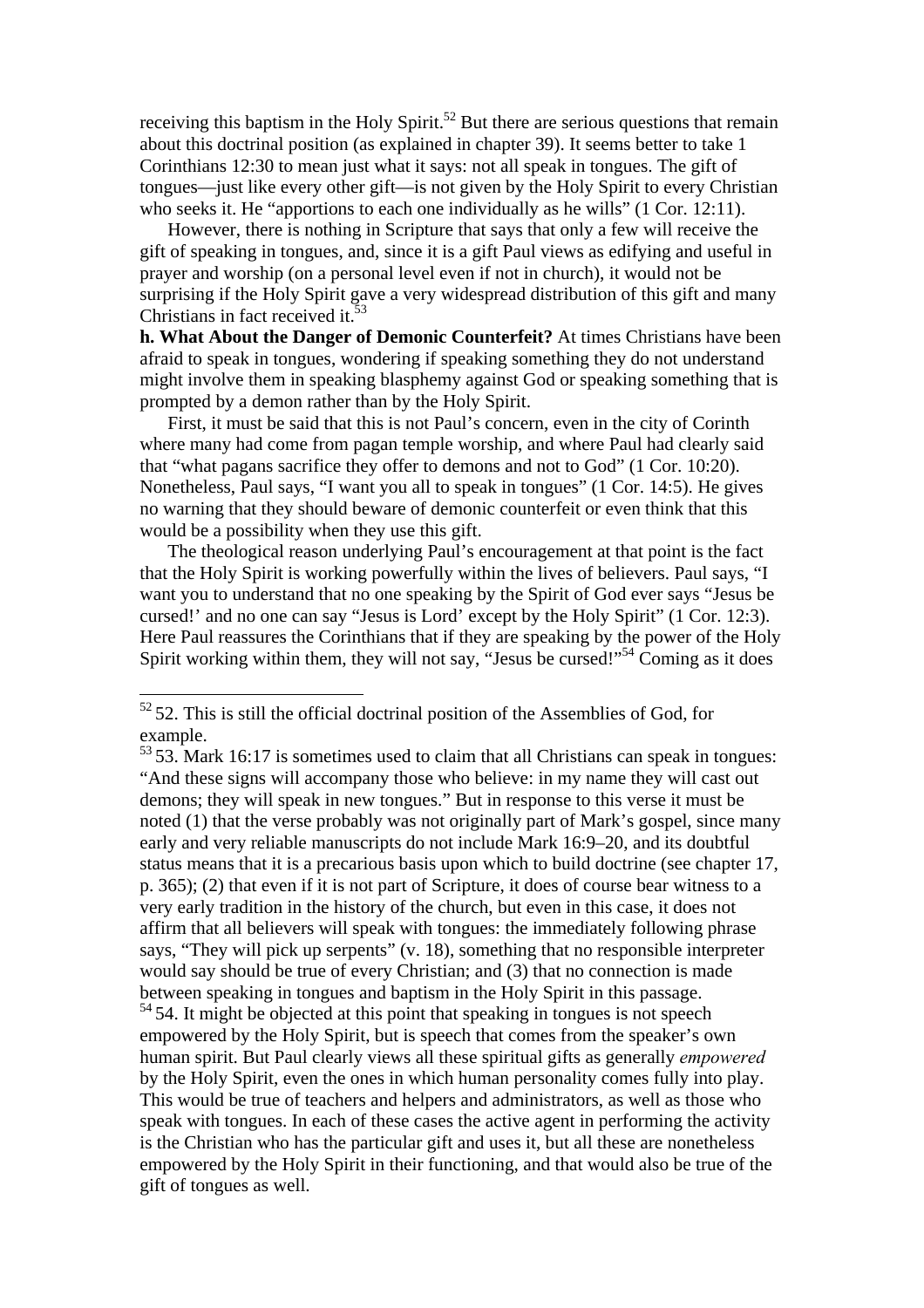receiving this baptism in the Holy Spirit.[52] But there are serious questions that remain about this doctrinal position (as explained in chapter 39). It seems better to take 1 Corinthians 12:30 to mean just what it says: not all speak in tongues. The gift of tongues—just like every other gift—is not given by the Holy Spirit to every Christian who seeks it. He "apportions to each one individually as he wills" (1 Cor. 12:11).

However, there is nothing in Scripture that says that only a few will receive the gift of speaking in tongues, and, since it is a gift Paul views as edifying and useful in prayer and worship (on a personal level even if not in church), it would not be surprising if the Holy Spirit gave a very widespread distribution of this gift and many Christians in fact received it.[53]

**h. What About the Danger of Demonic Counterfeit?** At times Christians have been afraid to speak in tongues, wondering if speaking something they do not understand might involve them in speaking blasphemy against God or speaking something that is prompted by a demon rather than by the Holy Spirit.

First, it must be said that this is not Paul's concern, even in the city of Corinth where many had come from pagan temple worship, and where Paul had clearly said that "what pagans sacrifice they offer to demons and not to God" (1 Cor. 10:20). Nonetheless, Paul says, "I want you all to speak in tongues" (1 Cor. 14:5). He gives no warning that they should beware of demonic counterfeit or even think that this would be a possibility when they use this gift.

The theological reason underlying Paul's encouragement at that point is the fact that the Holy Spirit is working powerfully within the lives of believers. Paul says, "I want you to understand that no one speaking by the Spirit of God ever says "Jesus be cursed!' and no one can say "Jesus is Lord' except by the Holy Spirit" (1 Cor. 12:3). Here Paul reassures the Corinthians that if they are speaking by the power of the Holy Spirit working within them, they will not say, "Jesus be cursed!"[54] Coming as it does

---

[52] 52. This is still the official doctrinal position of the Assemblies of God, for example.

[53] 53. Mark 16:17 is sometimes used to claim that all Christians can speak in tongues: "And these signs will accompany those who believe: in my name they will cast out demons; they will speak in new tongues." But in response to this verse it must be noted (1) that the verse probably was not originally part of Mark's gospel, since many early and very reliable manuscripts do not include Mark 16:9–20, and its doubtful status means that it is a precarious basis upon which to build doctrine (see chapter 17, p. 365); (2) that even if it is not part of Scripture, it does of course bear witness to a very early tradition in the history of the church, but even in this case, it does not affirm that all believers will speak with tongues: the immediately following phrase says, "They will pick up serpents" (v. 18), something that no responsible interpreter would say should be true of every Christian; and (3) that no connection is made between speaking in tongues and baptism in the Holy Spirit in this passage.

[54] 54. It might be objected at this point that speaking in tongues is not speech empowered by the Holy Spirit, but is speech that comes from the speaker's own human spirit. But Paul clearly views all these spiritual gifts as generally *empowered* by the Holy Spirit, even the ones in which human personality comes fully into play. This would be true of teachers and helpers and administrators, as well as those who speak with tongues. In each of these cases the active agent in performing the activity is the Christian who has the particular gift and uses it, but all these are nonetheless empowered by the Holy Spirit in their functioning, and that would also be true of the gift of tongues as well.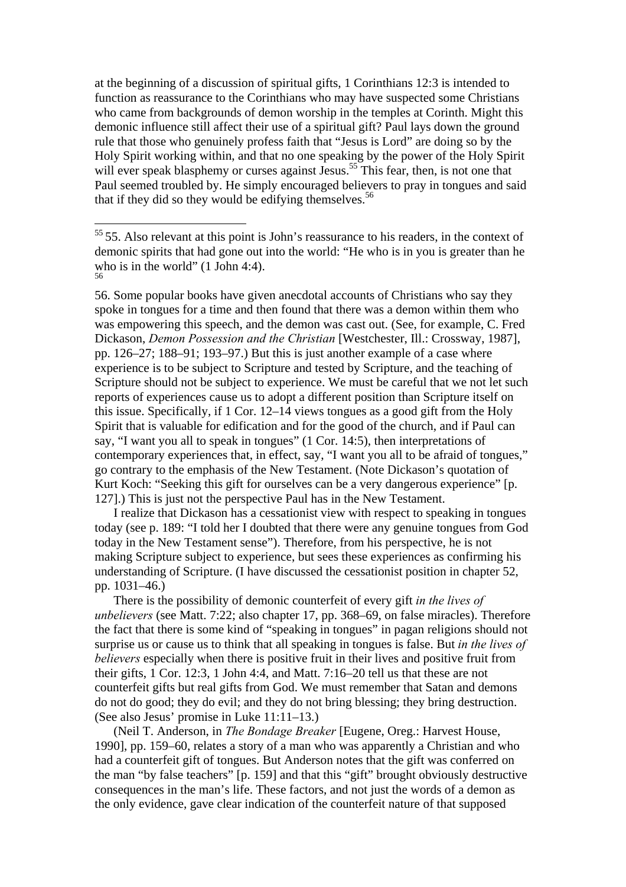at the beginning of a discussion of spiritual gifts, 1 Corinthians 12:3 is intended to function as reassurance to the Corinthians who may have suspected some Christians who came from backgrounds of demon worship in the temples at Corinth. Might this demonic influence still affect their use of a spiritual gift? Paul lays down the ground rule that those who genuinely profess faith that "Jesus is Lord" are doing so by the Holy Spirit working within, and that no one speaking by the power of the Holy Spirit will ever speak blasphemy or curses against Jesus.[55] This fear, then, is not one that Paul seemed troubled by. He simply encouraged believers to pray in tongues and said that if they did so they would be edifying themselves.[56]

---

[55] 55. Also relevant at this point is John's reassurance to his readers, in the context of demonic spirits that had gone out into the world: "He who is in you is greater than he who is in the world" (1 John 4:4).

[56]

56. Some popular books have given anecdotal accounts of Christians who say they spoke in tongues for a time and then found that there was a demon within them who was empowering this speech, and the demon was cast out. (See, for example, C. Fred Dickason, *Demon Possession and the Christian* [Westchester, Ill.: Crossway, 1987], pp. 126–27; 188–91; 193–97.) But this is just another example of a case where experience is to be subject to Scripture and tested by Scripture, and the teaching of Scripture should not be subject to experience. We must be careful that we not let such reports of experiences cause us to adopt a different position than Scripture itself on this issue. Specifically, if 1 Cor. 12–14 views tongues as a good gift from the Holy Spirit that is valuable for edification and for the good of the church, and if Paul can say, "I want you all to speak in tongues" (1 Cor. 14:5), then interpretations of contemporary experiences that, in effect, say, "I want you all to be afraid of tongues," go contrary to the emphasis of the New Testament. (Note Dickason's quotation of Kurt Koch: "Seeking this gift for ourselves can be a very dangerous experience" [p. 127].) This is just not the perspective Paul has in the New Testament.

I realize that Dickason has a cessationist view with respect to speaking in tongues today (see p. 189: "I told her I doubted that there were any genuine tongues from God today in the New Testament sense"). Therefore, from his perspective, he is not making Scripture subject to experience, but sees these experiences as confirming his understanding of Scripture. (I have discussed the cessationist position in chapter 52, pp. 1031–46.)

There is the possibility of demonic counterfeit of every gift *in the lives of unbelievers* (see Matt. 7:22; also chapter 17, pp. 368–69, on false miracles). Therefore the fact that there is some kind of "speaking in tongues" in pagan religions should not surprise us or cause us to think that all speaking in tongues is false. But *in the lives of believers* especially when there is positive fruit in their lives and positive fruit from their gifts, 1 Cor. 12:3, 1 John 4:4, and Matt. 7:16–20 tell us that these are not counterfeit gifts but real gifts from God. We must remember that Satan and demons do not do good; they do evil; and they do not bring blessing; they bring destruction. (See also Jesus' promise in Luke 11:11–13.)

(Neil T. Anderson, in *The Bondage Breaker* [Eugene, Oreg.: Harvest House, 1990], pp. 159–60, relates a story of a man who was apparently a Christian and who had a counterfeit gift of tongues. But Anderson notes that the gift was conferred on the man "by false teachers" [p. 159] and that this "gift" brought obviously destructive consequences in the man's life. These factors, and not just the words of a demon as the only evidence, gave clear indication of the counterfeit nature of that supposed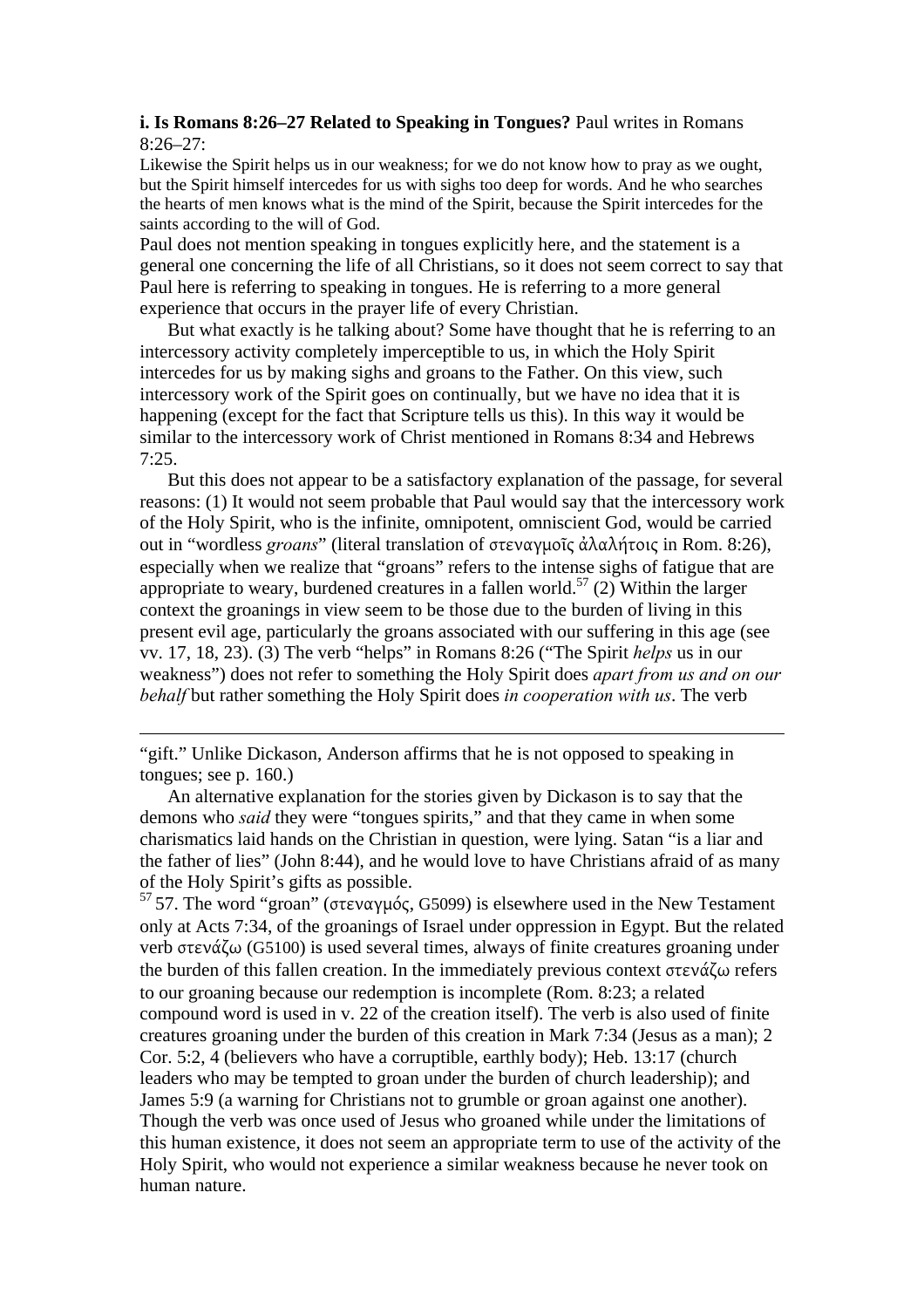**i. Is Romans 8:26–27 Related to Speaking in Tongues?** Paul writes in Romans 8:26–27:

Likewise the Spirit helps us in our weakness; for we do not know how to pray as we ought, but the Spirit himself intercedes for us with sighs too deep for words. And he who searches the hearts of men knows what is the mind of the Spirit, because the Spirit intercedes for the saints according to the will of God.

Paul does not mention speaking in tongues explicitly here, and the statement is a general one concerning the life of all Christians, so it does not seem correct to say that Paul here is referring to speaking in tongues. He is referring to a more general experience that occurs in the prayer life of every Christian.

But what exactly is he talking about? Some have thought that he is referring to an intercessory activity completely imperceptible to us, in which the Holy Spirit intercedes for us by making sighs and groans to the Father. On this view, such intercessory work of the Spirit goes on continually, but we have no idea that it is happening (except for the fact that Scripture tells us this). In this way it would be similar to the intercessory work of Christ mentioned in Romans 8:34 and Hebrews 7:25.

But this does not appear to be a satisfactory explanation of the passage, for several reasons: (1) It would not seem probable that Paul would say that the intercessory work of the Holy Spirit, who is the infinite, omnipotent, omniscient God, would be carried out in "wordless *groans*" (literal translation of στεναγμοῖς ἀλαλήτοις in Rom. 8:26), especially when we realize that "groans" refers to the intense sighs of fatigue that are appropriate to weary, burdened creatures in a fallen world.[57] (2) Within the larger context the groanings in view seem to be those due to the burden of living in this present evil age, particularly the groans associated with our suffering in this age (see vv. 17, 18, 23). (3) The verb "helps" in Romans 8:26 ("The Spirit *helps* us in our weakness") does not refer to something the Holy Spirit does *apart from us and on our behalf* but rather something the Holy Spirit does *in cooperation with us*. The verb

---

"gift." Unlike Dickason, Anderson affirms that he is not opposed to speaking in tongues; see p. 160.)

An alternative explanation for the stories given by Dickason is to say that the demons who *said* they were "tongues spirits," and that they came in when some charismatics laid hands on the Christian in question, were lying. Satan "is a liar and the father of lies" (John 8:44), and he would love to have Christians afraid of as many of the Holy Spirit's gifts as possible.

[57] 57. The word "groan" (στεναγμός, G5099) is elsewhere used in the New Testament only at Acts 7:34, of the groanings of Israel under oppression in Egypt. But the related verb στενάζω (G5100) is used several times, always of finite creatures groaning under the burden of this fallen creation. In the immediately previous context στενάζω refers to our groaning because our redemption is incomplete (Rom. 8:23; a related compound word is used in v. 22 of the creation itself). The verb is also used of finite creatures groaning under the burden of this creation in Mark 7:34 (Jesus as a man); 2 Cor. 5:2, 4 (believers who have a corruptible, earthly body); Heb. 13:17 (church leaders who may be tempted to groan under the burden of church leadership); and James 5:9 (a warning for Christians not to grumble or groan against one another). Though the verb was once used of Jesus who groaned while under the limitations of this human existence, it does not seem an appropriate term to use of the activity of the Holy Spirit, who would not experience a similar weakness because he never took on human nature.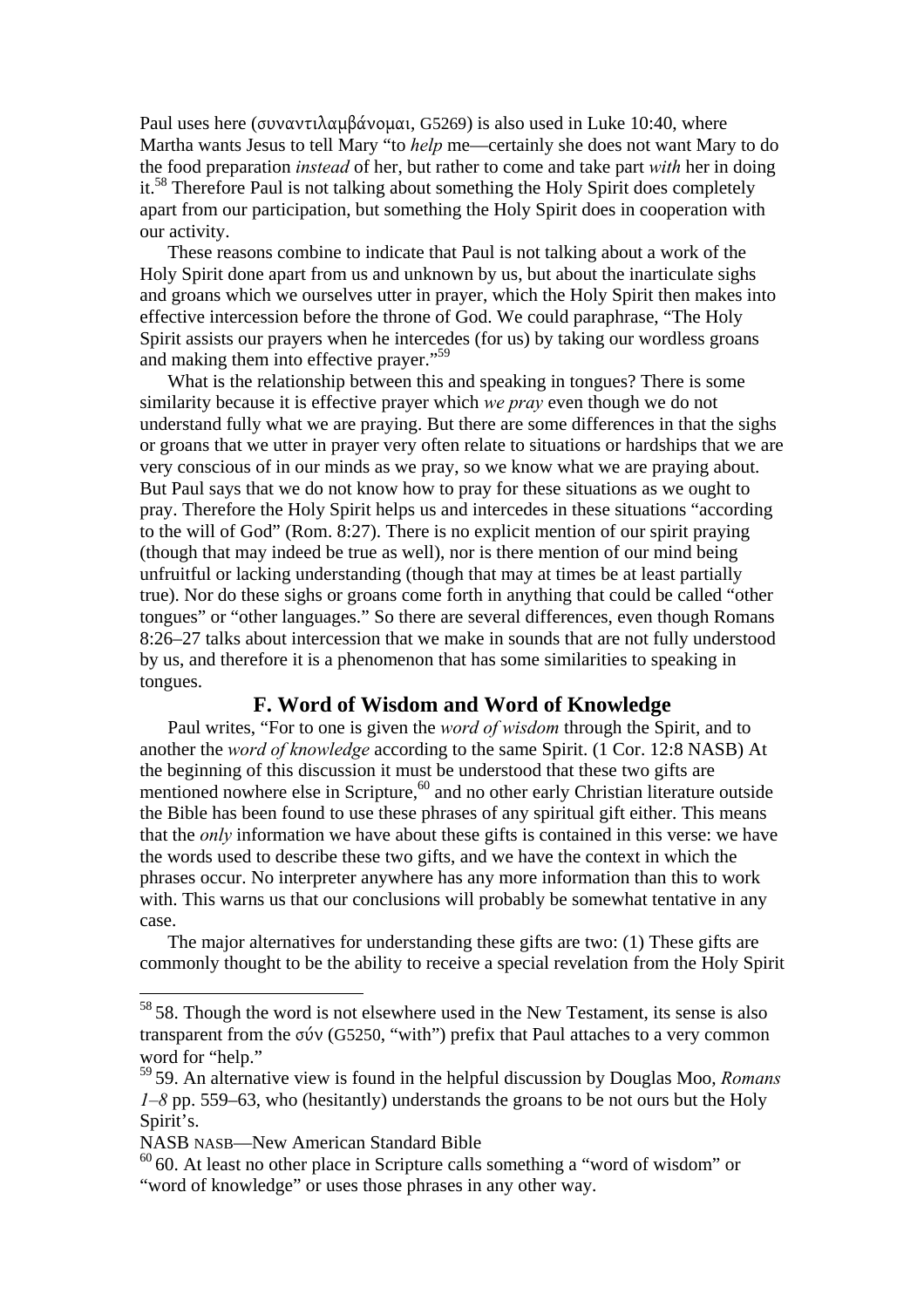Paul uses here (συναντιλαμβάνομαι, G5269) is also used in Luke 10:40, where Martha wants Jesus to tell Mary "to *help* me—certainly she does not want Mary to do the food preparation *instead* of her, but rather to come and take part *with* her in doing it.[58] Therefore Paul is not talking about something the Holy Spirit does completely apart from our participation, but something the Holy Spirit does in cooperation with our activity.

These reasons combine to indicate that Paul is not talking about a work of the Holy Spirit done apart from us and unknown by us, but about the inarticulate sighs and groans which we ourselves utter in prayer, which the Holy Spirit then makes into effective intercession before the throne of God. We could paraphrase, "The Holy Spirit assists our prayers when he intercedes (for us) by taking our wordless groans and making them into effective prayer."[59]

What is the relationship between this and speaking in tongues? There is some similarity because it is effective prayer which *we pray* even though we do not understand fully what we are praying. But there are some differences in that the sighs or groans that we utter in prayer very often relate to situations or hardships that we are very conscious of in our minds as we pray, so we know what we are praying about. But Paul says that we do not know how to pray for these situations as we ought to pray. Therefore the Holy Spirit helps us and intercedes in these situations "according to the will of God" (Rom. 8:27). There is no explicit mention of our spirit praying (though that may indeed be true as well), nor is there mention of our mind being unfruitful or lacking understanding (though that may at times be at least partially true). Nor do these sighs or groans come forth in anything that could be called "other tongues" or "other languages." So there are several differences, even though Romans 8:26–27 talks about intercession that we make in sounds that are not fully understood by us, and therefore it is a phenomenon that has some similarities to speaking in tongues.

## F. Word of Wisdom and Word of Knowledge

Paul writes, "For to one is given the *word of wisdom* through the Spirit, and to another the *word of knowledge* according to the same Spirit. (1 Cor. 12:8 NASB) At the beginning of this discussion it must be understood that these two gifts are mentioned nowhere else in Scripture,[60] and no other early Christian literature outside the Bible has been found to use these phrases of any spiritual gift either. This means that the *only* information we have about these gifts is contained in this verse: we have the words used to describe these two gifts, and we have the context in which the phrases occur. No interpreter anywhere has any more information than this to work with. This warns us that our conclusions will probably be somewhat tentative in any case.

The major alternatives for understanding these gifts are two: (1) These gifts are commonly thought to be the ability to receive a special revelation from the Holy Spirit

---

[58] 58. Though the word is not elsewhere used in the New Testament, its sense is also transparent from the σύν (G5250, "with") prefix that Paul attaches to a very common word for "help."

[59] 59. An alternative view is found in the helpful discussion by Douglas Moo, *Romans 1–8* pp. 559–63, who (hesitantly) understands the groans to be not ours but the Holy Spirit's.

NASB NASB—New American Standard Bible

[60] 60. At least no other place in Scripture calls something a "word of wisdom" or "word of knowledge" or uses those phrases in any other way.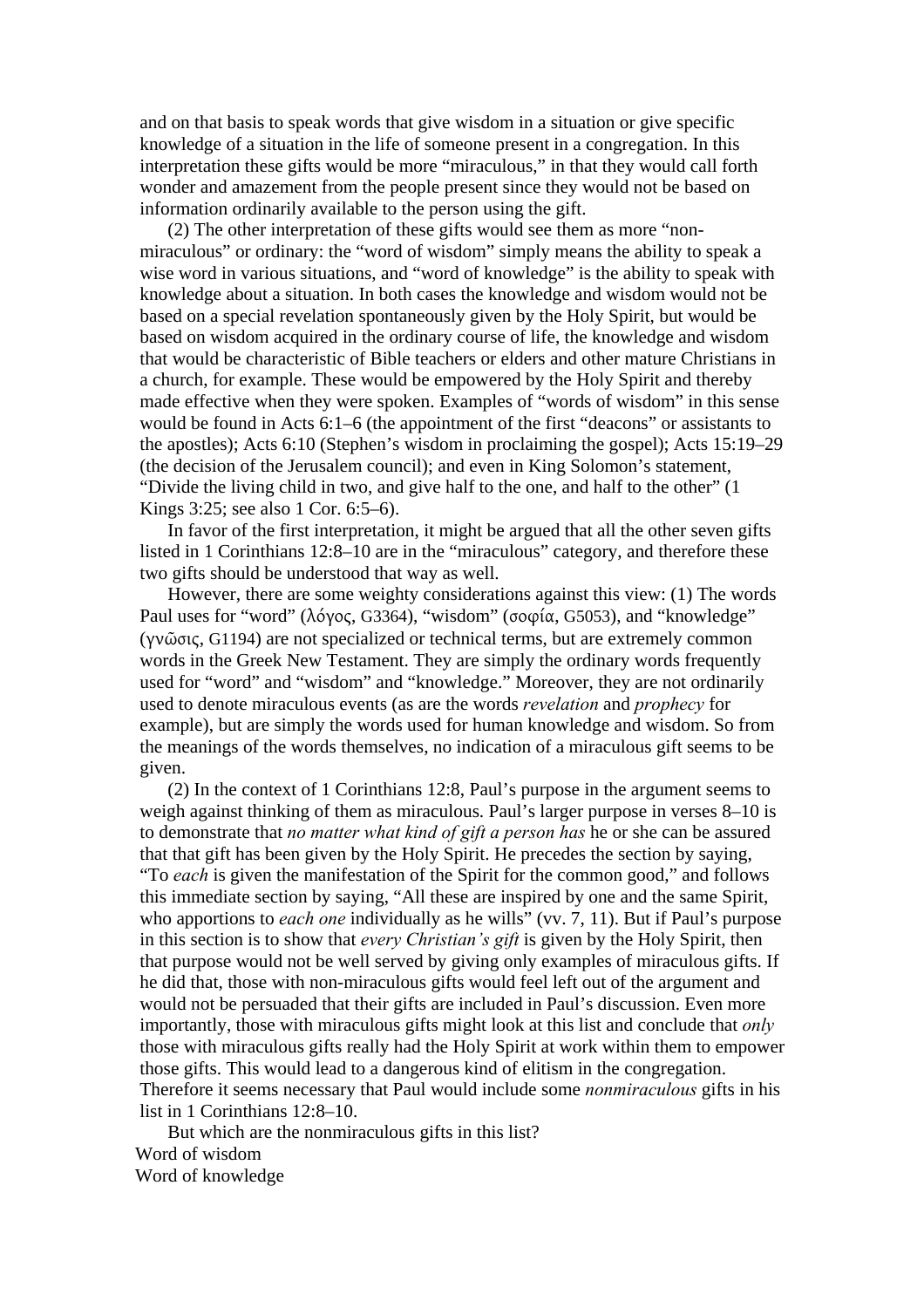and on that basis to speak words that give wisdom in a situation or give specific knowledge of a situation in the life of someone present in a congregation. In this interpretation these gifts would be more "miraculous," in that they would call forth wonder and amazement from the people present since they would not be based on information ordinarily available to the person using the gift.

(2) The other interpretation of these gifts would see them as more "non-miraculous" or ordinary: the "word of wisdom" simply means the ability to speak a wise word in various situations, and "word of knowledge" is the ability to speak with knowledge about a situation. In both cases the knowledge and wisdom would not be based on a special revelation spontaneously given by the Holy Spirit, but would be based on wisdom acquired in the ordinary course of life, the knowledge and wisdom that would be characteristic of Bible teachers or elders and other mature Christians in a church, for example. These would be empowered by the Holy Spirit and thereby made effective when they were spoken. Examples of "words of wisdom" in this sense would be found in Acts 6:1–6 (the appointment of the first "deacons" or assistants to the apostles); Acts 6:10 (Stephen's wisdom in proclaiming the gospel); Acts 15:19–29 (the decision of the Jerusalem council); and even in King Solomon's statement, "Divide the living child in two, and give half to the one, and half to the other" (1 Kings 3:25; see also 1 Cor. 6:5–6).

In favor of the first interpretation, it might be argued that all the other seven gifts listed in 1 Corinthians 12:8–10 are in the "miraculous" category, and therefore these two gifts should be understood that way as well.

However, there are some weighty considerations against this view: (1) The words Paul uses for "word" (λόγος, G3364), "wisdom" (σοφία, G5053), and "knowledge" (γνῶσις, G1194) are not specialized or technical terms, but are extremely common words in the Greek New Testament. They are simply the ordinary words frequently used for "word" and "wisdom" and "knowledge." Moreover, they are not ordinarily used to denote miraculous events (as are the words *revelation* and *prophecy* for example), but are simply the words used for human knowledge and wisdom. So from the meanings of the words themselves, no indication of a miraculous gift seems to be given.

(2) In the context of 1 Corinthians 12:8, Paul's purpose in the argument seems to weigh against thinking of them as miraculous. Paul's larger purpose in verses 8–10 is to demonstrate that *no matter what kind of gift a person has* he or she can be assured that that gift has been given by the Holy Spirit. He precedes the section by saying, "To *each* is given the manifestation of the Spirit for the common good," and follows this immediate section by saying, "All these are inspired by one and the same Spirit, who apportions to *each one* individually as he wills" (vv. 7, 11). But if Paul's purpose in this section is to show that *every Christian's gift* is given by the Holy Spirit, then that purpose would not be well served by giving only examples of miraculous gifts. If he did that, those with non-miraculous gifts would feel left out of the argument and would not be persuaded that their gifts are included in Paul's discussion. Even more importantly, those with miraculous gifts might look at this list and conclude that *only* those with miraculous gifts really had the Holy Spirit at work within them to empower those gifts. This would lead to a dangerous kind of elitism in the congregation. Therefore it seems necessary that Paul would include some *nonmiraculous* gifts in his list in 1 Corinthians 12:8–10.

But which are the nonmiraculous gifts in this list?

Word of wisdom
Word of knowledge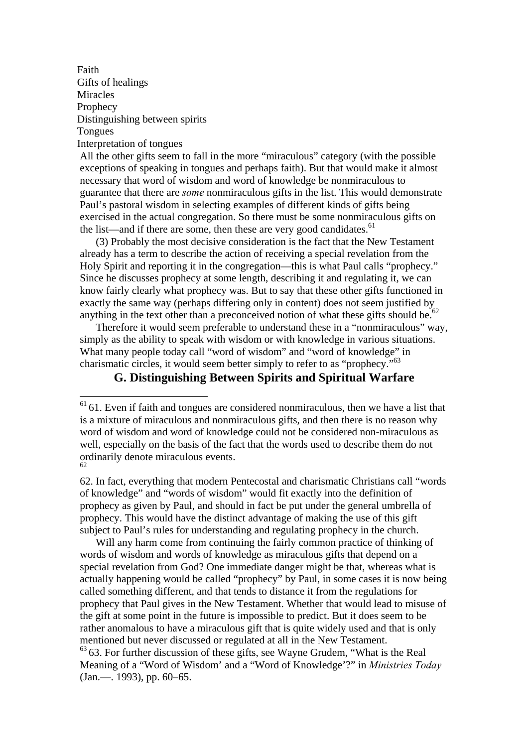Faith
Gifts of healings
Miracles
Prophecy
Distinguishing between spirits
Tongues
Interpretation of tongues

All the other gifts seem to fall in the more "miraculous" category (with the possible exceptions of speaking in tongues and perhaps faith). But that would make it almost necessary that word of wisdom and word of knowledge be nonmiraculous to guarantee that there are *some* nonmiraculous gifts in the list. This would demonstrate Paul's pastoral wisdom in selecting examples of different kinds of gifts being exercised in the actual congregation. So there must be some nonmiraculous gifts on the list—and if there are some, then these are very good candidates.[61]

(3) Probably the most decisive consideration is the fact that the New Testament already has a term to describe the action of receiving a special revelation from the Holy Spirit and reporting it in the congregation—this is what Paul calls "prophecy." Since he discusses prophecy at some length, describing it and regulating it, we can know fairly clearly what prophecy was. But to say that these other gifts functioned in exactly the same way (perhaps differing only in content) does not seem justified by anything in the text other than a preconceived notion of what these gifts should be.[62]

Therefore it would seem preferable to understand these in a "nonmiraculous" way, simply as the ability to speak with wisdom or with knowledge in various situations. What many people today call "word of wisdom" and "word of knowledge" in charismatic circles, it would seem better simply to refer to as "prophecy."[63]

## G. Distinguishing Between Spirits and Spiritual Warfare

---

[61] 61. Even if faith and tongues are considered nonmiraculous, then we have a list that is a mixture of miraculous and nonmiraculous gifts, and then there is no reason why word of wisdom and word of knowledge could not be considered non-miraculous as well, especially on the basis of the fact that the words used to describe them do not ordinarily denote miraculous events.

[62] 62. In fact, everything that modern Pentecostal and charismatic Christians call "words of knowledge" and "words of wisdom" would fit exactly into the definition of prophecy as given by Paul, and should in fact be put under the general umbrella of prophecy. This would have the distinct advantage of making the use of this gift subject to Paul's rules for understanding and regulating prophecy in the church.

Will any harm come from continuing the fairly common practice of thinking of words of wisdom and words of knowledge as miraculous gifts that depend on a special revelation from God? One immediate danger might be that, whereas what is actually happening would be called "prophecy" by Paul, in some cases it is now being called something different, and that tends to distance it from the regulations for prophecy that Paul gives in the New Testament. Whether that would lead to misuse of the gift at some point in the future is impossible to predict. But it does seem to be rather anomalous to have a miraculous gift that is quite widely used and that is only mentioned but never discussed or regulated at all in the New Testament.

[63] 63. For further discussion of these gifts, see Wayne Grudem, "What is the Real Meaning of a "Word of Wisdom' and a "Word of Knowledge'?" in *Ministries Today* (Jan.—. 1993), pp. 60–65.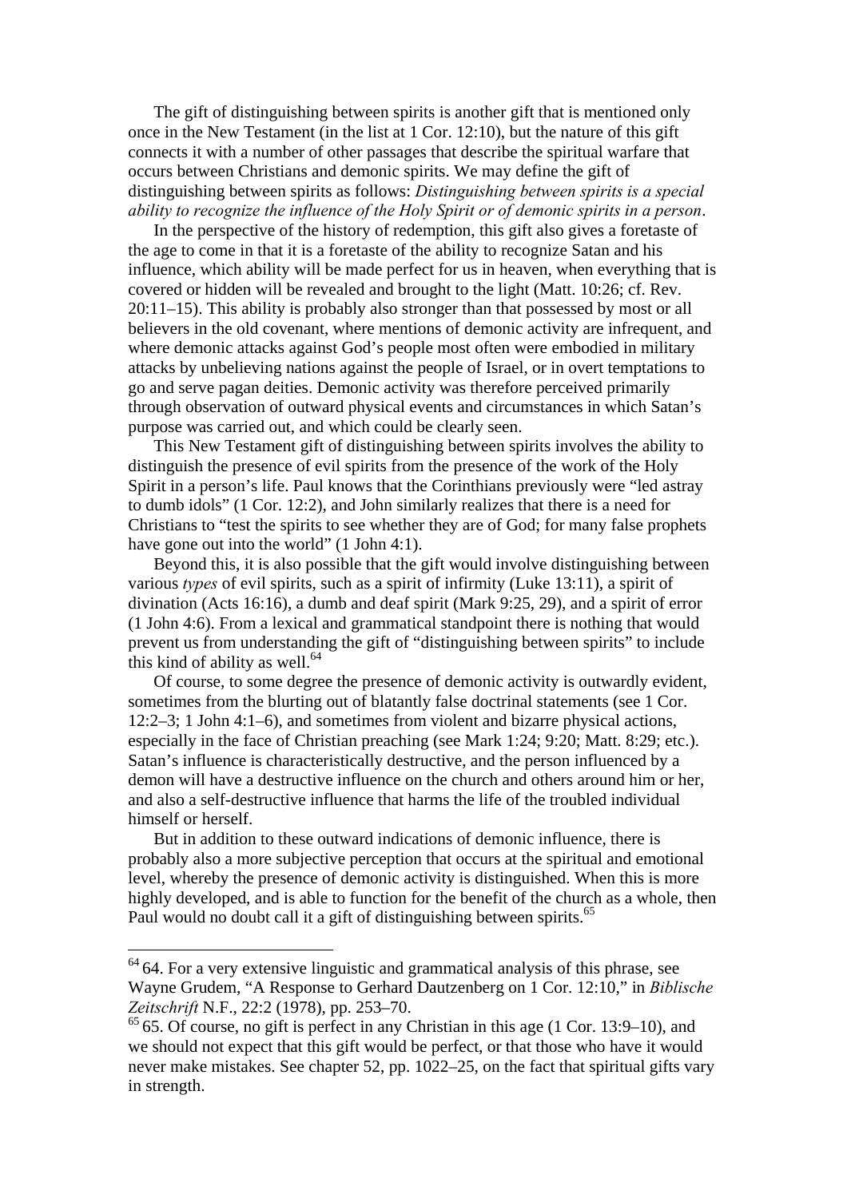The gift of distinguishing between spirits is another gift that is mentioned only once in the New Testament (in the list at 1 Cor. 12:10), but the nature of this gift connects it with a number of other passages that describe the spiritual warfare that occurs between Christians and demonic spirits. We may define the gift of distinguishing between spirits as follows: *Distinguishing between spirits is a special ability to recognize the influence of the Holy Spirit or of demonic spirits in a person*.

In the perspective of the history of redemption, this gift also gives a foretaste of the age to come in that it is a foretaste of the ability to recognize Satan and his influence, which ability will be made perfect for us in heaven, when everything that is covered or hidden will be revealed and brought to the light (Matt. 10:26; cf. Rev. 20:11–15). This ability is probably also stronger than that possessed by most or all believers in the old covenant, where mentions of demonic activity are infrequent, and where demonic attacks against God's people most often were embodied in military attacks by unbelieving nations against the people of Israel, or in overt temptations to go and serve pagan deities. Demonic activity was therefore perceived primarily through observation of outward physical events and circumstances in which Satan's purpose was carried out, and which could be clearly seen.

This New Testament gift of distinguishing between spirits involves the ability to distinguish the presence of evil spirits from the presence of the work of the Holy Spirit in a person's life. Paul knows that the Corinthians previously were "led astray to dumb idols" (1 Cor. 12:2), and John similarly realizes that there is a need for Christians to "test the spirits to see whether they are of God; for many false prophets have gone out into the world" (1 John 4:1).

Beyond this, it is also possible that the gift would involve distinguishing between various *types* of evil spirits, such as a spirit of infirmity (Luke 13:11), a spirit of divination (Acts 16:16), a dumb and deaf spirit (Mark 9:25, 29), and a spirit of error (1 John 4:6). From a lexical and grammatical standpoint there is nothing that would prevent us from understanding the gift of "distinguishing between spirits" to include this kind of ability as well.[64]

Of course, to some degree the presence of demonic activity is outwardly evident, sometimes from the blurting out of blatantly false doctrinal statements (see 1 Cor. 12:2–3; 1 John 4:1–6), and sometimes from violent and bizarre physical actions, especially in the face of Christian preaching (see Mark 1:24; 9:20; Matt. 8:29; etc.). Satan's influence is characteristically destructive, and the person influenced by a demon will have a destructive influence on the church and others around him or her, and also a self-destructive influence that harms the life of the troubled individual himself or herself.

But in addition to these outward indications of demonic influence, there is probably also a more subjective perception that occurs at the spiritual and emotional level, whereby the presence of demonic activity is distinguished. When this is more highly developed, and is able to function for the benefit of the church as a whole, then Paul would no doubt call it a gift of distinguishing between spirits.[65]

---

[64] 64. For a very extensive linguistic and grammatical analysis of this phrase, see Wayne Grudem, "A Response to Gerhard Dautzenberg on 1 Cor. 12:10," in *Biblische Zeitschrift* N.F., 22:2 (1978), pp. 253–70.

[65] 65. Of course, no gift is perfect in any Christian in this age (1 Cor. 13:9–10), and we should not expect that this gift would be perfect, or that those who have it would never make mistakes. See chapter 52, pp. 1022–25, on the fact that spiritual gifts vary in strength.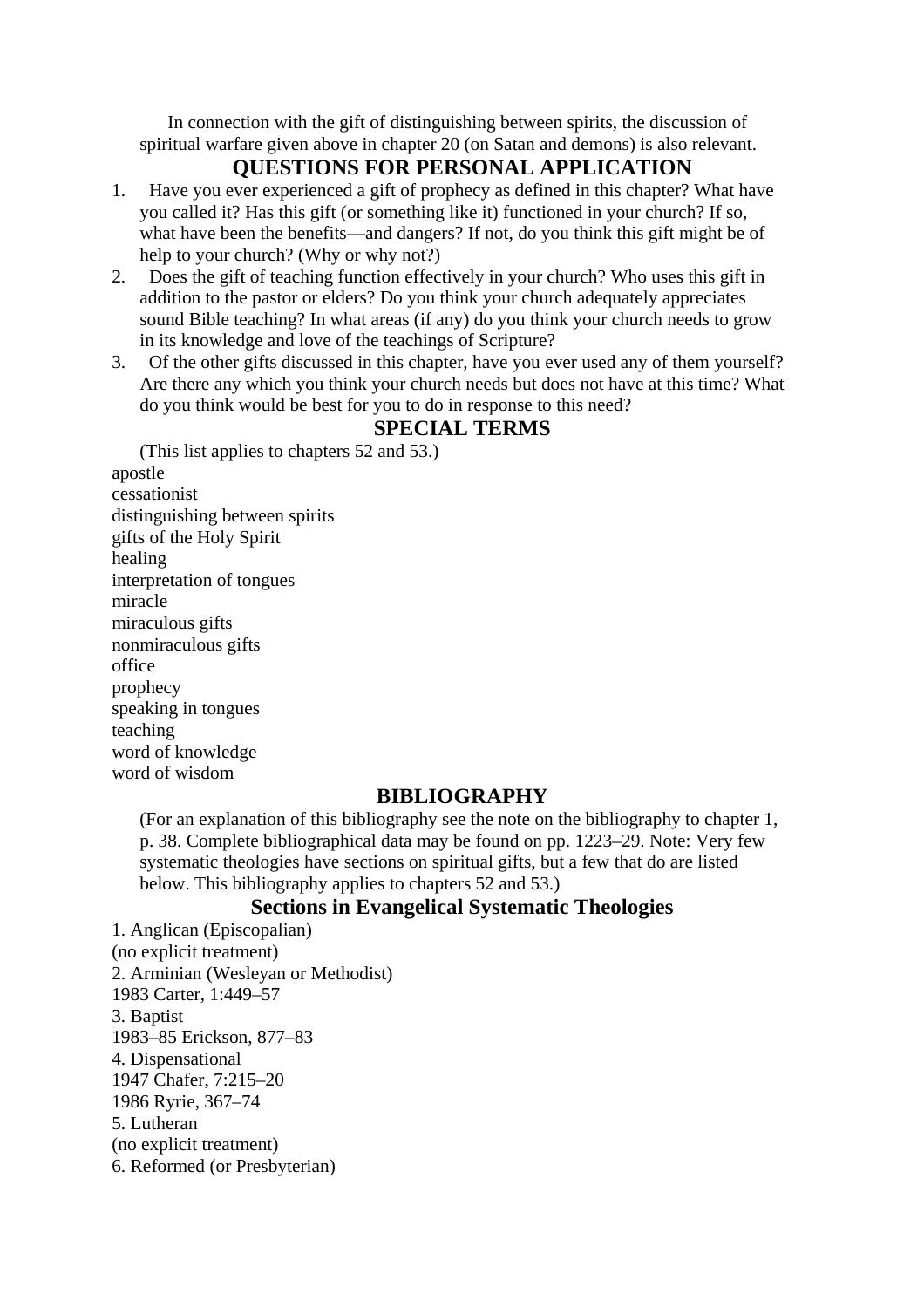In connection with the gift of distinguishing between spirits, the discussion of spiritual warfare given above in chapter 20 (on Satan and demons) is also relevant.

## QUESTIONS FOR PERSONAL APPLICATION

1. Have you ever experienced a gift of prophecy as defined in this chapter? What have you called it? Has this gift (or something like it) functioned in your church? If so, what have been the benefits—and dangers? If not, do you think this gift might be of help to your church? (Why or why not?)
2. Does the gift of teaching function effectively in your church? Who uses this gift in addition to the pastor or elders? Do you think your church adequately appreciates sound Bible teaching? In what areas (if any) do you think your church needs to grow in its knowledge and love of the teachings of Scripture?
3. Of the other gifts discussed in this chapter, have you ever used any of them yourself? Are there any which you think your church needs but does not have at this time? What do you think would be best for you to do in response to this need?

## SPECIAL TERMS

(This list applies to chapters 52 and 53.)

apostle
cessationist
distinguishing between spirits
gifts of the Holy Spirit
healing
interpretation of tongues
miracle
miraculous gifts
nonmiraculous gifts
office
prophecy
speaking in tongues
teaching
word of knowledge
word of wisdom

## BIBLIOGRAPHY

(For an explanation of this bibliography see the note on the bibliography to chapter 1, p. 38. Complete bibliographical data may be found on pp. 1223–29. Note: Very few systematic theologies have sections on spiritual gifts, but a few that do are listed below. This bibliography applies to chapters 52 and 53.)

### Sections in Evangelical Systematic Theologies

1. Anglican (Episcopalian)
(no explicit treatment)
2. Arminian (Wesleyan or Methodist)
1983 Carter, 1:449–57
3. Baptist
1983–85 Erickson, 877–83
4. Dispensational
1947 Chafer, 7:215–20
1986 Ryrie, 367–74
5. Lutheran
(no explicit treatment)
6. Reformed (or Presbyterian)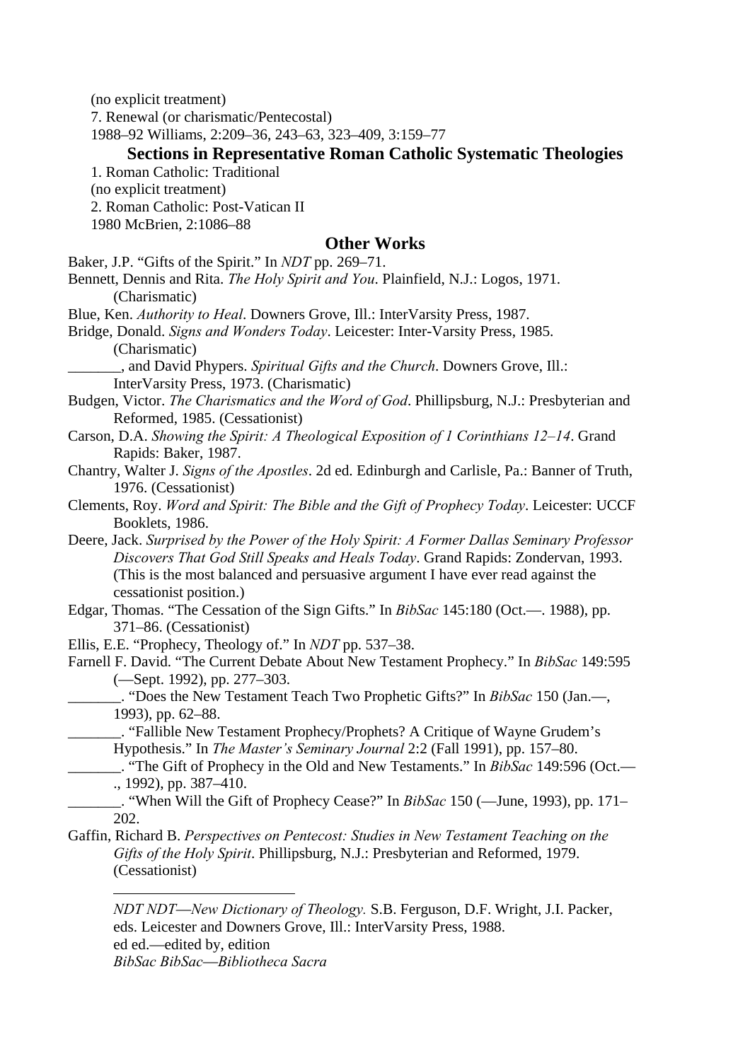(no explicit treatment)

7. Renewal (or charismatic/Pentecostal)

1988–92 Williams, 2:209–36, 243–63, 323–409, 3:159–77

## Sections in Representative Roman Catholic Systematic Theologies

1. Roman Catholic: Traditional

(no explicit treatment)

2. Roman Catholic: Post-Vatican II

1980 McBrien, 2:1086–88

## Other Works

Baker, J.P. "Gifts of the Spirit." In *NDT* pp. 269–71.

Bennett, Dennis and Rita. *The Holy Spirit and You*. Plainfield, N.J.: Logos, 1971. (Charismatic)

Blue, Ken. *Authority to Heal*. Downers Grove, Ill.: InterVarsity Press, 1987.

Bridge, Donald. *Signs and Wonders Today*. Leicester: Inter-Varsity Press, 1985. (Charismatic)

_______, and David Phypers. *Spiritual Gifts and the Church*. Downers Grove, Ill.: InterVarsity Press, 1973. (Charismatic)

Budgen, Victor. *The Charismatics and the Word of God*. Phillipsburg, N.J.: Presbyterian and Reformed, 1985. (Cessationist)

Carson, D.A. *Showing the Spirit: A Theological Exposition of 1 Corinthians 12–14*. Grand Rapids: Baker, 1987.

Chantry, Walter J. *Signs of the Apostles*. 2d ed. Edinburgh and Carlisle, Pa.: Banner of Truth, 1976. (Cessationist)

Clements, Roy. *Word and Spirit: The Bible and the Gift of Prophecy Today*. Leicester: UCCF Booklets, 1986.

Deere, Jack. *Surprised by the Power of the Holy Spirit: A Former Dallas Seminary Professor Discovers That God Still Speaks and Heals Today*. Grand Rapids: Zondervan, 1993. (This is the most balanced and persuasive argument I have ever read against the cessationist position.)

Edgar, Thomas. "The Cessation of the Sign Gifts." In *BibSac* 145:180 (Oct.—. 1988), pp. 371–86. (Cessationist)

Ellis, E.E. "Prophecy, Theology of." In *NDT* pp. 537–38.

Farnell F. David. "The Current Debate About New Testament Prophecy." In *BibSac* 149:595 (—Sept. 1992), pp. 277–303.

_______. "Does the New Testament Teach Two Prophetic Gifts?" In *BibSac* 150 (Jan.—, 1993), pp. 62–88.

_______. "Fallible New Testament Prophecy/Prophets? A Critique of Wayne Grudem's Hypothesis." In *The Master's Seminary Journal* 2:2 (Fall 1991), pp. 157–80.

_______. "The Gift of Prophecy in the Old and New Testaments." In *BibSac* 149:596 (Oct.—., 1992), pp. 387–410.

_______. "When Will the Gift of Prophecy Cease?" In *BibSac* 150 (—June, 1993), pp. 171–202.

Gaffin, Richard B. *Perspectives on Pentecost: Studies in New Testament Teaching on the Gifts of the Holy Spirit*. Phillipsburg, N.J.: Presbyterian and Reformed, 1979. (Cessationist)

---

*NDT NDT—New Dictionary of Theology.* S.B. Ferguson, D.F. Wright, J.I. Packer, eds. Leicester and Downers Grove, Ill.: InterVarsity Press, 1988.

ed ed.—edited by, edition

*BibSac BibSac—Bibliotheca Sacra*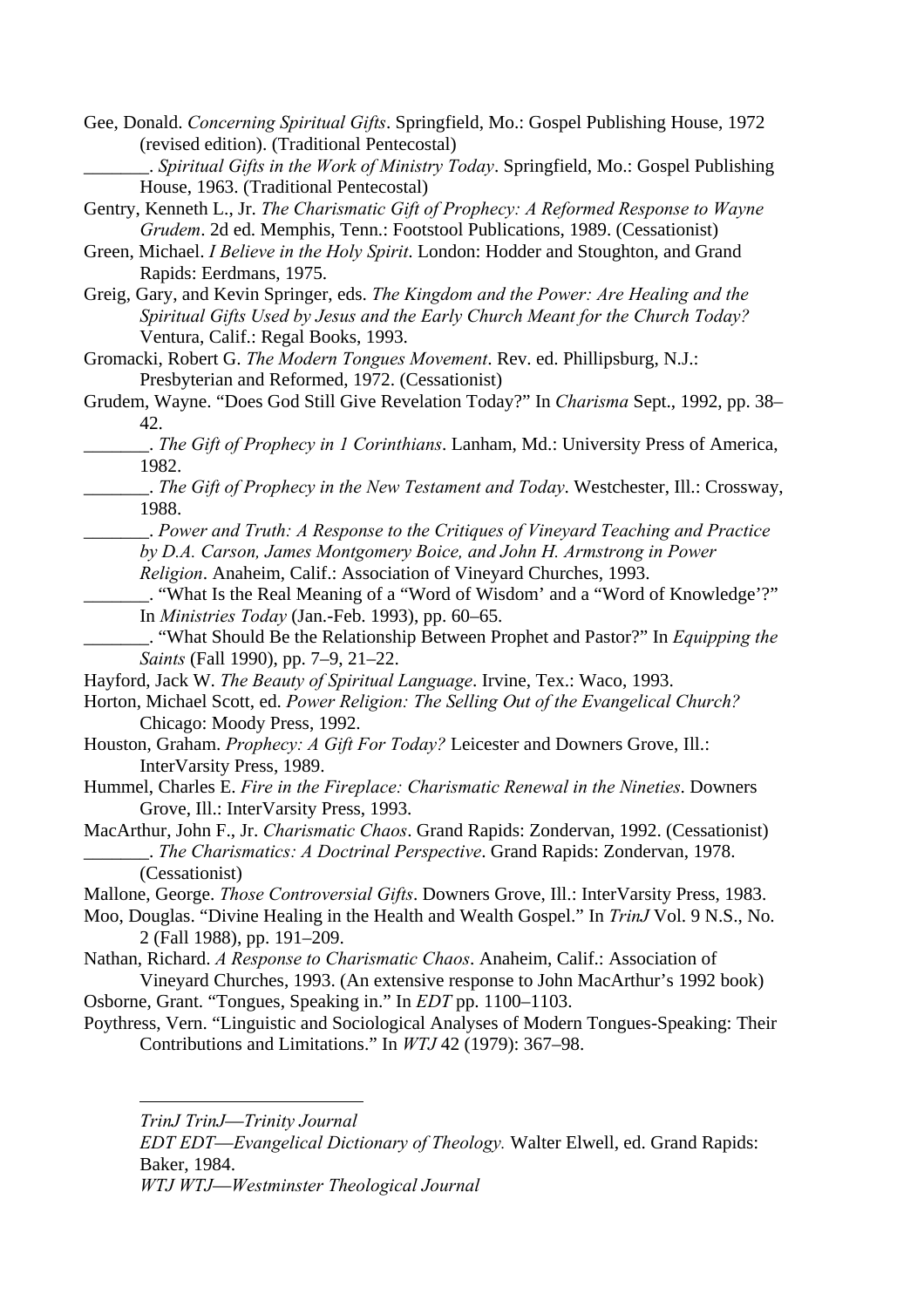Gee, Donald. *Concerning Spiritual Gifts*. Springfield, Mo.: Gospel Publishing House, 1972 (revised edition). (Traditional Pentecostal)

_______. *Spiritual Gifts in the Work of Ministry Today*. Springfield, Mo.: Gospel Publishing House, 1963. (Traditional Pentecostal)

Gentry, Kenneth L., Jr. *The Charismatic Gift of Prophecy: A Reformed Response to Wayne Grudem*. 2d ed. Memphis, Tenn.: Footstool Publications, 1989. (Cessationist)

Green, Michael. *I Believe in the Holy Spirit*. London: Hodder and Stoughton, and Grand Rapids: Eerdmans, 1975.

Greig, Gary, and Kevin Springer, eds. *The Kingdom and the Power: Are Healing and the Spiritual Gifts Used by Jesus and the Early Church Meant for the Church Today?* Ventura, Calif.: Regal Books, 1993.

Gromacki, Robert G. *The Modern Tongues Movement*. Rev. ed. Phillipsburg, N.J.: Presbyterian and Reformed, 1972. (Cessationist)

Grudem, Wayne. "Does God Still Give Revelation Today?" In *Charisma* Sept., 1992, pp. 38–42.

_______. *The Gift of Prophecy in 1 Corinthians*. Lanham, Md.: University Press of America, 1982.

_______. *The Gift of Prophecy in the New Testament and Today*. Westchester, Ill.: Crossway, 1988.

_______. *Power and Truth: A Response to the Critiques of Vineyard Teaching and Practice by D.A. Carson, James Montgomery Boice, and John H. Armstrong in Power Religion*. Anaheim, Calif.: Association of Vineyard Churches, 1993.

_______. "What Is the Real Meaning of a "Word of Wisdom' and a "Word of Knowledge'?" In *Ministries Today* (Jan.-Feb. 1993), pp. 60–65.

_______. "What Should Be the Relationship Between Prophet and Pastor?" In *Equipping the Saints* (Fall 1990), pp. 7–9, 21–22.

Hayford, Jack W. *The Beauty of Spiritual Language*. Irvine, Tex.: Waco, 1993.

Horton, Michael Scott, ed. *Power Religion: The Selling Out of the Evangelical Church?* Chicago: Moody Press, 1992.

Houston, Graham. *Prophecy: A Gift For Today?* Leicester and Downers Grove, Ill.: InterVarsity Press, 1989.

Hummel, Charles E. *Fire in the Fireplace: Charismatic Renewal in the Nineties*. Downers Grove, Ill.: InterVarsity Press, 1993.

MacArthur, John F., Jr. *Charismatic Chaos*. Grand Rapids: Zondervan, 1992. (Cessationist)

_______. *The Charismatics: A Doctrinal Perspective*. Grand Rapids: Zondervan, 1978. (Cessationist)

Mallone, George. *Those Controversial Gifts*. Downers Grove, Ill.: InterVarsity Press, 1983.

Moo, Douglas. "Divine Healing in the Health and Wealth Gospel." In *TrinJ* Vol. 9 N.S., No. 2 (Fall 1988), pp. 191–209.

Nathan, Richard. *A Response to Charismatic Chaos*. Anaheim, Calif.: Association of Vineyard Churches, 1993. (An extensive response to John MacArthur's 1992 book)

Osborne, Grant. "Tongues, Speaking in." In *EDT* pp. 1100–1103.

Poythress, Vern. "Linguistic and Sociological Analyses of Modern Tongues-Speaking: Their Contributions and Limitations." In *WTJ* 42 (1979): 367–98.

---

*TrinJ TrinJ—Trinity Journal*

*EDT EDT—Evangelical Dictionary of Theology.* Walter Elwell, ed. Grand Rapids: Baker, 1984.

*WTJ WTJ—Westminster Theological Journal*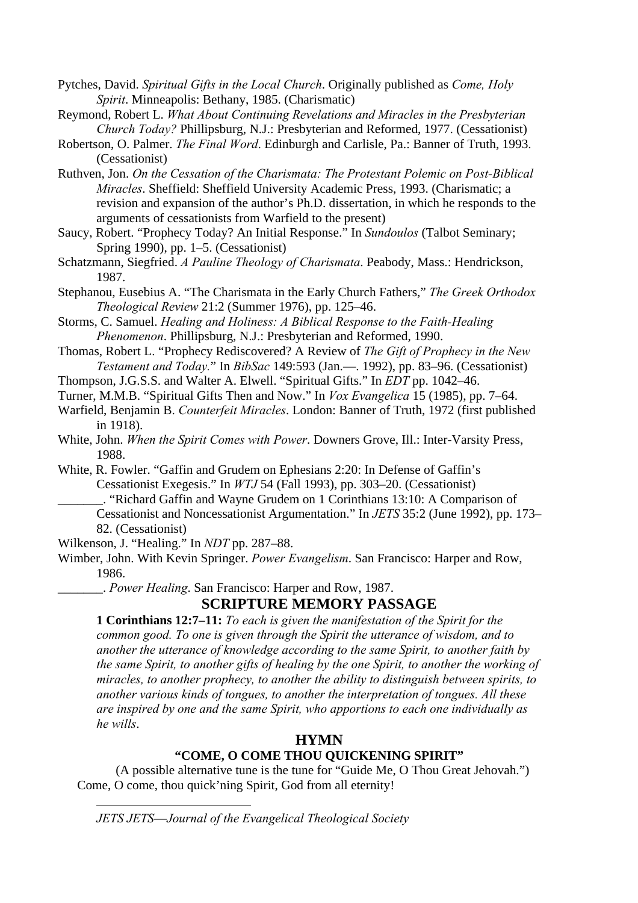Pytches, David. *Spiritual Gifts in the Local Church*. Originally published as *Come, Holy Spirit*. Minneapolis: Bethany, 1985. (Charismatic)

Reymond, Robert L. *What About Continuing Revelations and Miracles in the Presbyterian Church Today?* Phillipsburg, N.J.: Presbyterian and Reformed, 1977. (Cessationist)

Robertson, O. Palmer. *The Final Word*. Edinburgh and Carlisle, Pa.: Banner of Truth, 1993. (Cessationist)

Ruthven, Jon. *On the Cessation of the Charismata: The Protestant Polemic on Post-Biblical Miracles*. Sheffield: Sheffield University Academic Press, 1993. (Charismatic; a revision and expansion of the author's Ph.D. dissertation, in which he responds to the arguments of cessationists from Warfield to the present)

Saucy, Robert. "Prophecy Today? An Initial Response." In *Sundoulos* (Talbot Seminary; Spring 1990), pp. 1–5. (Cessationist)

Schatzmann, Siegfried. *A Pauline Theology of Charismata*. Peabody, Mass.: Hendrickson, 1987.

Stephanou, Eusebius A. "The Charismata in the Early Church Fathers," *The Greek Orthodox Theological Review* 21:2 (Summer 1976), pp. 125–46.

Storms, C. Samuel. *Healing and Holiness: A Biblical Response to the Faith-Healing Phenomenon*. Phillipsburg, N.J.: Presbyterian and Reformed, 1990.

Thomas, Robert L. "Prophecy Rediscovered? A Review of *The Gift of Prophecy in the New Testament and Today.*" In *BibSac* 149:593 (Jan.—. 1992), pp. 83–96. (Cessationist)

Thompson, J.G.S.S. and Walter A. Elwell. "Spiritual Gifts." In *EDT* pp. 1042–46.

Turner, M.M.B. "Spiritual Gifts Then and Now." In *Vox Evangelica* 15 (1985), pp. 7–64.

Warfield, Benjamin B. *Counterfeit Miracles*. London: Banner of Truth, 1972 (first published in 1918).

White, John. *When the Spirit Comes with Power*. Downers Grove, Ill.: Inter-Varsity Press, 1988.

White, R. Fowler. "Gaffin and Grudem on Ephesians 2:20: In Defense of Gaffin's Cessationist Exegesis." In *WTJ* 54 (Fall 1993), pp. 303–20. (Cessationist)

\_\_\_\_\_\_\_. "Richard Gaffin and Wayne Grudem on 1 Corinthians 13:10: A Comparison of Cessationist and Noncessationist Argumentation." In *JETS* 35:2 (June 1992), pp. 173–82. (Cessationist)

Wilkenson, J. "Healing." In *NDT* pp. 287–88.

Wimber, John. With Kevin Springer. *Power Evangelism*. San Francisco: Harper and Row, 1986.

\_\_\_\_\_\_\_. *Power Healing*. San Francisco: Harper and Row, 1987.

## SCRIPTURE MEMORY PASSAGE

**1 Corinthians 12:7–11:** *To each is given the manifestation of the Spirit for the common good. To one is given through the Spirit the utterance of wisdom, and to another the utterance of knowledge according to the same Spirit, to another faith by the same Spirit, to another gifts of healing by the one Spirit, to another the working of miracles, to another prophecy, to another the ability to distinguish between spirits, to another various kinds of tongues, to another the interpretation of tongues. All these are inspired by one and the same Spirit, who apportions to each one individually as he wills*.

## HYMN

### "COME, O COME THOU QUICKENING SPIRIT"

(A possible alternative tune is the tune for "Guide Me, O Thou Great Jehovah.")

Come, O come, thou quick'ning Spirit, God from all eternity!

---

*JETS JETS—Journal of the Evangelical Theological Society*